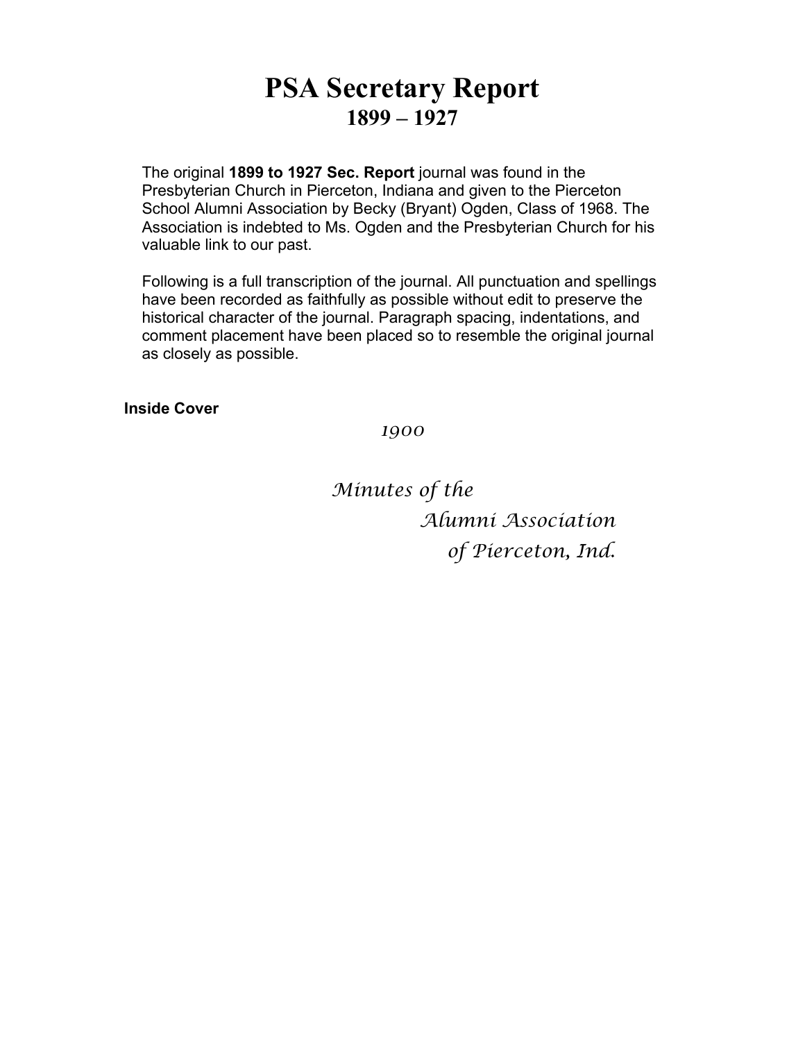# PSA Secretary Report
## 1899 – 1927

The original **1899 to 1927 Sec. Report** journal was found in the Presbyterian Church in Pierceton, Indiana and given to the Pierceton School Alumni Association by Becky (Bryant) Ogden, Class of 1968. The Association is indebted to Ms. Ogden and the Presbyterian Church for his valuable link to our past.

Following is a full transcription of the journal. All punctuation and spellings have been recorded as faithfully as possible without edit to preserve the historical character of the journal. Paragraph spacing, indentations, and comment placement have been placed so to resemble the original journal as closely as possible.

**Inside Cover**

*1900*

*Minutes of the*
*Alumni Association*
*of Pierceton, Ind.*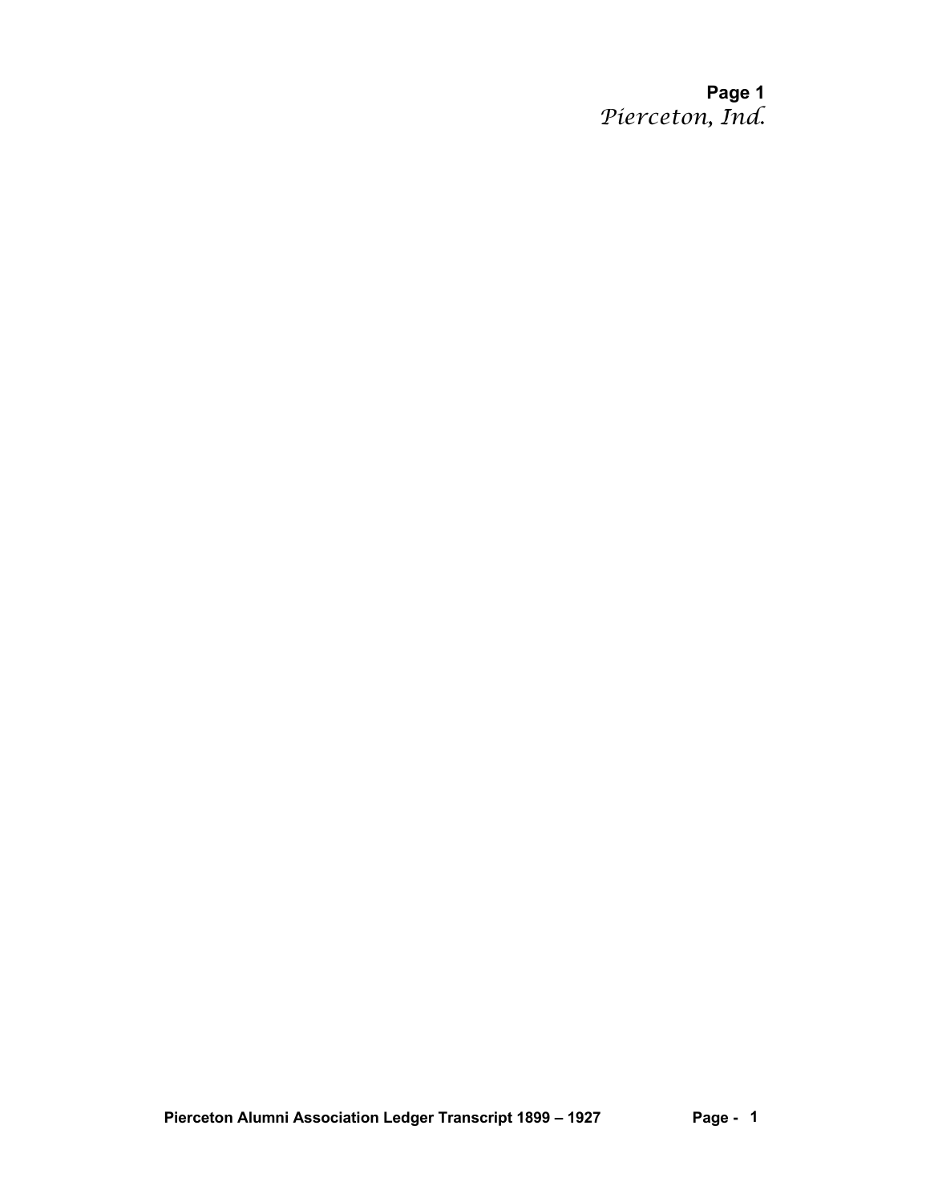**Page 1**
*Pierceton, Ind.*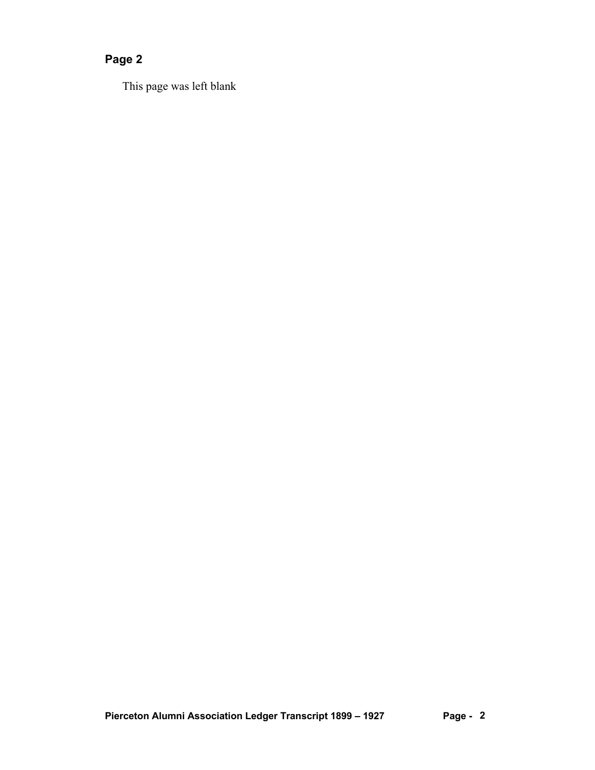## Page 2

This page was left blank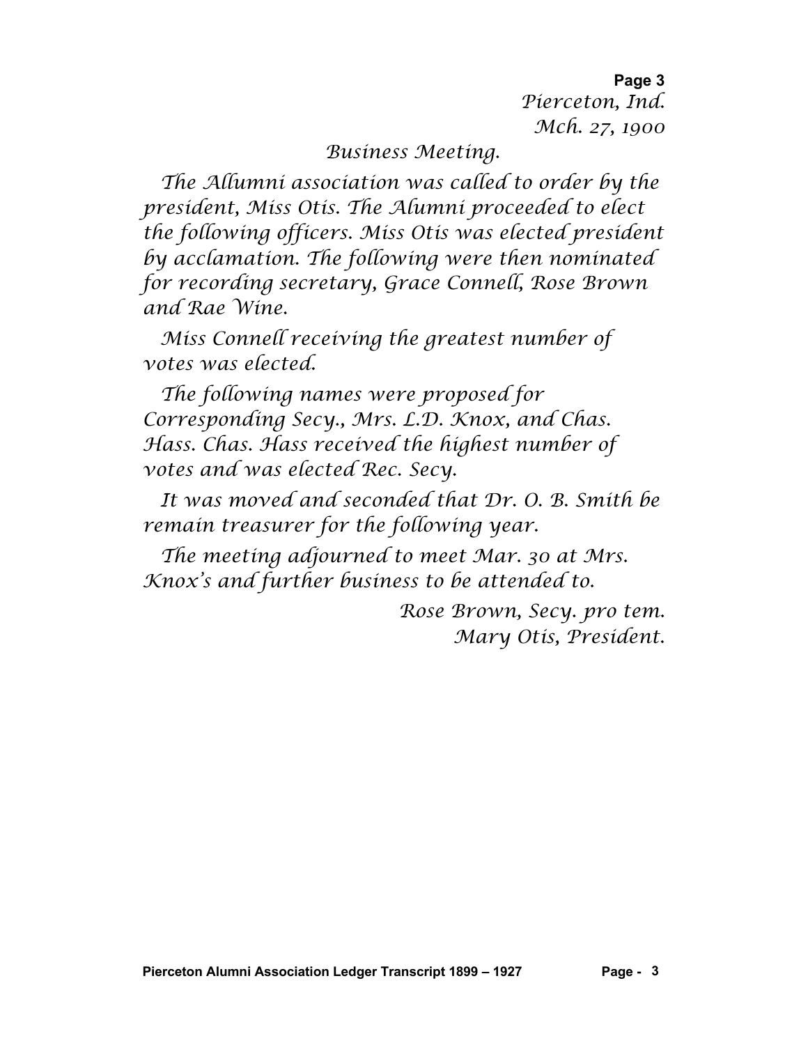Pierceton, Ind.
Mch. 27, 1900

## Business Meeting.

The Allumni association was called to order by the president, Miss Otis. The Alumni proceeded to elect the following officers. Miss Otis was elected president by acclamation. The following were then nominated for recording secretary, Grace Connell, Rose Brown and Rae Wine.

Miss Connell receiving the greatest number of votes was elected.

The following names were proposed for Corresponding Secy., Mrs. L.D. Knox, and Chas. Hass. Chas. Hass received the highest number of votes and was elected Rec. Secy.

It was moved and seconded that Dr. O. B. Smith be remain treasurer for the following year.

The meeting adjourned to meet Mar. 30 at Mrs. Knox's and further business to be attended to.

Rose Brown, Secy. pro tem.
Mary Otis, President.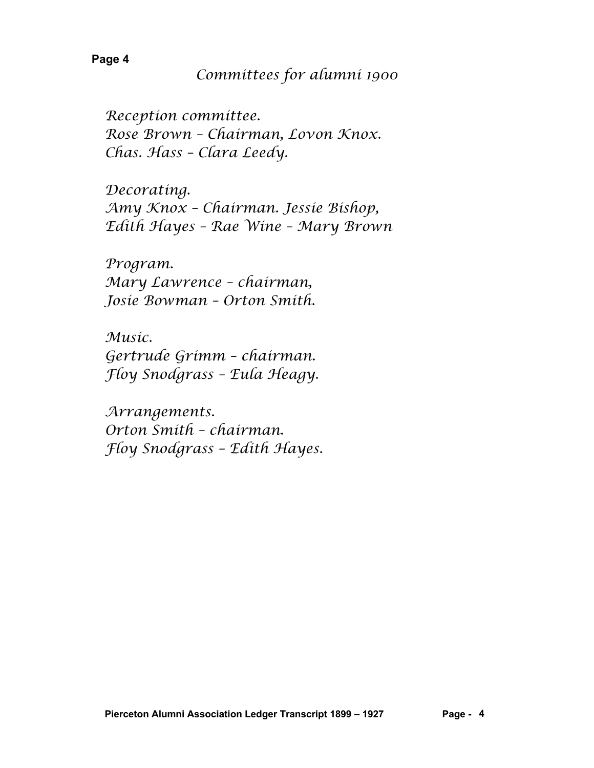## Committees for alumni 1900

Reception committee.
Rose Brown – Chairman, Lovon Knox.
Chas. Hass – Clara Leedy.

Decorating.
Amy Knox – Chairman. Jessie Bishop,
Edith Hayes – Rae Wine – Mary Brown

Program.
Mary Lawrence – chairman,
Josie Bowman – Orton Smith.

Music.
Gertrude Grimm – chairman.
Floy Snodgrass – Eula Heagy.

Arrangements.
Orton Smith – chairman.
Floy Snodgrass – Edith Hayes.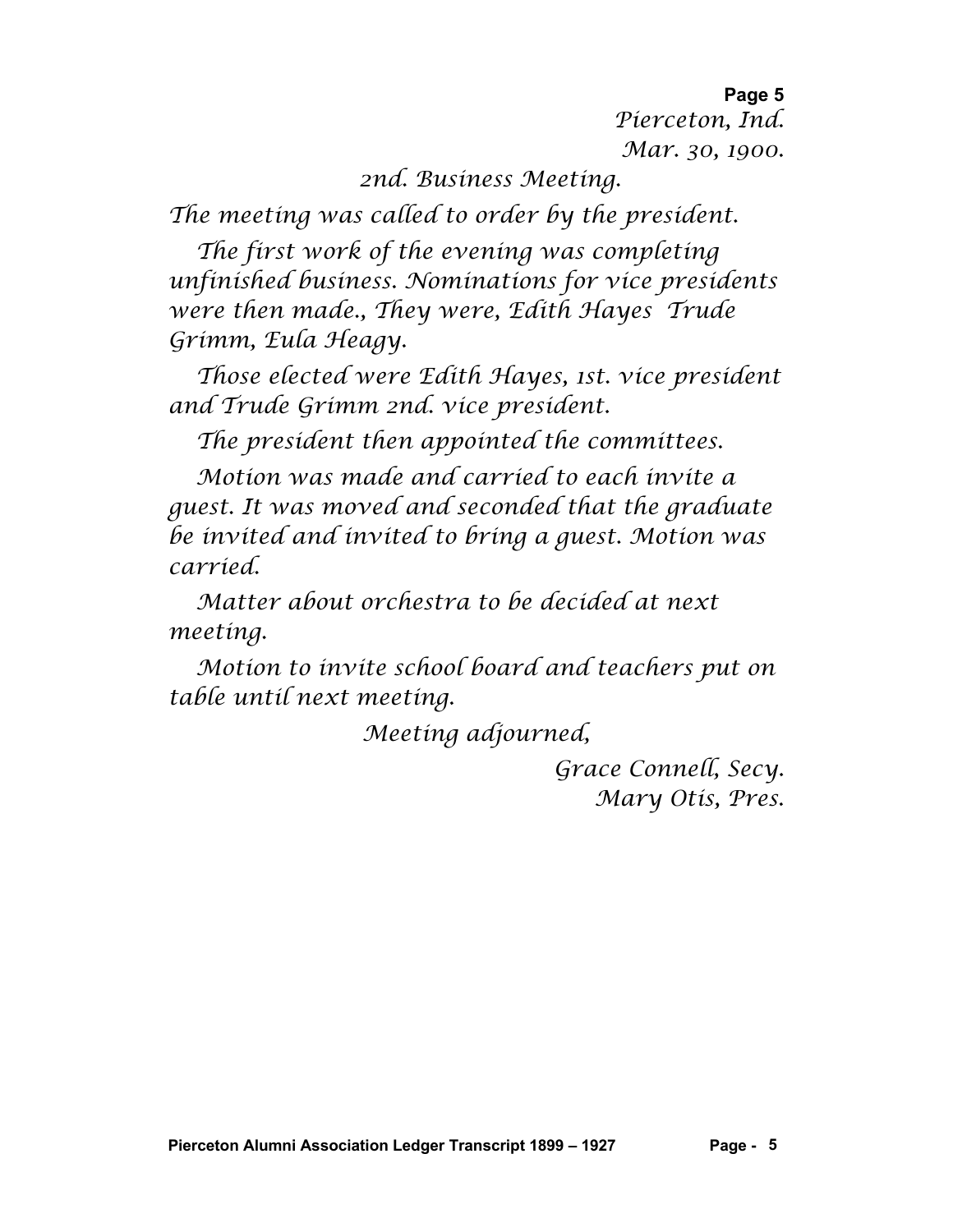Pierceton, Ind.
Mar. 30, 1900.

2nd. Business Meeting.

The meeting was called to order by the president.

The first work of the evening was completing unfinished business. Nominations for vice presidents were then made., They were, Edith Hayes Trude Grimm, Eula Heagy.

Those elected were Edith Hayes, 1st. vice president and Trude Grimm 2nd. vice president.

The president then appointed the committees.

Motion was made and carried to each invite a guest. It was moved and seconded that the graduate be invited and invited to bring a guest. Motion was carried.

Matter about orchestra to be decided at next meeting.

Motion to invite school board and teachers put on table until next meeting.

Meeting adjourned,

Grace Connell, Secy.
Mary Otis, Pres.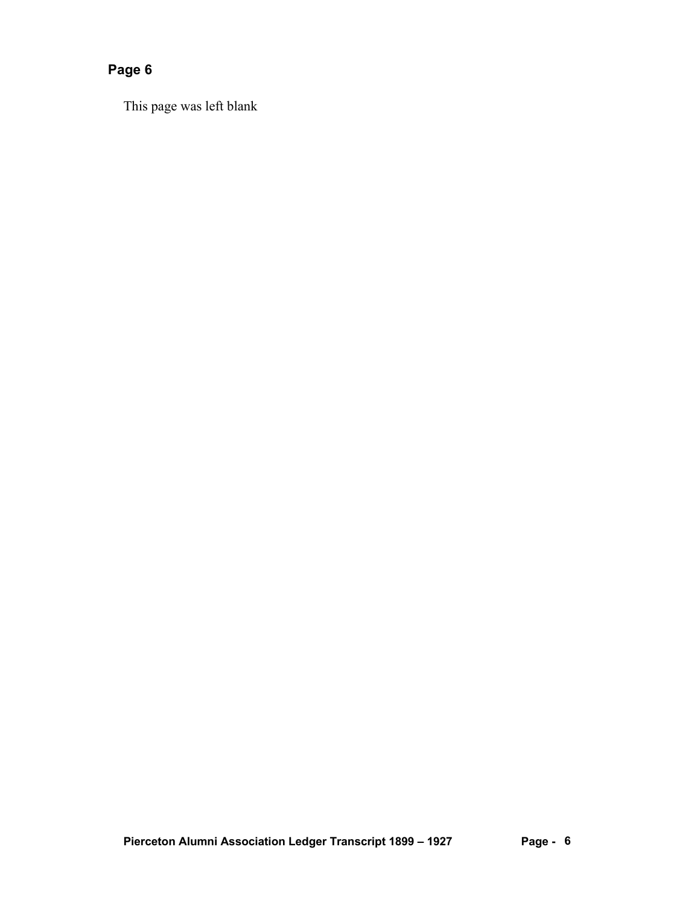## Page 6

This page was left blank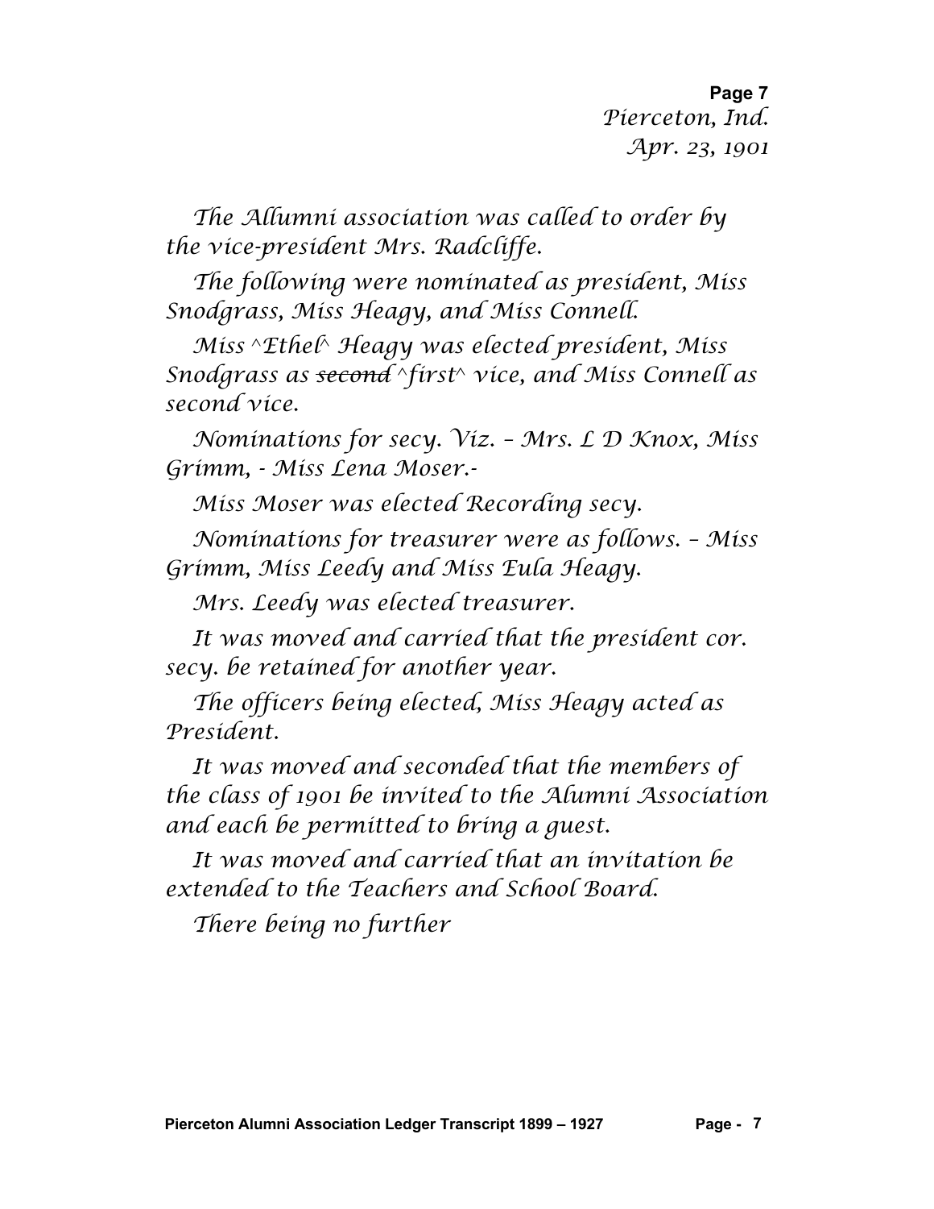Pierceton, Ind.
Apr. 23, 1901

The Allumni association was called to order by the vice-president Mrs. Radcliffe.

The following were nominated as president, Miss Snodgrass, Miss Heagy, and Miss Connell.

Miss ^Ethel^ Heagy was elected president, Miss Snodgrass as ~~second~~ ^first^ vice, and Miss Connell as second vice.

Nominations for secy. Viz. – Mrs. L D Knox, Miss Grimm, - Miss Lena Moser.-

Miss Moser was elected Recording secy.

Nominations for treasurer were as follows. – Miss Grimm, Miss Leedy and Miss Eula Heagy.

Mrs. Leedy was elected treasurer.

It was moved and carried that the president cor. secy. be retained for another year.

The officers being elected, Miss Heagy acted as President.

It was moved and seconded that the members of the class of 1901 be invited to the Alumni Association and each be permitted to bring a guest.

It was moved and carried that an invitation be extended to the Teachers and School Board.

There being no further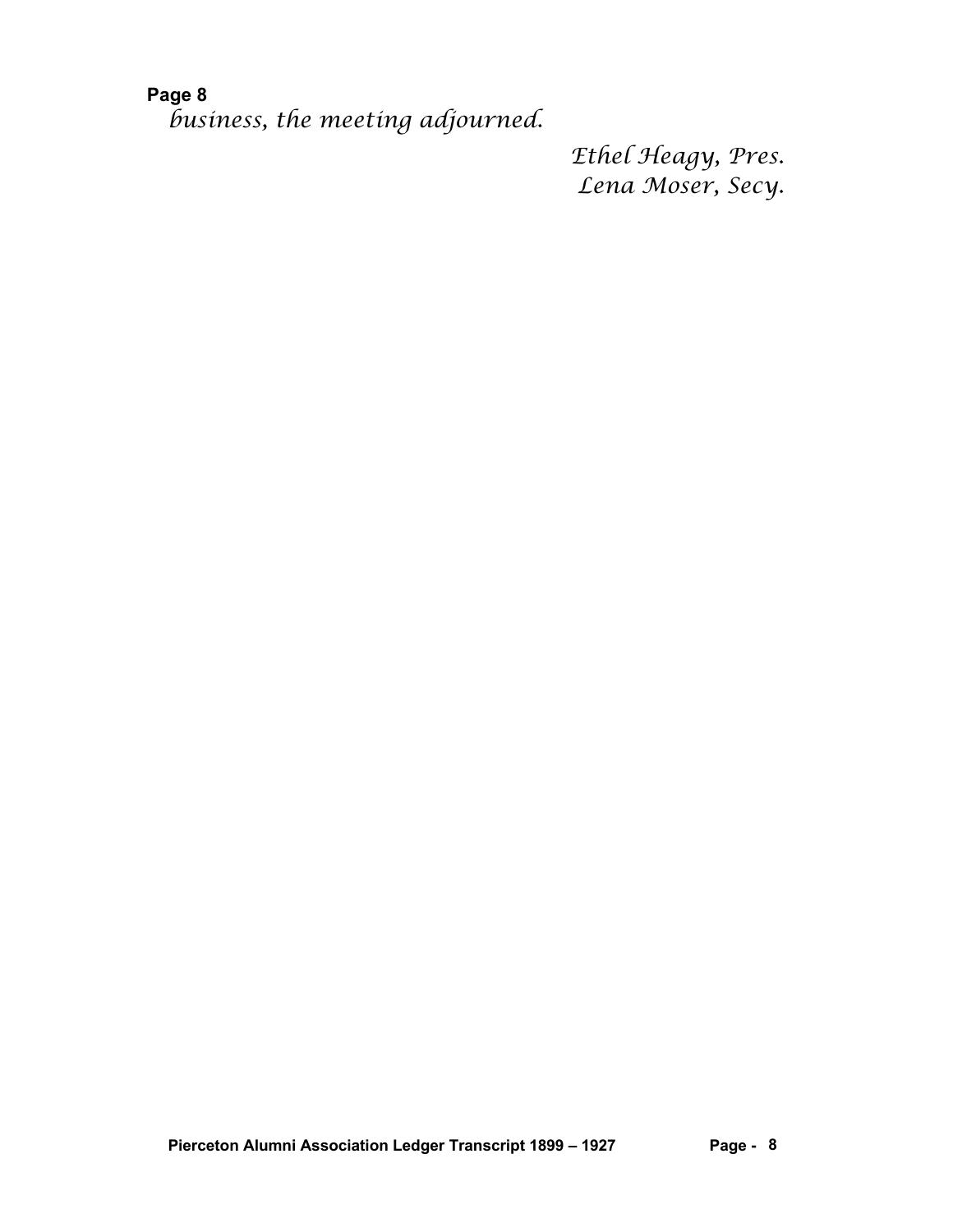**Page 8**

*business, the meeting adjourned.*

*Ethel Heagy, Pres.*
*Lena Moser, Secy.*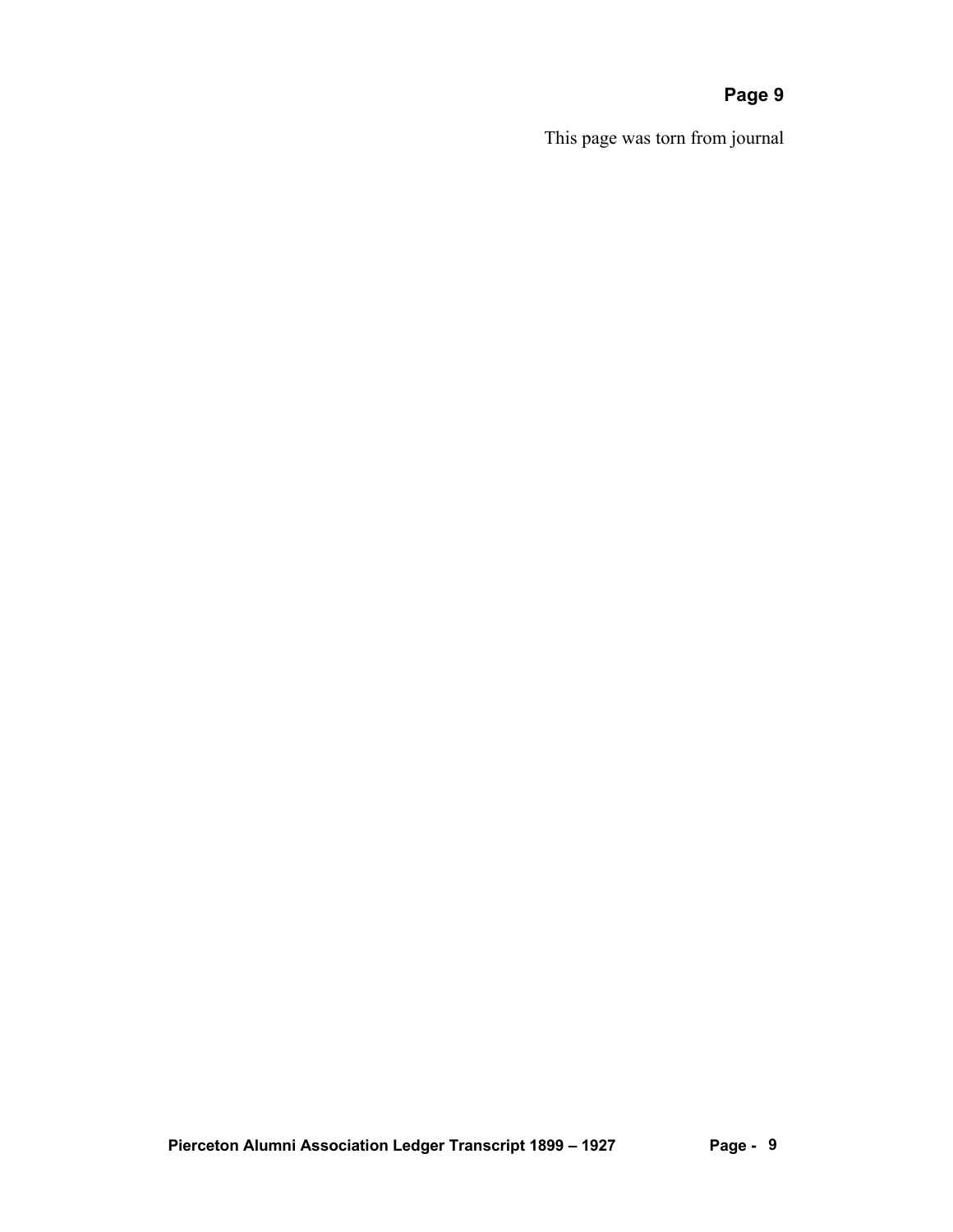**Page 9**

This page was torn from journal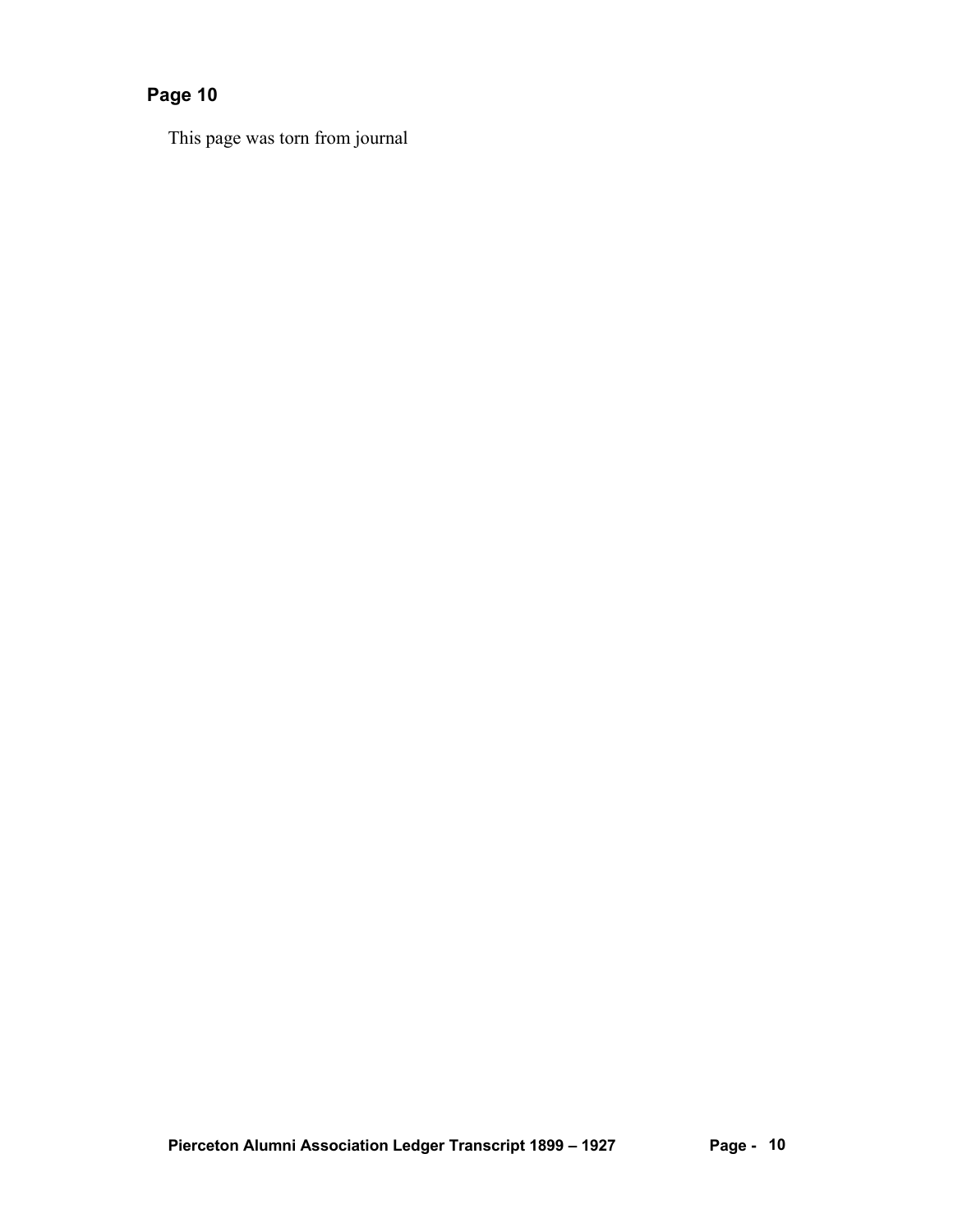## Page 10

This page was torn from journal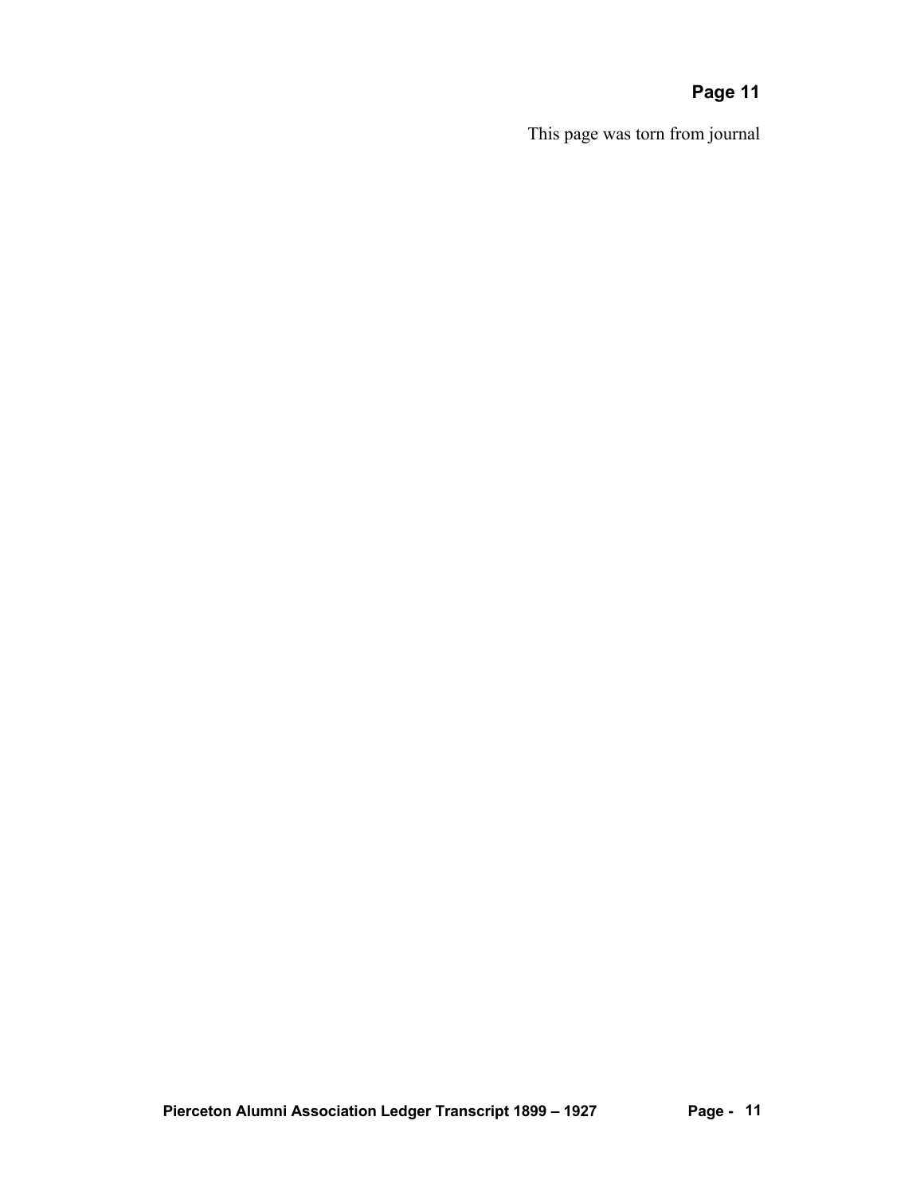**Page 11**

This page was torn from journal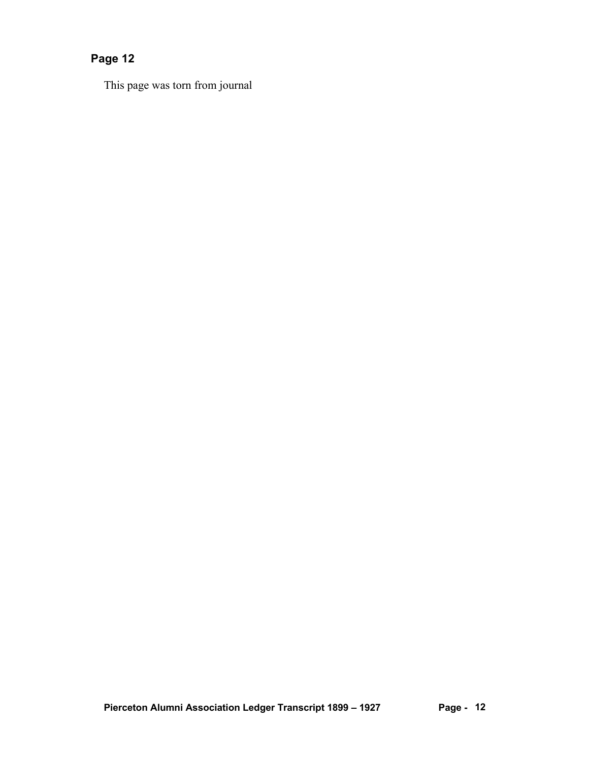## Page 12

This page was torn from journal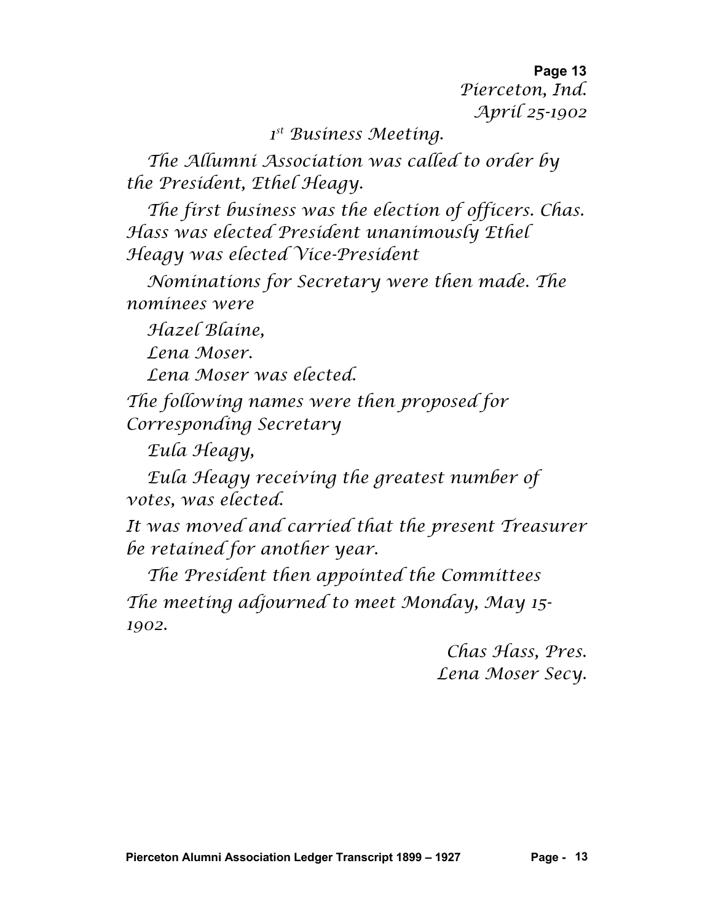Pierceton, Ind.
April 25-1902

1st Business Meeting.

The Allumni Association was called to order by the President, Ethel Heagy.

The first business was the election of officers. Chas. Hass was elected President unanimously Ethel Heagy was elected Vice-President

Nominations for Secretary were then made. The nominees were

Hazel Blaine,

Lena Moser.

Lena Moser was elected.

The following names were then proposed for Corresponding Secretary

Eula Heagy,

Eula Heagy receiving the greatest number of votes, was elected.

It was moved and carried that the present Treasurer be retained for another year.

The President then appointed the Committees

The meeting adjourned to meet Monday, May 15-1902.

Chas Hass, Pres.
Lena Moser Secy.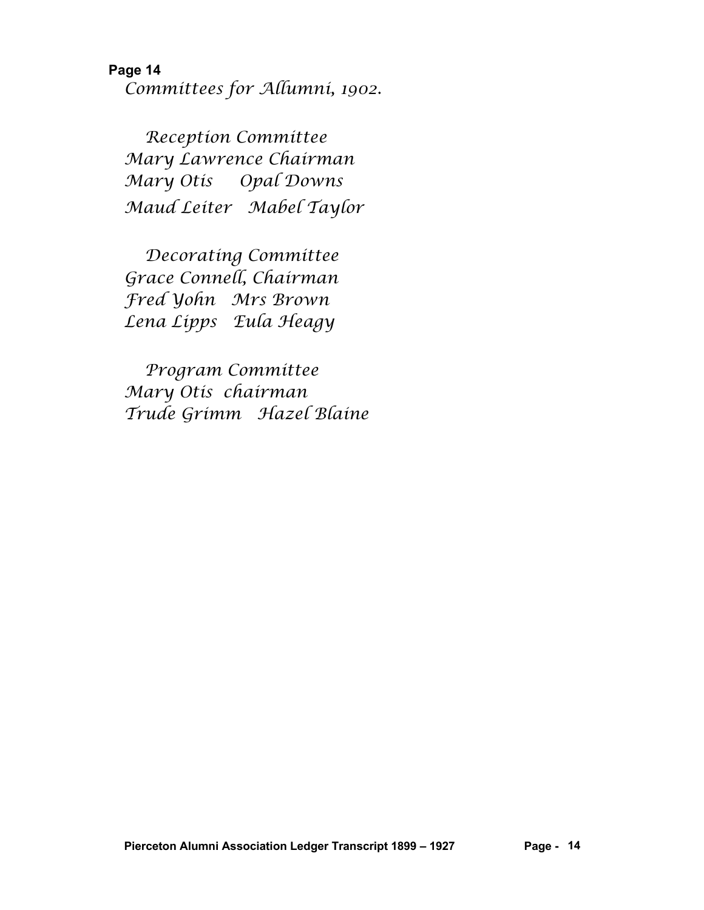**Page 14**

*Committees for Allumni, 1902.*

*Reception Committee*
*Mary Lawrence Chairman*
*Mary Otis     Opal Downs*
*Maud Leiter   Mabel Taylor*

*Decorating Committee*
*Grace Connell, Chairman*
*Fred Yohn   Mrs Brown*
*Lena Lipps   Eula Heagy*

*Program Committee*
*Mary Otis  chairman*
*Trude Grimm   Hazel Blaine*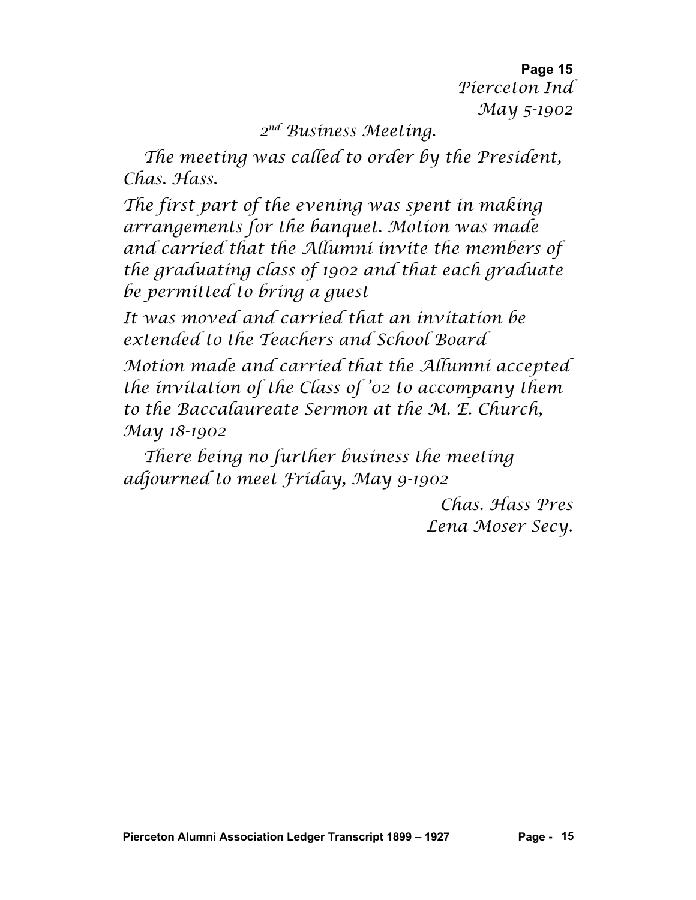Pierceton Ind
May 5-1902

2nd Business Meeting.

The meeting was called to order by the President, Chas. Hass.

The first part of the evening was spent in making arrangements for the banquet. Motion was made and carried that the Allumni invite the members of the graduating class of 1902 and that each graduate be permitted to bring a guest

It was moved and carried that an invitation be extended to the Teachers and School Board

Motion made and carried that the Allumni accepted the invitation of the Class of '02 to accompany them to the Baccalaureate Sermon at the M. E. Church, May 18-1902

There being no further business the meeting adjourned to meet Friday, May 9-1902

Chas. Hass Pres
Lena Moser Secy.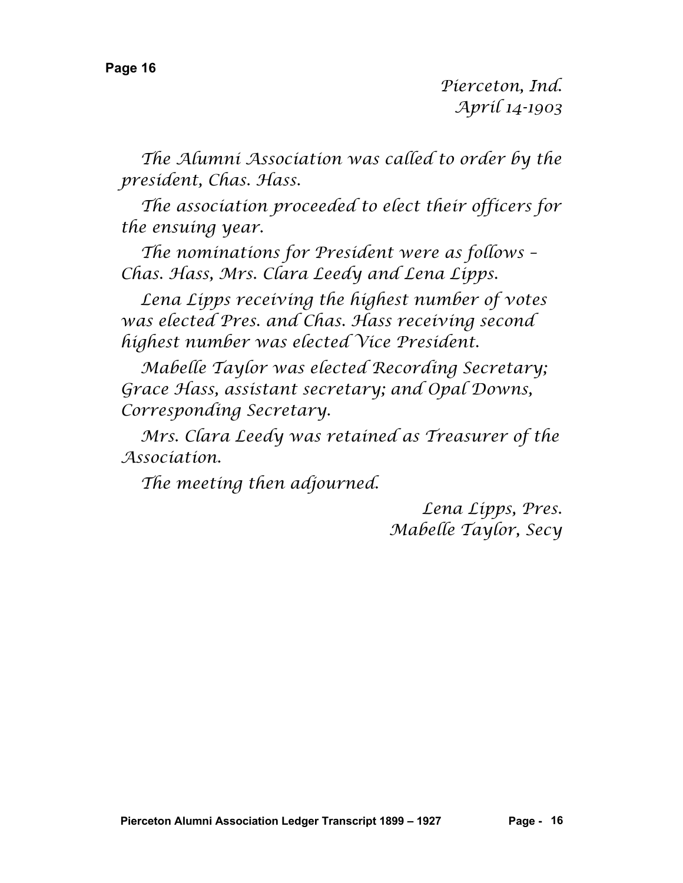Pierceton, Ind.
April 14-1903

The Alumni Association was called to order by the president, Chas. Hass.

The association proceeded to elect their officers for the ensuing year.

The nominations for President were as follows – Chas. Hass, Mrs. Clara Leedy and Lena Lipps.

Lena Lipps receiving the highest number of votes was elected Pres. and Chas. Hass receiving second highest number was elected Vice President.

Mabelle Taylor was elected Recording Secretary; Grace Hass, assistant secretary; and Opal Downs, Corresponding Secretary.

Mrs. Clara Leedy was retained as Treasurer of the Association.

The meeting then adjourned.

Lena Lipps, Pres.
Mabelle Taylor, Secy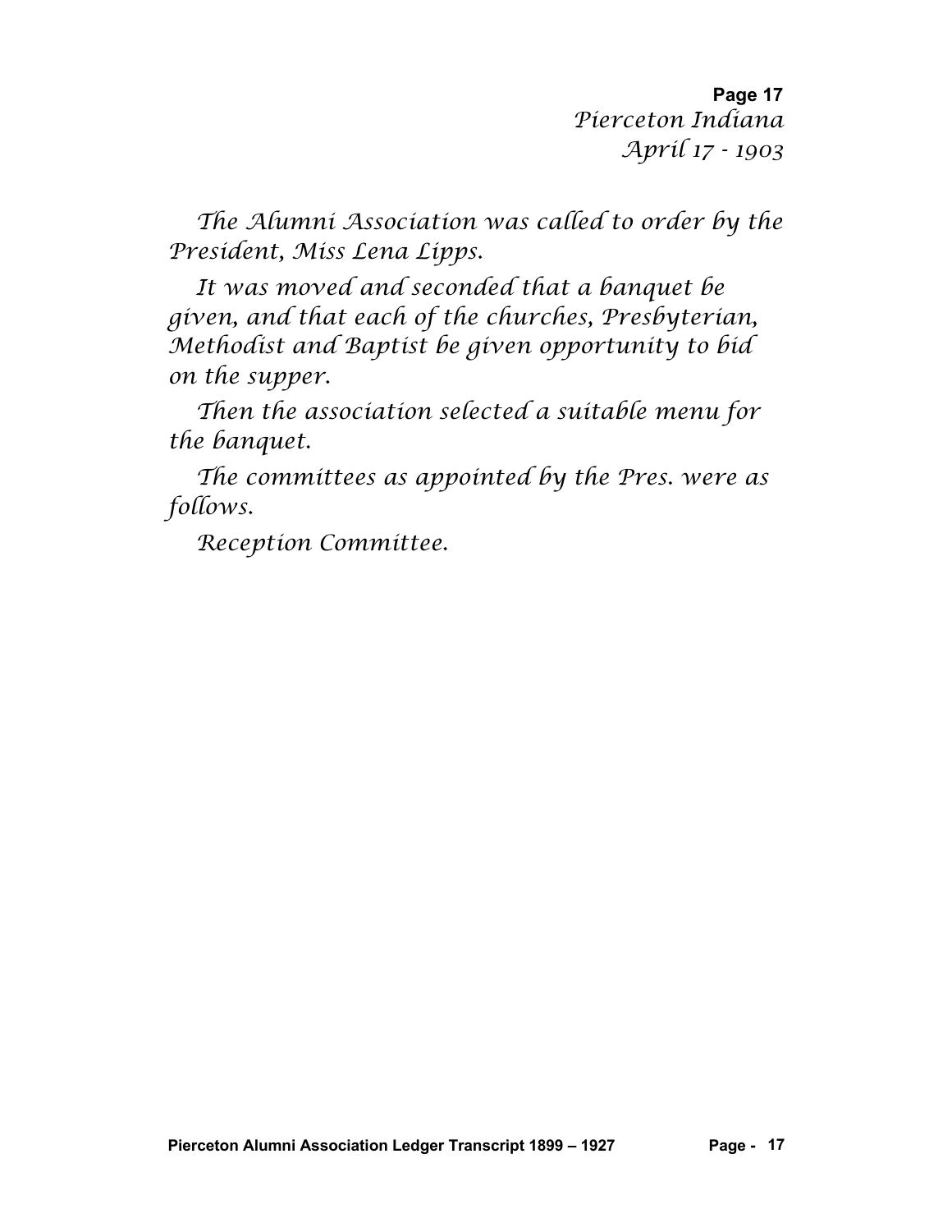*Pierceton Indiana*
*April 17 - 1903*

*The Alumni Association was called to order by the President, Miss Lena Lipps.*

*It was moved and seconded that a banquet be given, and that each of the churches, Presbyterian, Methodist and Baptist be given opportunity to bid on the supper.*

*Then the association selected a suitable menu for the banquet.*

*The committees as appointed by the Pres. were as follows.*

*Reception Committee.*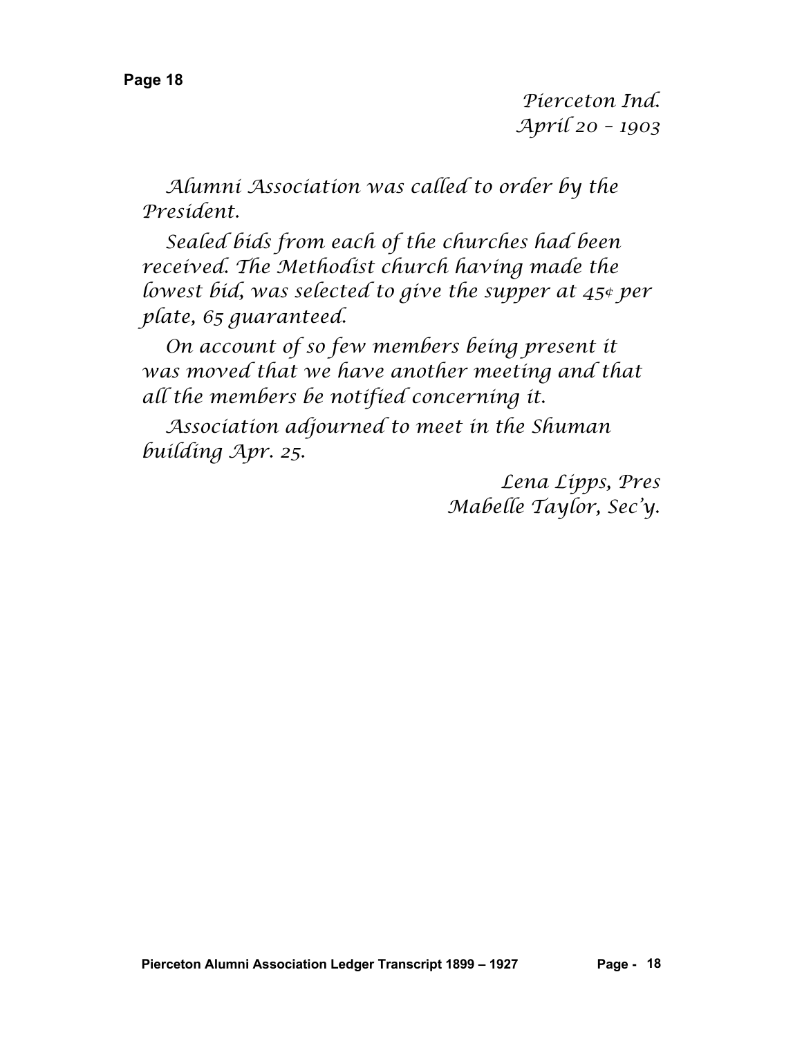Pierceton Ind.
April 20 – 1903

Alumni Association was called to order by the President.

Sealed bids from each of the churches had been received. The Methodist church having made the lowest bid, was selected to give the supper at 45¢ per plate, 65 guaranteed.

On account of so few members being present it was moved that we have another meeting and that all the members be notified concerning it.

Association adjourned to meet in the Shuman building Apr. 25.

Lena Lipps, Pres
Mabelle Taylor, Sec'y.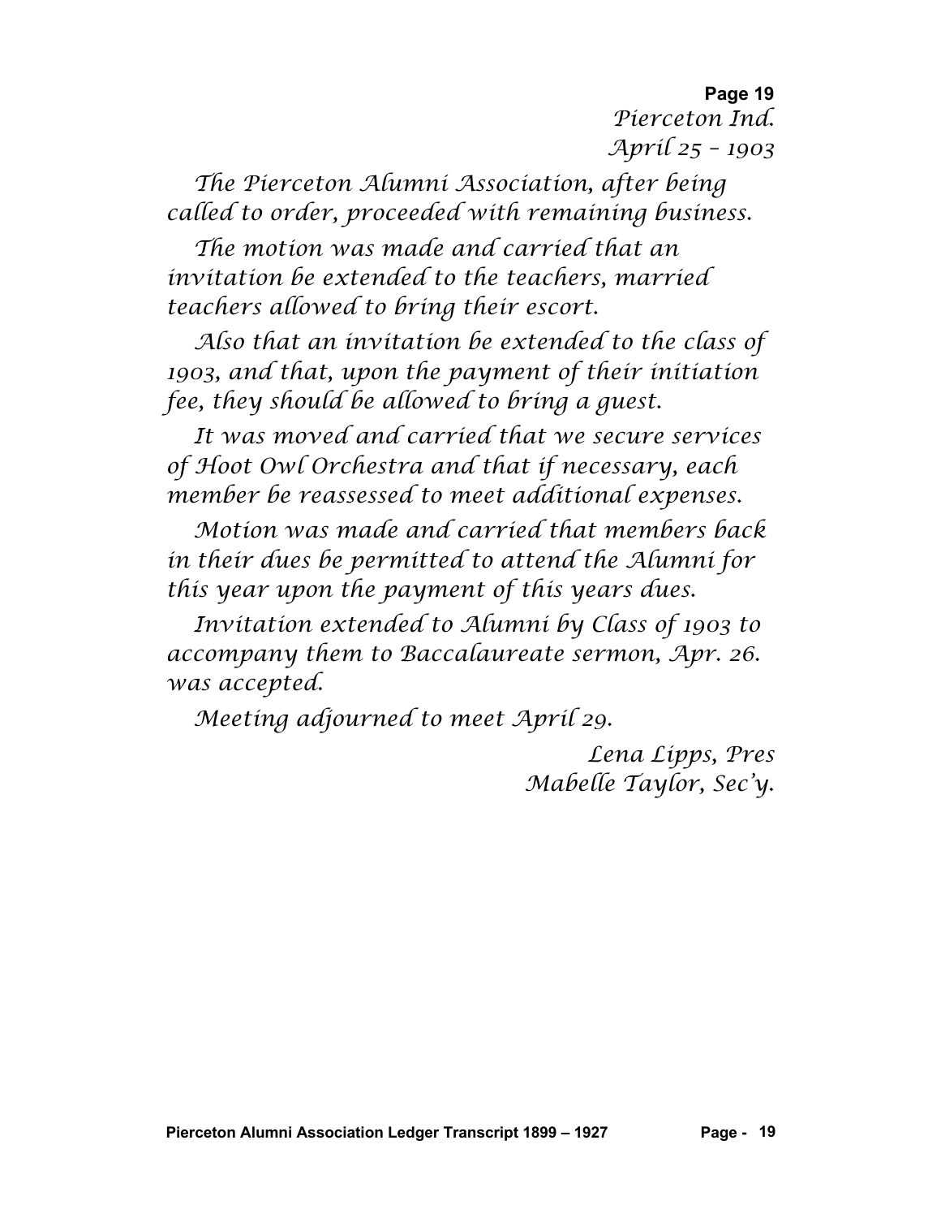*Pierceton Ind.*
*April 25 – 1903*

*The Pierceton Alumni Association, after being called to order, proceeded with remaining business.*

*The motion was made and carried that an invitation be extended to the teachers, married teachers allowed to bring their escort.*

*Also that an invitation be extended to the class of 1903, and that, upon the payment of their initiation fee, they should be allowed to bring a guest.*

*It was moved and carried that we secure services of Hoot Owl Orchestra and that if necessary, each member be reassessed to meet additional expenses.*

*Motion was made and carried that members back in their dues be permitted to attend the Alumni for this year upon the payment of this years dues.*

*Invitation extended to Alumni by Class of 1903 to accompany them to Baccalaureate sermon, Apr. 26. was accepted.*

*Meeting adjourned to meet April 29.*

*Lena Lipps, Pres*
*Mabelle Taylor, Sec'y.*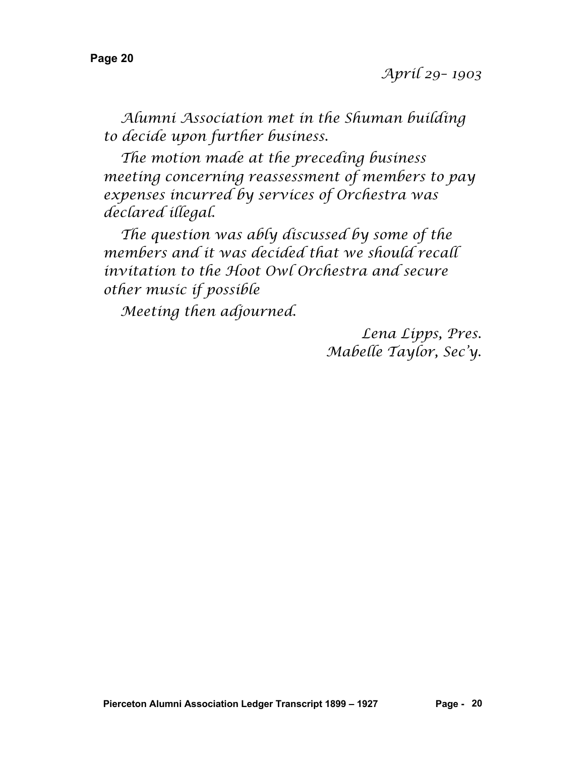*April 29– 1903*

*Alumni Association met in the Shuman building to decide upon further business.*

*The motion made at the preceding business meeting concerning reassessment of members to pay expenses incurred by services of Orchestra was declared illegal.*

*The question was ably discussed by some of the members and it was decided that we should recall invitation to the Hoot Owl Orchestra and secure other music if possible*

*Meeting then adjourned.*

*Lena Lipps, Pres.*
*Mabelle Taylor, Sec'y.*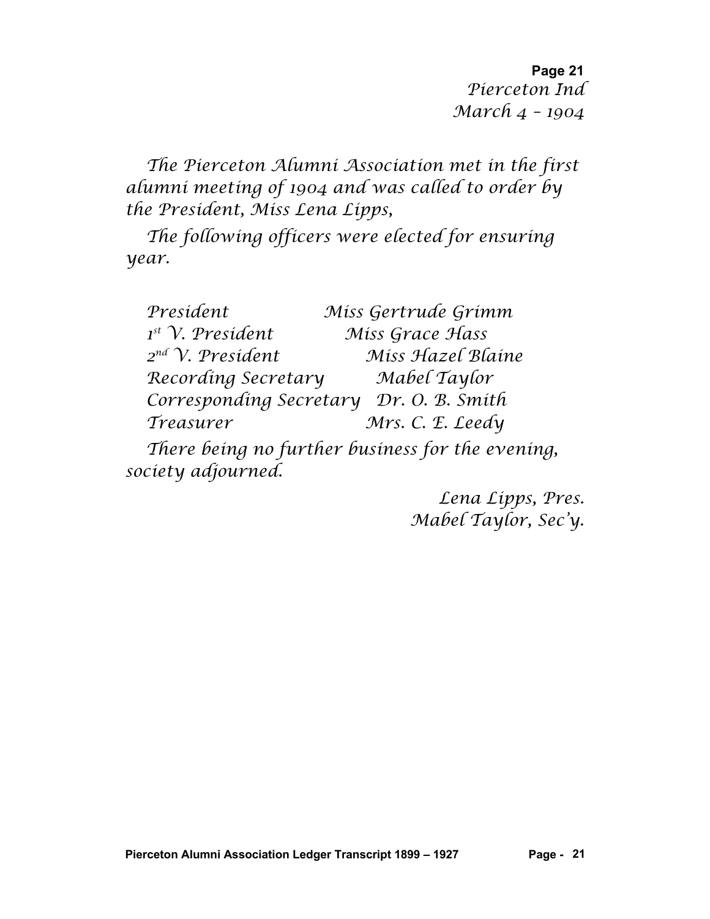*Pierceton Ind*
*March 4 – 1904*

*The Pierceton Alumni Association met in the first alumni meeting of 1904 and was called to order by the President, Miss Lena Lipps,*

*The following officers were elected for ensuring year.*

| | |
|---|---|
| *President* | *Miss Gertrude Grimm* |
| *1st V. President* | *Miss Grace Hass* |
| *2nd V. President* | *Miss Hazel Blaine* |
| *Recording Secretary* | *Mabel Taylor* |
| *Corresponding Secretary* | *Dr. O. B. Smith* |
| *Treasurer* | *Mrs. C. E. Leedy* |

*There being no further business for the evening, society adjourned.*

*Lena Lipps, Pres.*
*Mabel Taylor, Sec'y.*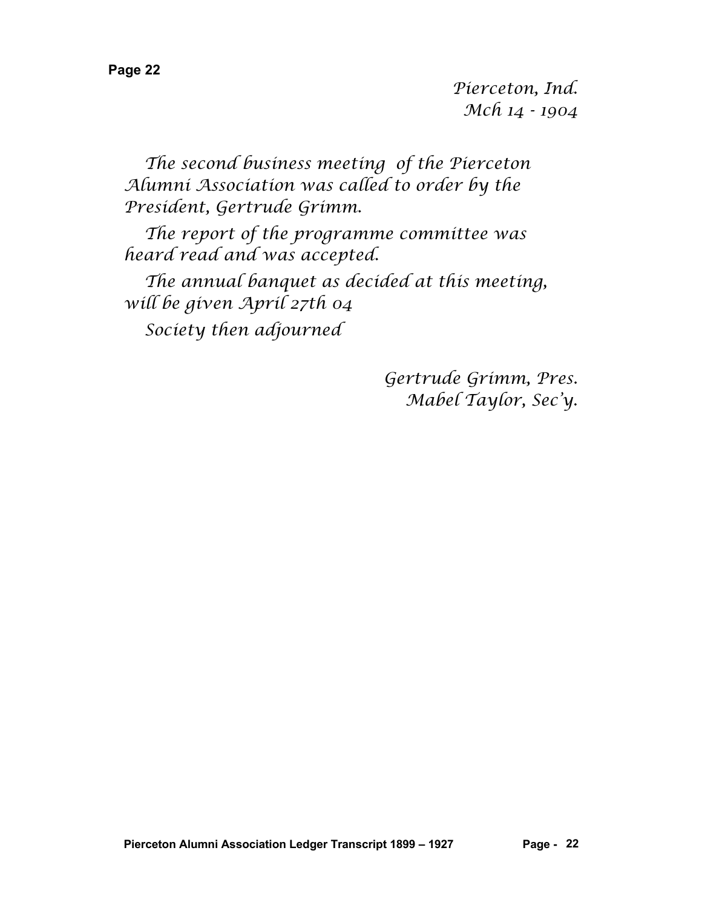Pierceton, Ind.
Mch 14 - 1904

The second business meeting of the Pierceton Alumni Association was called to order by the President, Gertrude Grimm.

The report of the programme committee was heard read and was accepted.

The annual banquet as decided at this meeting, will be given April 27th 04

Society then adjourned

Gertrude Grimm, Pres.
Mabel Taylor, Sec'y.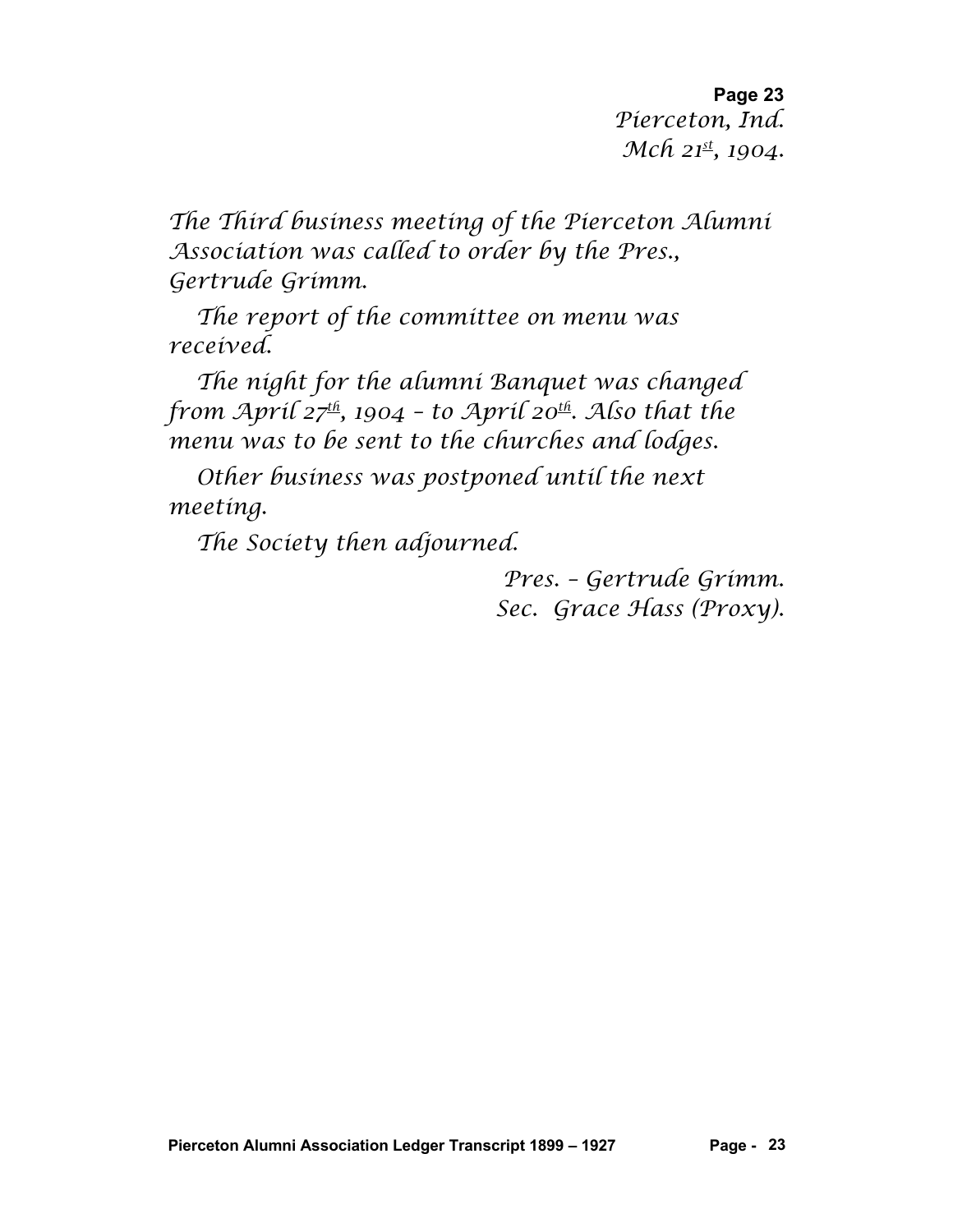Pierceton, Ind.
Mch 21st, 1904.

*The Third business meeting of the Pierceton Alumni Association was called to order by the Pres., Gertrude Grimm.*

*The report of the committee on menu was received.*

*The night for the alumni Banquet was changed from April 27th, 1904 – to April 20th. Also that the menu was to be sent to the churches and lodges.*

*Other business was postponed until the next meeting.*

*The Society then adjourned.*

*Pres. – Gertrude Grimm.*
*Sec. Grace Hass (Proxy).*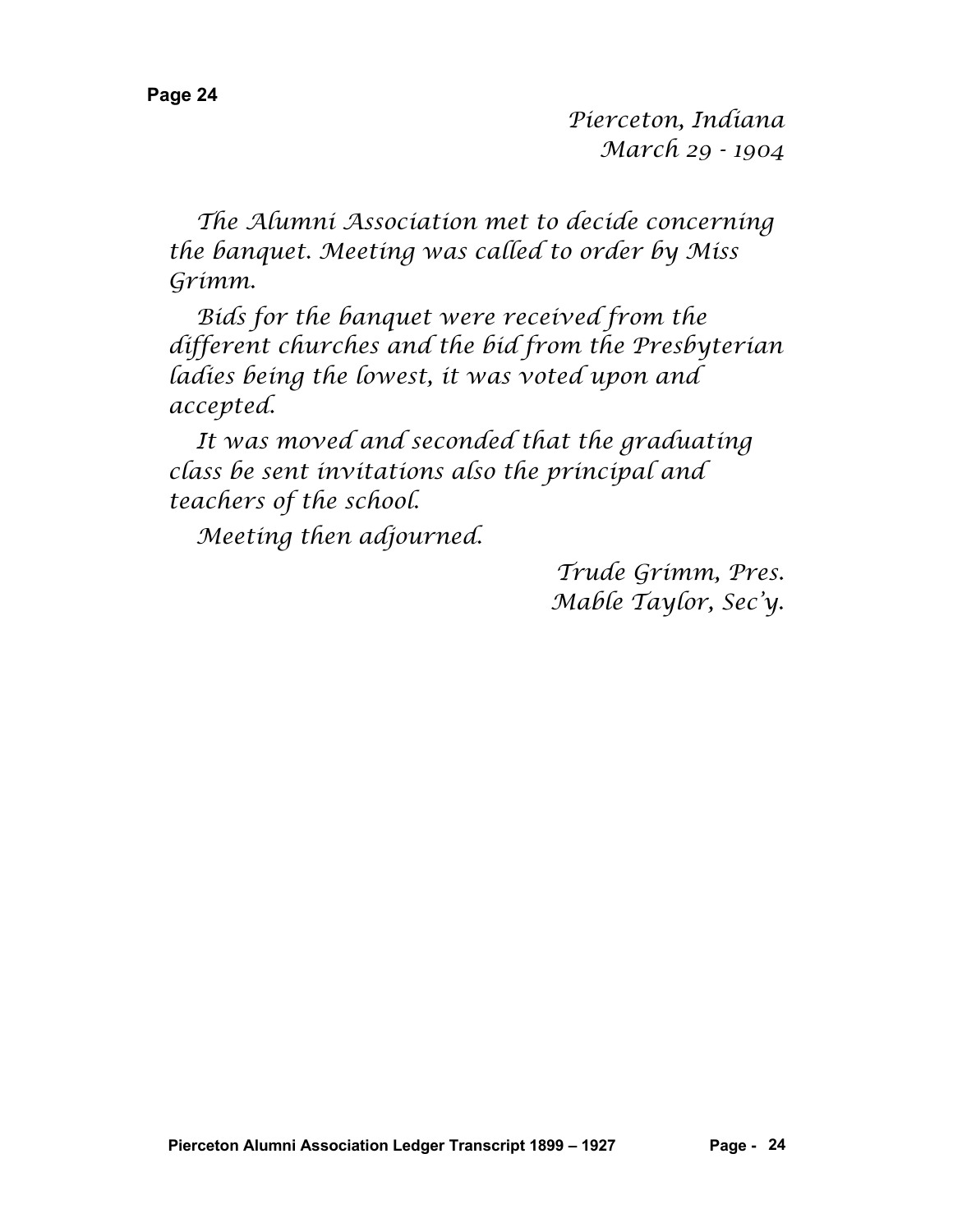Pierceton, Indiana
March 29 - 1904

The Alumni Association met to decide concerning the banquet. Meeting was called to order by Miss Grimm.

Bids for the banquet were received from the different churches and the bid from the Presbyterian ladies being the lowest, it was voted upon and accepted.

It was moved and seconded that the graduating class be sent invitations also the principal and teachers of the school.

Meeting then adjourned.

Trude Grimm, Pres.
Mable Taylor, Sec'y.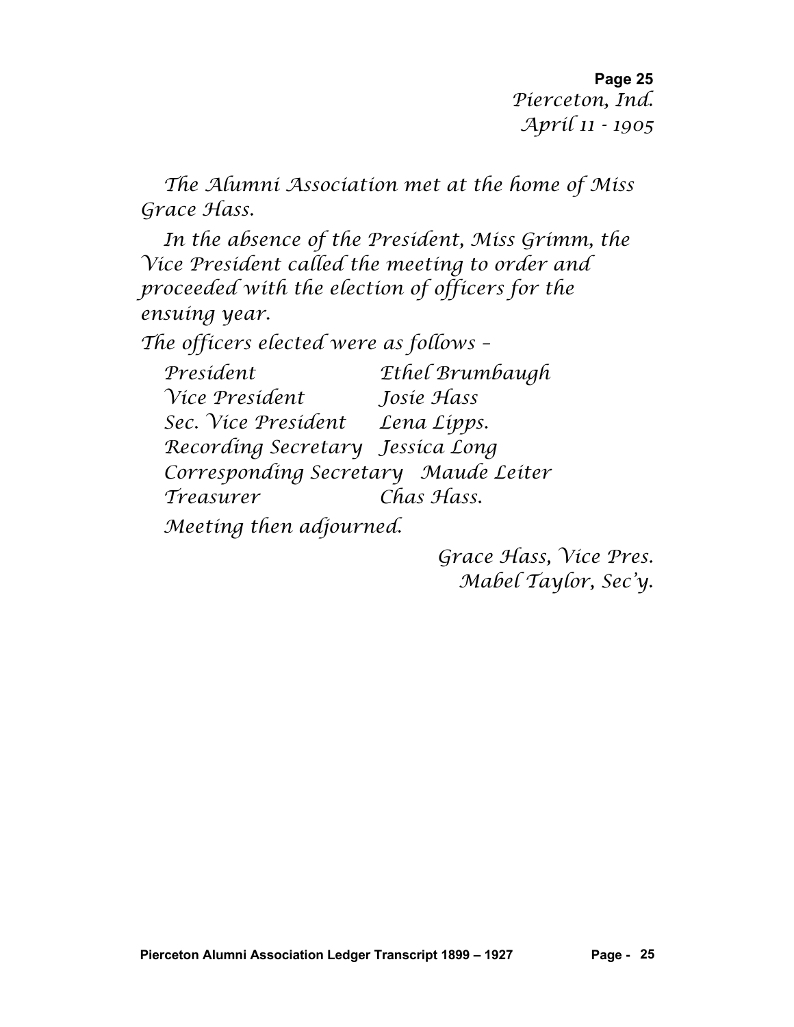*Pierceton, Ind.*
*April 11 - 1905*

*The Alumni Association met at the home of Miss Grace Hass.*

*In the absence of the President, Miss Grimm, the Vice President called the meeting to order and proceeded with the election of officers for the ensuing year.*

*The officers elected were as follows –*

| | |
|---|---|
| *President* | *Ethel Brumbaugh* |
| *Vice President* | *Josie Hass* |
| *Sec. Vice President* | *Lena Lipps.* |
| *Recording Secretary* | *Jessica Long* |
| *Corresponding Secretary* | *Maude Leiter* |
| *Treasurer* | *Chas Hass.* |

*Meeting then adjourned.*

*Grace Hass, Vice Pres.*
*Mabel Taylor, Sec'y.*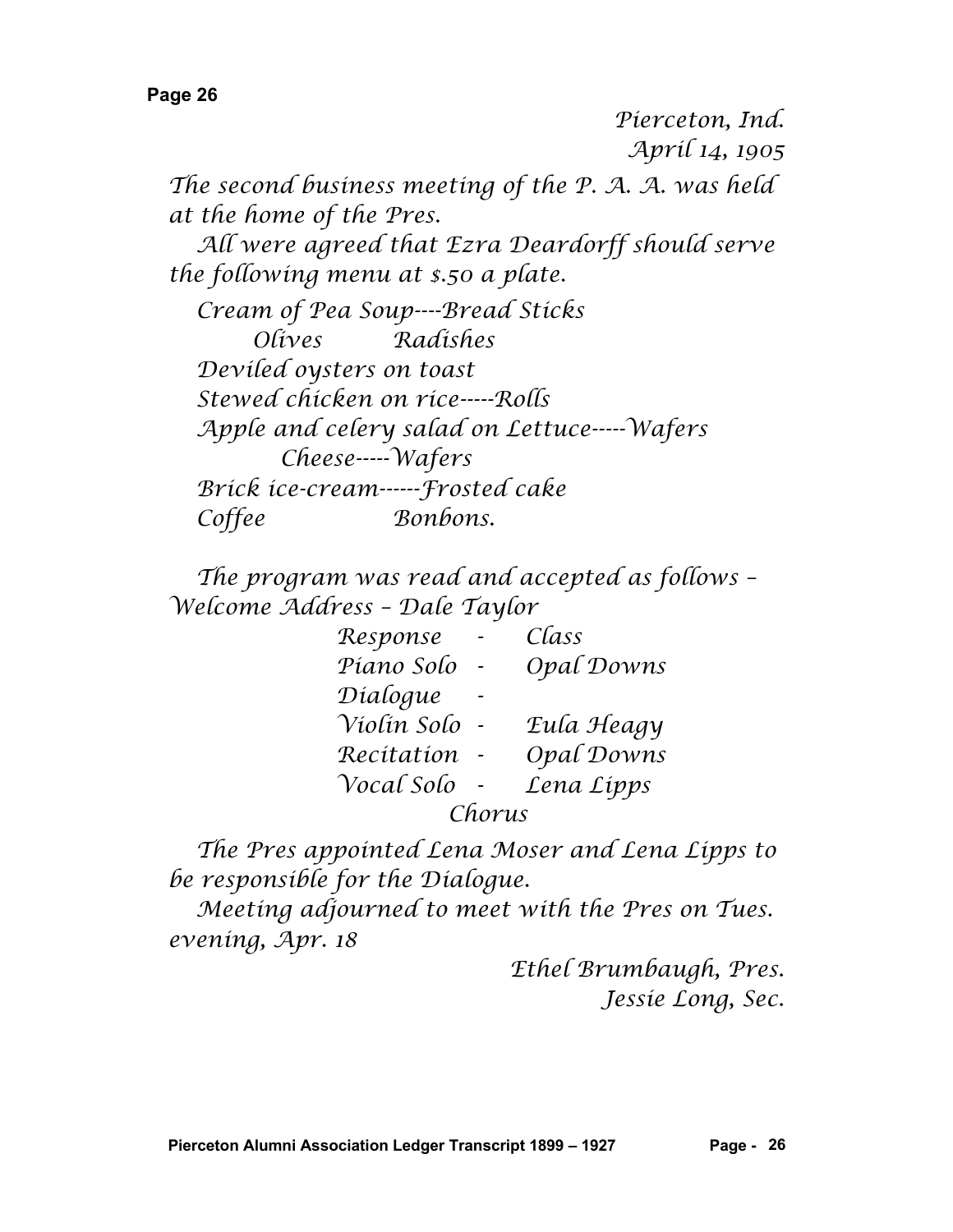Pierceton, Ind.
April 14, 1905

The second business meeting of the P. A. A. was held at the home of the Pres.

All were agreed that Ezra Deardorff should serve the following menu at $.50 a plate.

Cream of Pea Soup----Bread Sticks
Olives Radishes
Deviled oysters on toast
Stewed chicken on rice-----Rolls
Apple and celery salad on Lettuce-----Wafers
Cheese-----Wafers
Brick ice-cream------Frosted cake
Coffee Bonbons.

The program was read and accepted as follows –
Welcome Address – Dale Taylor

Response - Class
Piano Solo - Opal Downs
Dialogue -
Violin Solo - Eula Heagy
Recitation - Opal Downs
Vocal Solo - Lena Lipps
Chorus

The Pres appointed Lena Moser and Lena Lipps to be responsible for the Dialogue.

Meeting adjourned to meet with the Pres on Tues. evening, Apr. 18

Ethel Brumbaugh, Pres.
Jessie Long, Sec.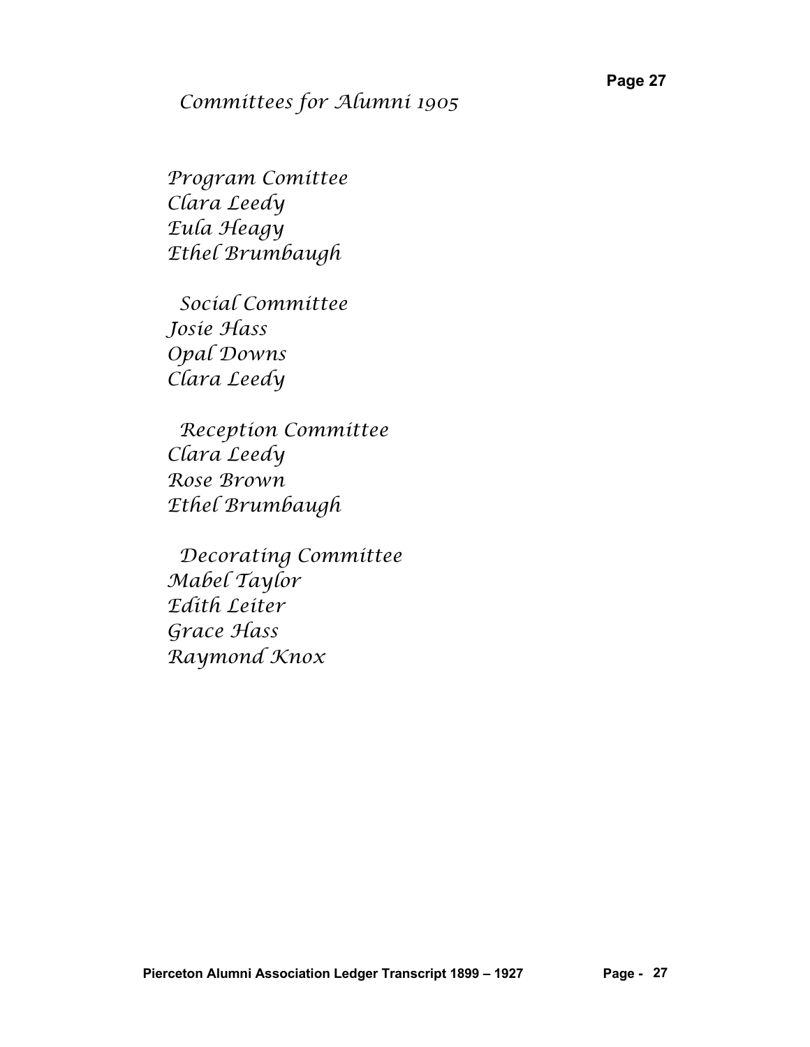# Committees for Alumni 1905

**Program Comittee**
Clara Leedy
Eula Heagy
Ethel Brumbaugh

**Social Committee**
Josie Hass
Opal Downs
Clara Leedy

**Reception Committee**
Clara Leedy
Rose Brown
Ethel Brumbaugh

**Decorating Committee**
Mabel Taylor
Edith Leiter
Grace Hass
Raymond Knox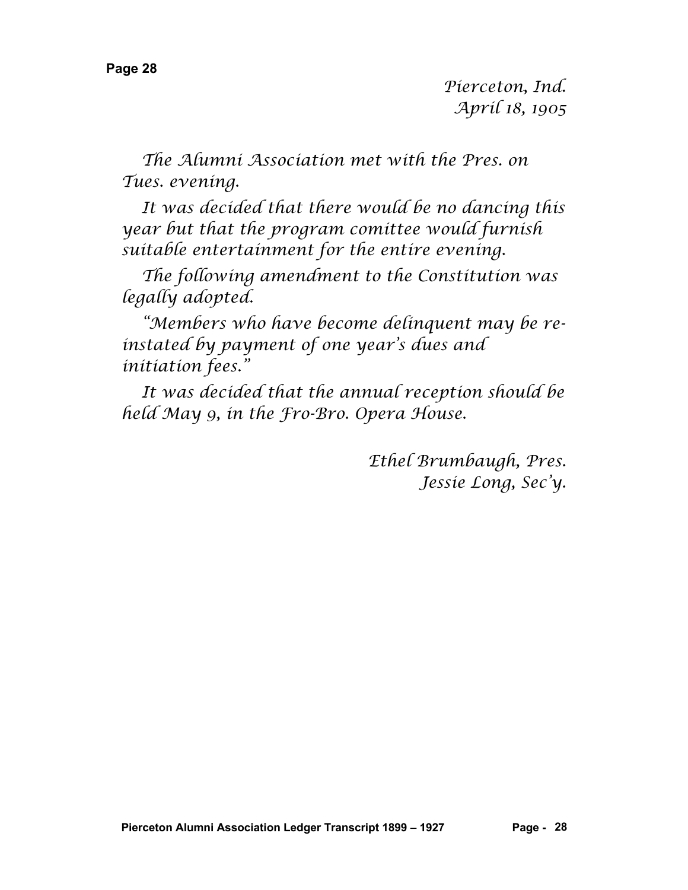*Pierceton, Ind.*
*April 18, 1905*

*The Alumni Association met with the Pres. on Tues. evening.*

*It was decided that there would be no dancing this year but that the program comittee would furnish suitable entertainment for the entire evening.*

*The following amendment to the Constitution was legally adopted.*

*"Members who have become delinquent may be re-instated by payment of one year's dues and initiation fees."*

*It was decided that the annual reception should be held May 9, in the Fro-Bro. Opera House.*

*Ethel Brumbaugh, Pres.*
*Jessie Long, Sec'y.*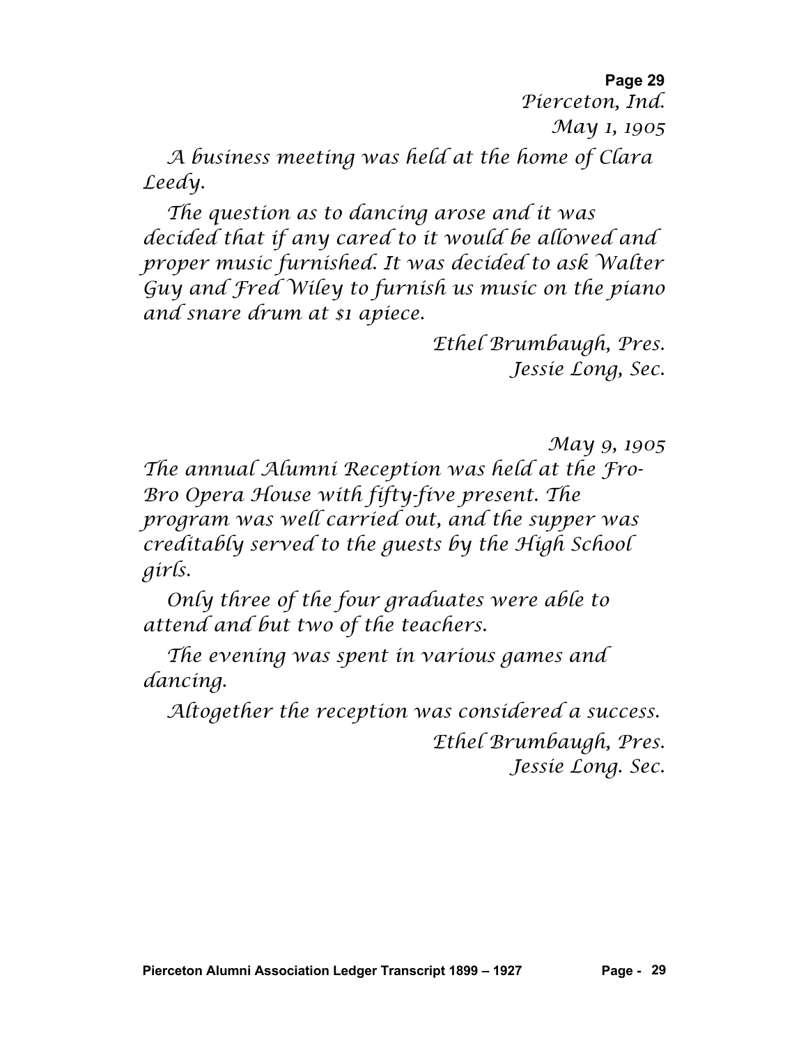Pierceton, Ind.
May 1, 1905

A business meeting was held at the home of Clara Leedy.

The question as to dancing arose and it was decided that if any cared to it would be allowed and proper music furnished. It was decided to ask Walter Guy and Fred Wiley to furnish us music on the piano and snare drum at $1 apiece.

Ethel Brumbaugh, Pres.
Jessie Long, Sec.

May 9, 1905

The annual Alumni Reception was held at the Fro-Bro Opera House with fifty-five present. The program was well carried out, and the supper was creditably served to the guests by the High School girls.

Only three of the four graduates were able to attend and but two of the teachers.

The evening was spent in various games and dancing.

Altogether the reception was considered a success.

Ethel Brumbaugh, Pres.
Jessie Long. Sec.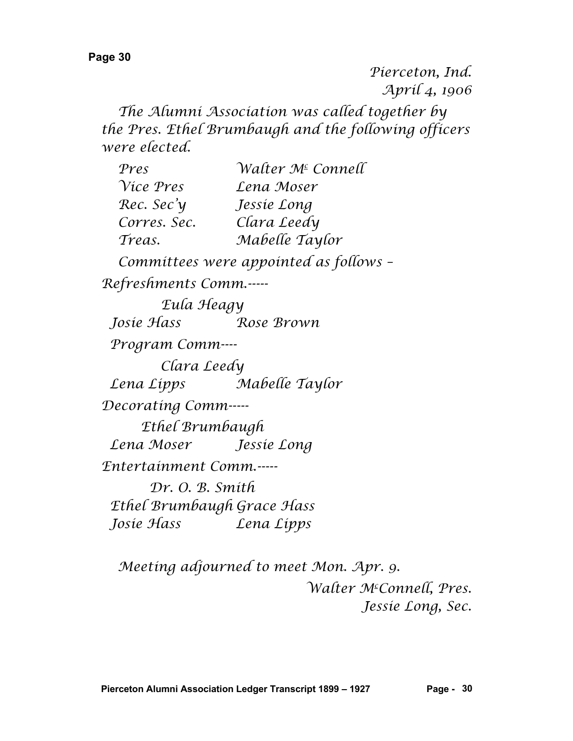Pierceton, Ind.
April 4, 1906

The Alumni Association was called together by the Pres. Ethel Brumbaugh and the following officers were elected.

| | |
|---|---|
| Pres | Walter M$^c$ Connell |
| Vice Pres | Lena Moser |
| Rec. Sec'y | Jessie Long |
| Corres. Sec. | Clara Leedy |
| Treas. | Mabelle Taylor |

Committees were appointed as follows –

Refreshments Comm.-----

Eula Heagy
Josie Hass    Rose Brown

Program Comm----

Clara Leedy
Lena Lipps    Mabelle Taylor

Decorating Comm-----

Ethel Brumbaugh
Lena Moser    Jessie Long

Entertainment Comm.-----

Dr. O. B. Smith
Ethel Brumbaugh    Grace Hass
Josie Hass    Lena Lipps

Meeting adjourned to meet Mon. Apr. 9.

Walter M$^c$Connell, Pres.
Jessie Long, Sec.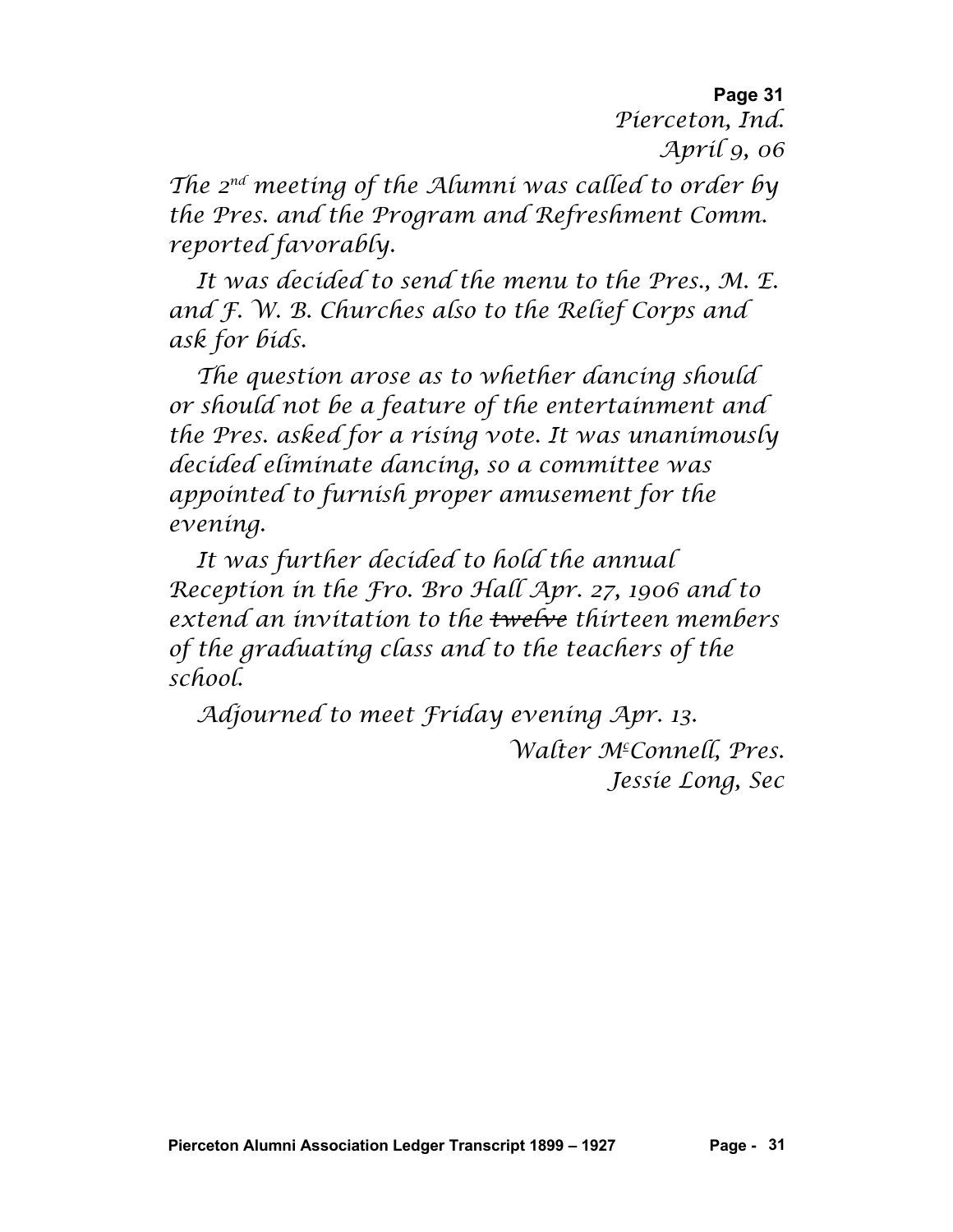Pierceton, Ind.
April 9, 06

The 2nd meeting of the Alumni was called to order by the Pres. and the Program and Refreshment Comm. reported favorably.

It was decided to send the menu to the Pres., M. E. and F. W. B. Churches also to the Relief Corps and ask for bids.

The question arose as to whether dancing should or should not be a feature of the entertainment and the Pres. asked for a rising vote. It was unanimously decided eliminate dancing, so a committee was appointed to furnish proper amusement for the evening.

It was further decided to hold the annual Reception in the Fro. Bro Hall Apr. 27, 1906 and to extend an invitation to the ~~twelve~~ thirteen members of the graduating class and to the teachers of the school.

Adjourned to meet Friday evening Apr. 13.

Walter McConnell, Pres.
Jessie Long, Sec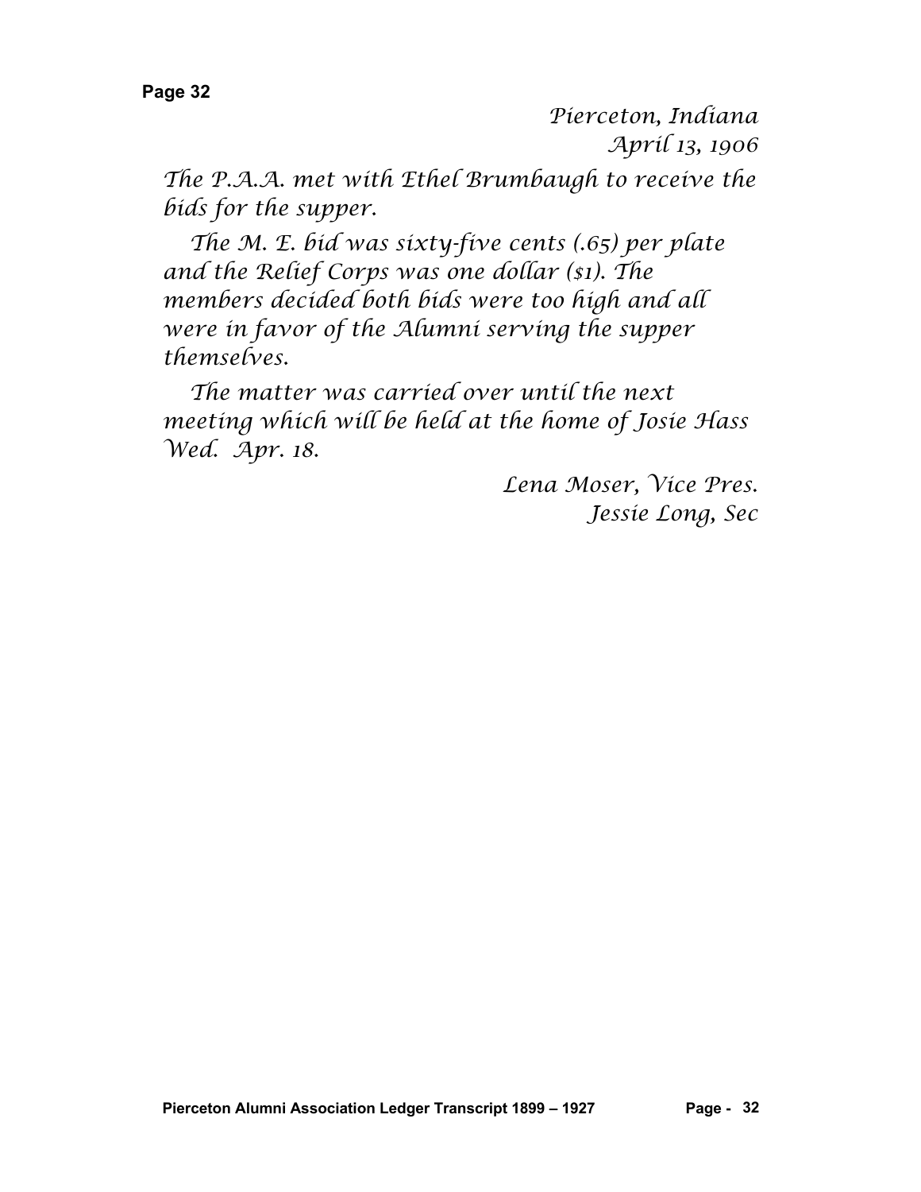*Pierceton, Indiana*
*April 13, 1906*

*The P.A.A. met with Ethel Brumbaugh to receive the bids for the supper.*

*The M. E. bid was sixty-five cents (.65) per plate and the Relief Corps was one dollar ($1). The members decided both bids were too high and all were in favor of the Alumni serving the supper themselves.*

*The matter was carried over until the next meeting which will be held at the home of Josie Hass Wed. Apr. 18.*

*Lena Moser, Vice Pres.*
*Jessie Long, Sec*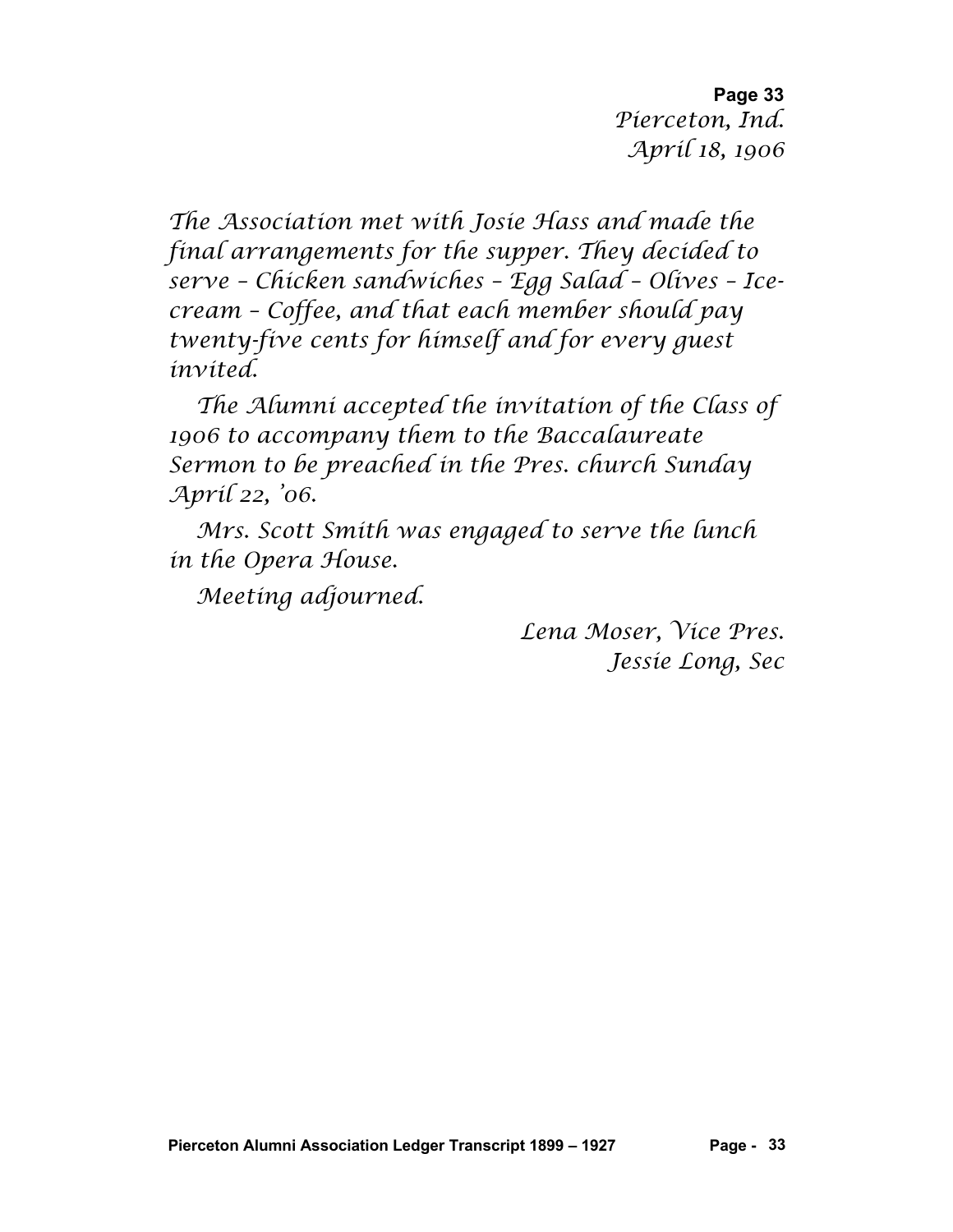Pierceton, Ind.
April 18, 1906

The Association met with Josie Hass and made the final arrangements for the supper. They decided to serve – Chicken sandwiches – Egg Salad – Olives – Ice-cream – Coffee, and that each member should pay twenty-five cents for himself and for every guest invited.

The Alumni accepted the invitation of the Class of 1906 to accompany them to the Baccalaureate Sermon to be preached in the Pres. church Sunday April 22, '06.

Mrs. Scott Smith was engaged to serve the lunch in the Opera House.

Meeting adjourned.

Lena Moser, Vice Pres.
Jessie Long, Sec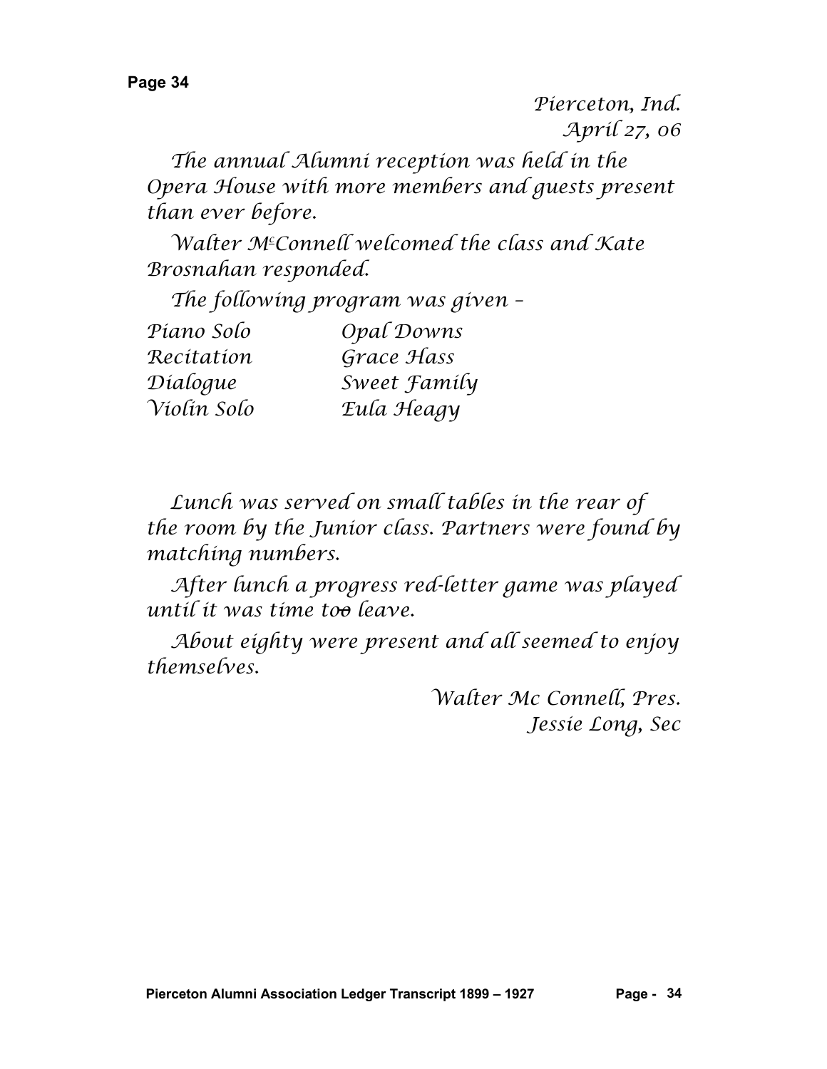Pierceton, Ind.
April 27, 06

The annual Alumni reception was held in the Opera House with more members and guests present than ever before.

Walter M^c^Connell welcomed the class and Kate Brosnahan responded.

The following program was given –

| | |
|---|---|
| Piano Solo | Opal Downs |
| Recitation | Grace Hass |
| Dialogue | Sweet Family |
| Violin Solo | Eula Heagy |

Lunch was served on small tables in the rear of the room by the Junior class. Partners were found by matching numbers.

After lunch a progress red-letter game was played until it was time to~~o~~ leave.

About eighty were present and all seemed to enjoy themselves.

Walter Mc Connell, Pres.
Jessie Long, Sec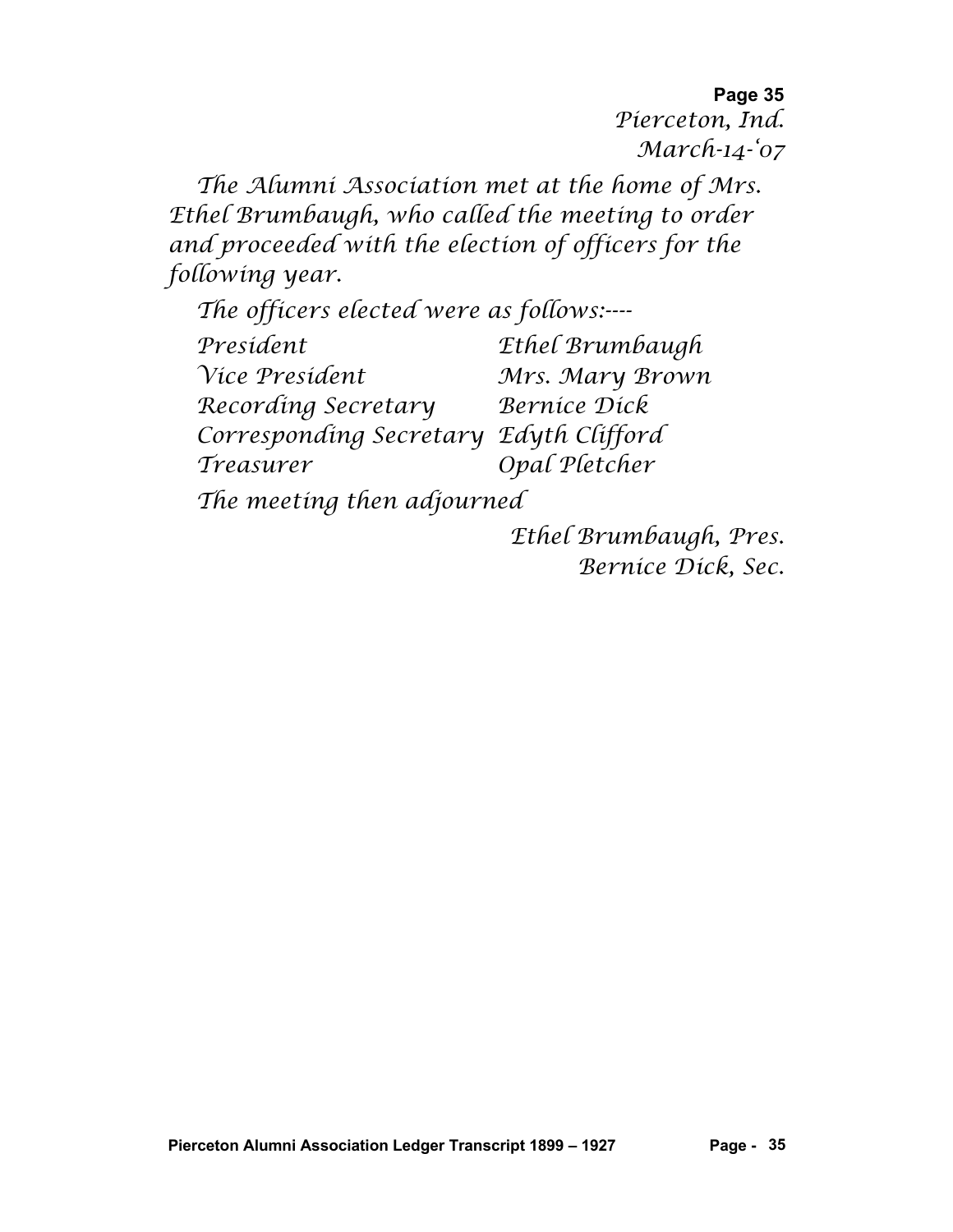Pierceton, Ind.
March-14-'07

The Alumni Association met at the home of Mrs. Ethel Brumbaugh, who called the meeting to order and proceeded with the election of officers for the following year.

The officers elected were as follows:----

| | |
|---|---|
| President | Ethel Brumbaugh |
| Vice President | Mrs. Mary Brown |
| Recording Secretary | Bernice Dick |
| Corresponding Secretary | Edyth Clifford |
| Treasurer | Opal Pletcher |

The meeting then adjourned

Ethel Brumbaugh, Pres.
Bernice Dick, Sec.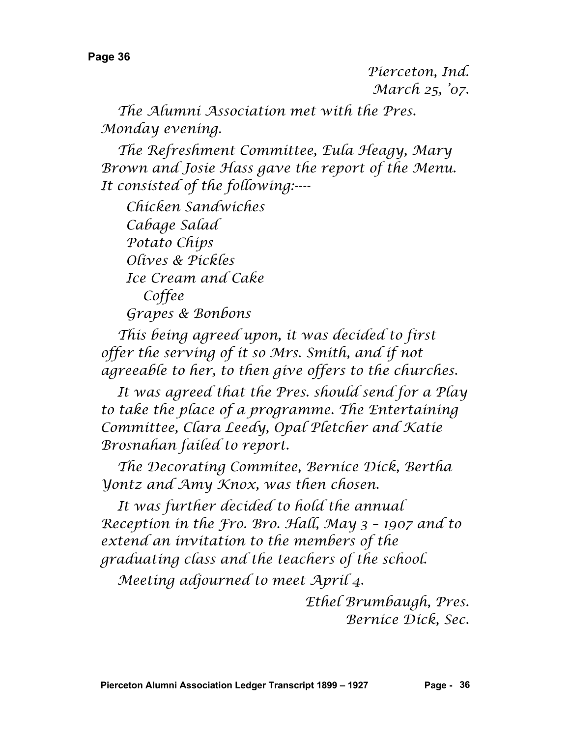*Pierceton, Ind.*
*March 25, '07.*

*The Alumni Association met with the Pres. Monday evening.*

*The Refreshment Committee, Eula Heagy, Mary Brown and Josie Hass gave the report of the Menu. It consisted of the following:----*

*Chicken Sandwiches*
*Cabage Salad*
*Potato Chips*
*Olives & Pickles*
*Ice Cream and Cake*
*Coffee*
*Grapes & Bonbons*

*This being agreed upon, it was decided to first offer the serving of it so Mrs. Smith, and if not agreeable to her, to then give offers to the churches.*

*It was agreed that the Pres. should send for a Play to take the place of a programme. The Entertaining Committee, Clara Leedy, Opal Pletcher and Katie Brosnahan failed to report.*

*The Decorating Commitee, Bernice Dick, Bertha Yontz and Amy Knox, was then chosen.*

*It was further decided to hold the annual Reception in the Fro. Bro. Hall, May 3 – 1907 and to extend an invitation to the members of the graduating class and the teachers of the school.*

*Meeting adjourned to meet April 4.*

*Ethel Brumbaugh, Pres.*
*Bernice Dick, Sec.*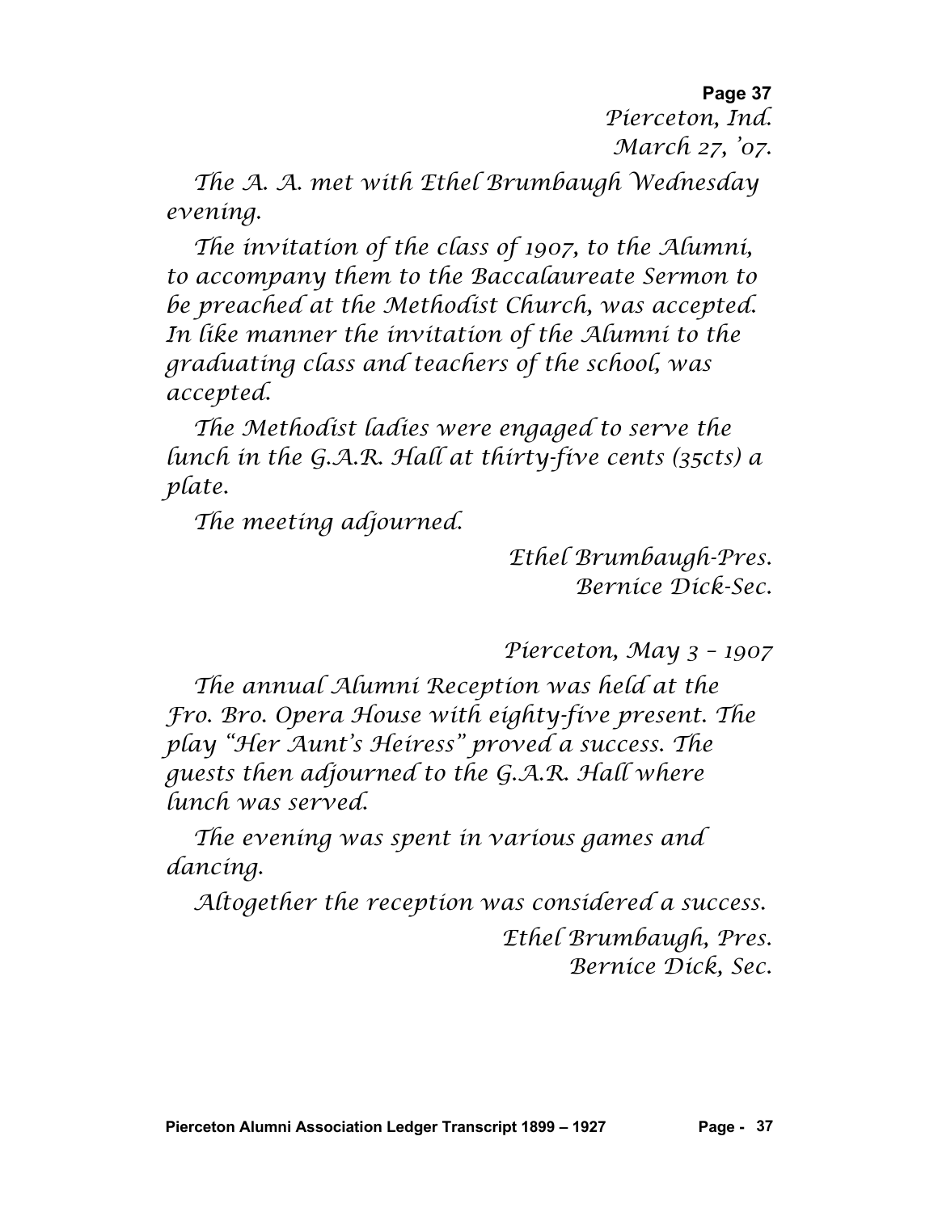Pierceton, Ind.
March 27, '07.

The A. A. met with Ethel Brumbaugh Wednesday evening.

The invitation of the class of 1907, to the Alumni, to accompany them to the Baccalaureate Sermon to be preached at the Methodist Church, was accepted. In like manner the invitation of the Alumni to the graduating class and teachers of the school, was accepted.

The Methodist ladies were engaged to serve the lunch in the G.A.R. Hall at thirty-five cents (35cts) a plate.

The meeting adjourned.

Ethel Brumbaugh-Pres.
Bernice Dick-Sec.

Pierceton, May 3 – 1907

The annual Alumni Reception was held at the Fro. Bro. Opera House with eighty-five present. The play "Her Aunt's Heiress" proved a success. The guests then adjourned to the G.A.R. Hall where lunch was served.

The evening was spent in various games and dancing.

Altogether the reception was considered a success.

Ethel Brumbaugh, Pres.
Bernice Dick, Sec.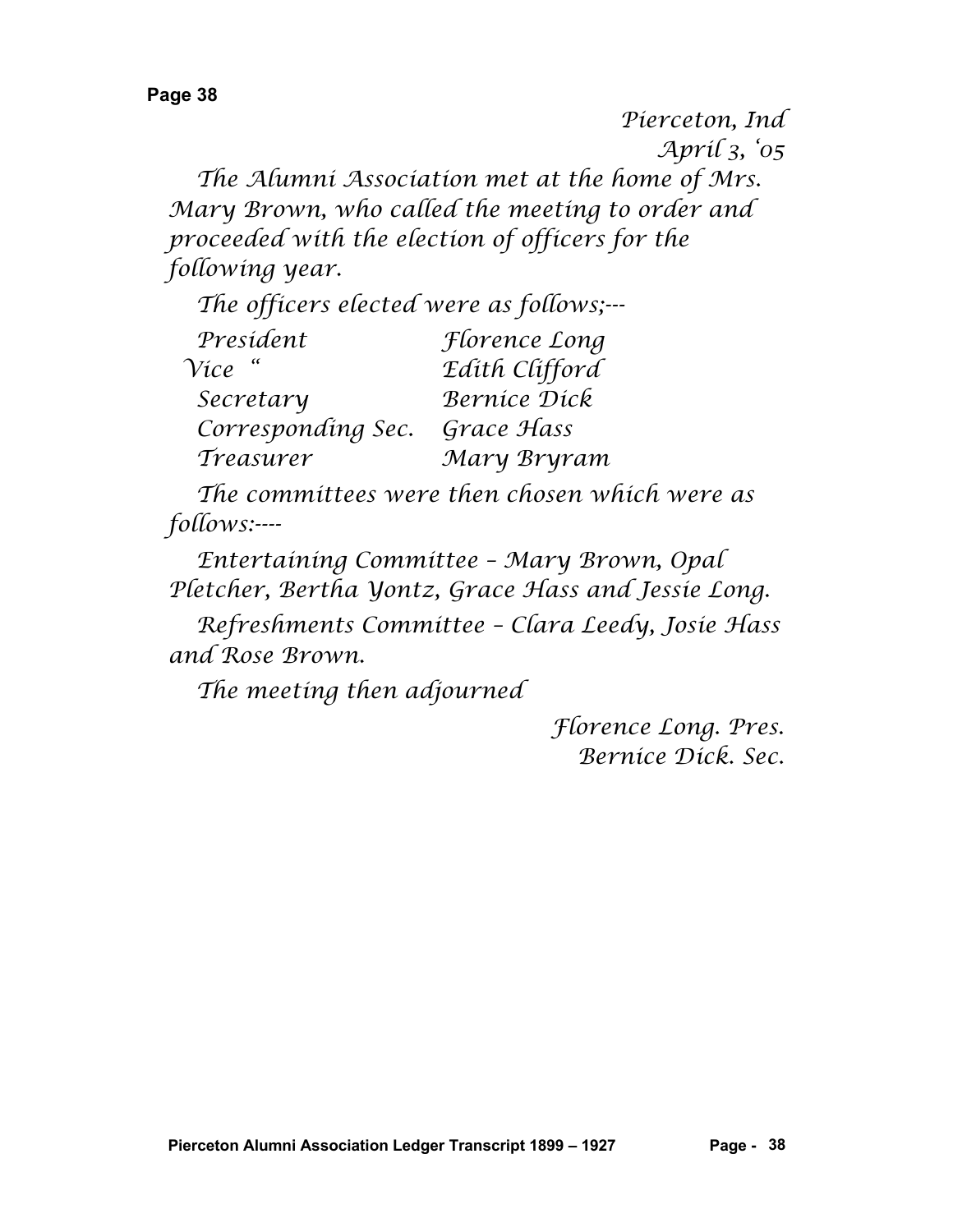Pierceton, Ind
April 3, '05

The Alumni Association met at the home of Mrs. Mary Brown, who called the meeting to order and proceeded with the election of officers for the following year.

The officers elected were as follows;---

| | |
|---|---|
| President | Florence Long |
| Vice " | Edith Clifford |
| Secretary | Bernice Dick |
| Corresponding Sec. | Grace Hass |
| Treasurer | Mary Bryram |

The committees were then chosen which were as follows:----

Entertaining Committee – Mary Brown, Opal Pletcher, Bertha Yontz, Grace Hass and Jessie Long.

Refreshments Committee – Clara Leedy, Josie Hass and Rose Brown.

The meeting then adjourned

Florence Long. Pres.
Bernice Dick. Sec.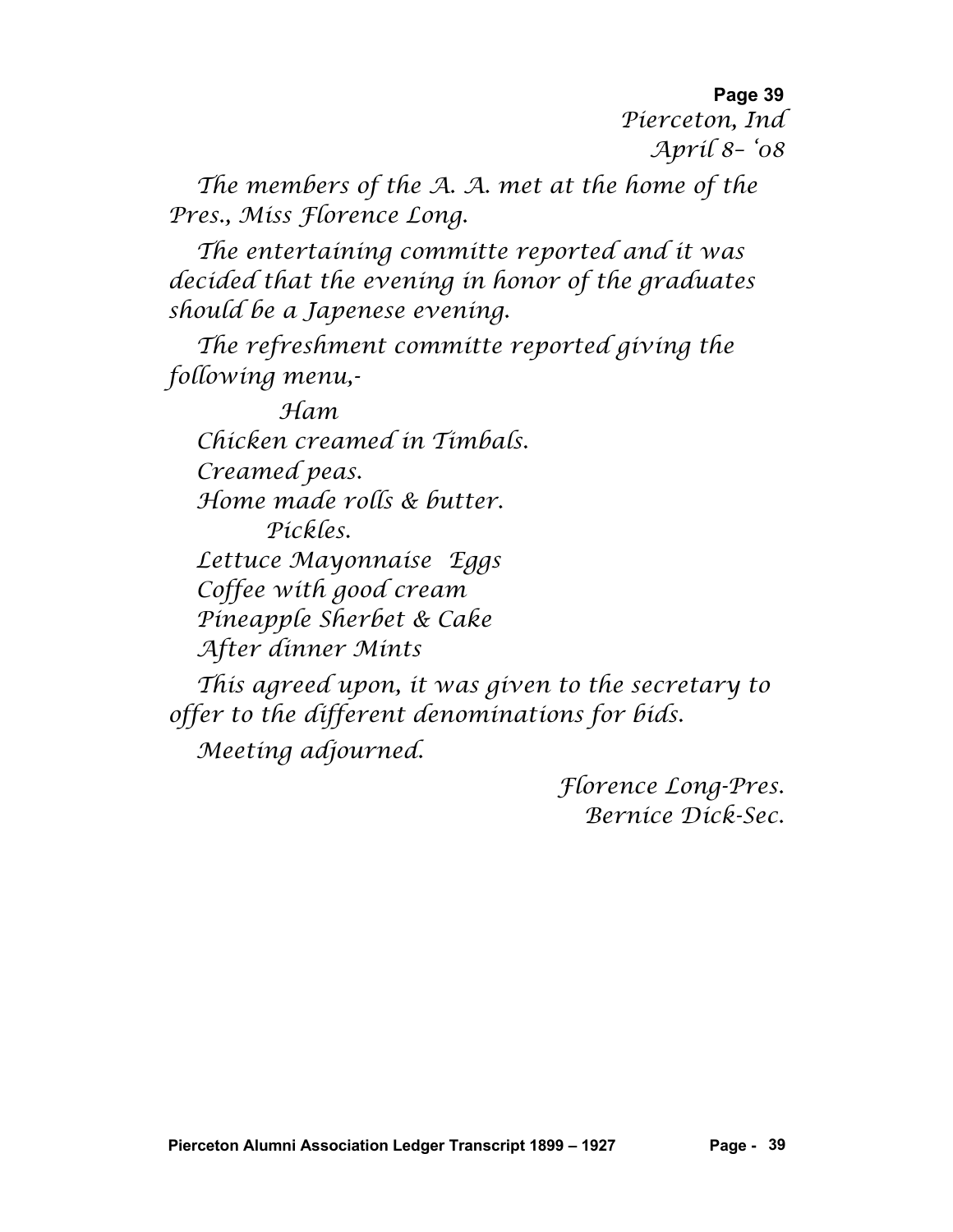Pierceton, Ind
April 8– '08

The members of the A. A. met at the home of the Pres., Miss Florence Long.

The entertaining committe reported and it was decided that the evening in honor of the graduates should be a Japenese evening.

The refreshment committe reported giving the following menu,-

Ham
Chicken creamed in Timbals.
Creamed peas.
Home made rolls & butter.
Pickles.
Lettuce Mayonnaise Eggs
Coffee with good cream
Pineapple Sherbet & Cake
After dinner Mints

This agreed upon, it was given to the secretary to offer to the different denominations for bids.

Meeting adjourned.

Florence Long-Pres.
Bernice Dick-Sec.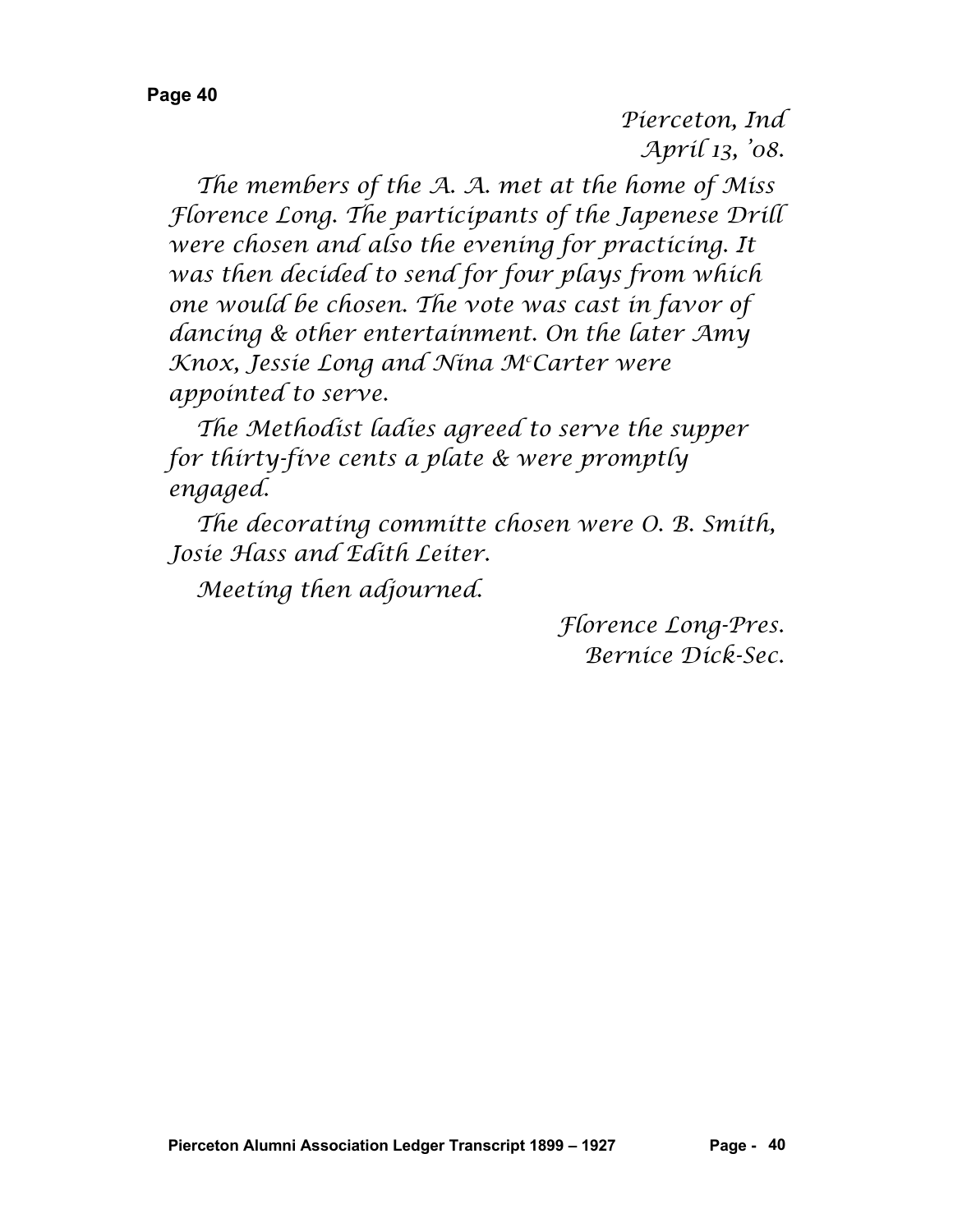Pierceton, Ind
April 13, '08.

The members of the A. A. met at the home of Miss Florence Long. The participants of the Japenese Drill were chosen and also the evening for practicing. It was then decided to send for four plays from which one would be chosen. The vote was cast in favor of dancing & other entertainment. On the later Amy Knox, Jessie Long and Nina McCarter were appointed to serve.

The Methodist ladies agreed to serve the supper for thirty-five cents a plate & were promptly engaged.

The decorating committe chosen were O. B. Smith, Josie Hass and Edith Leiter.

Meeting then adjourned.

Florence Long-Pres.
Bernice Dick-Sec.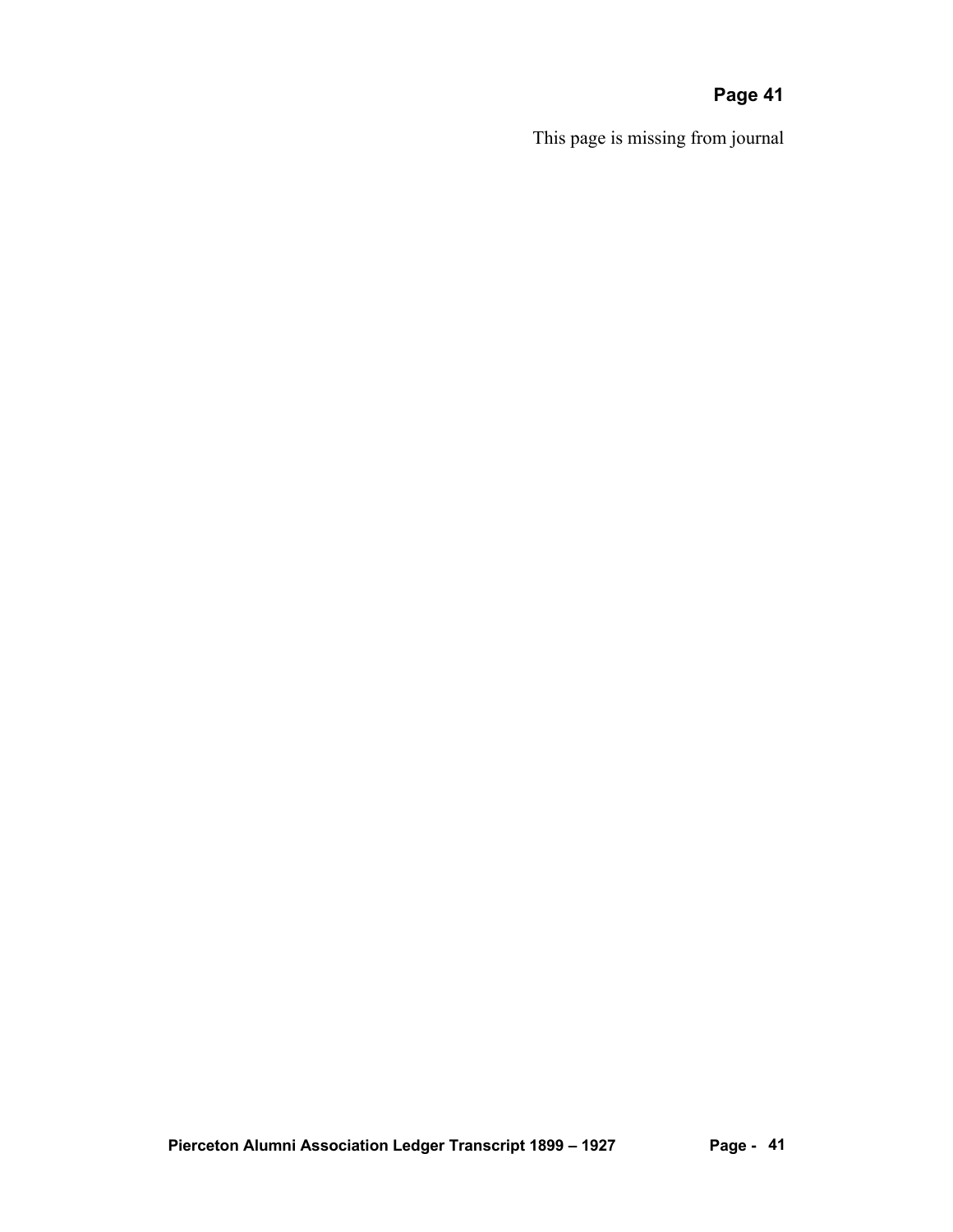**Page 41**

This page is missing from journal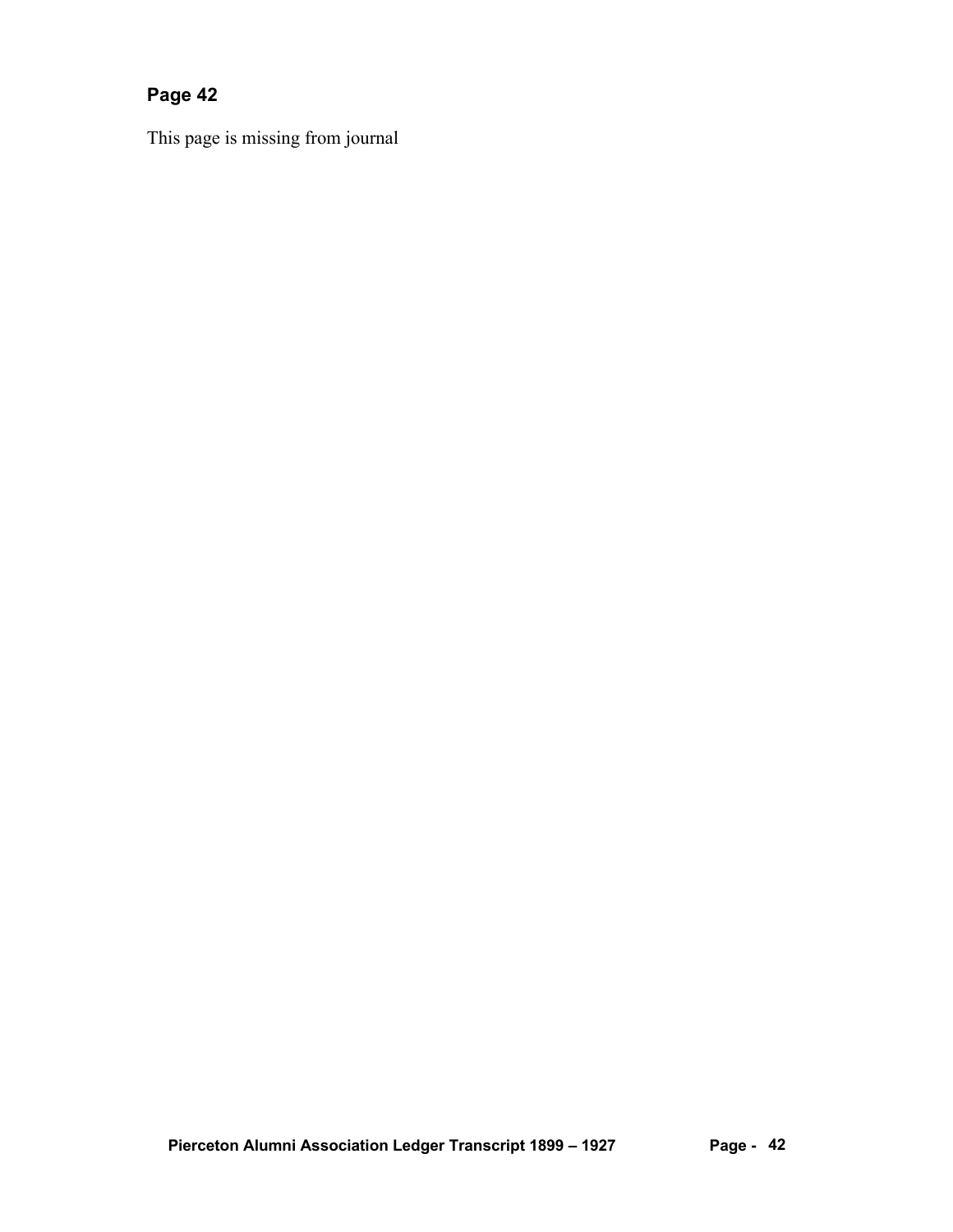## Page 42

This page is missing from journal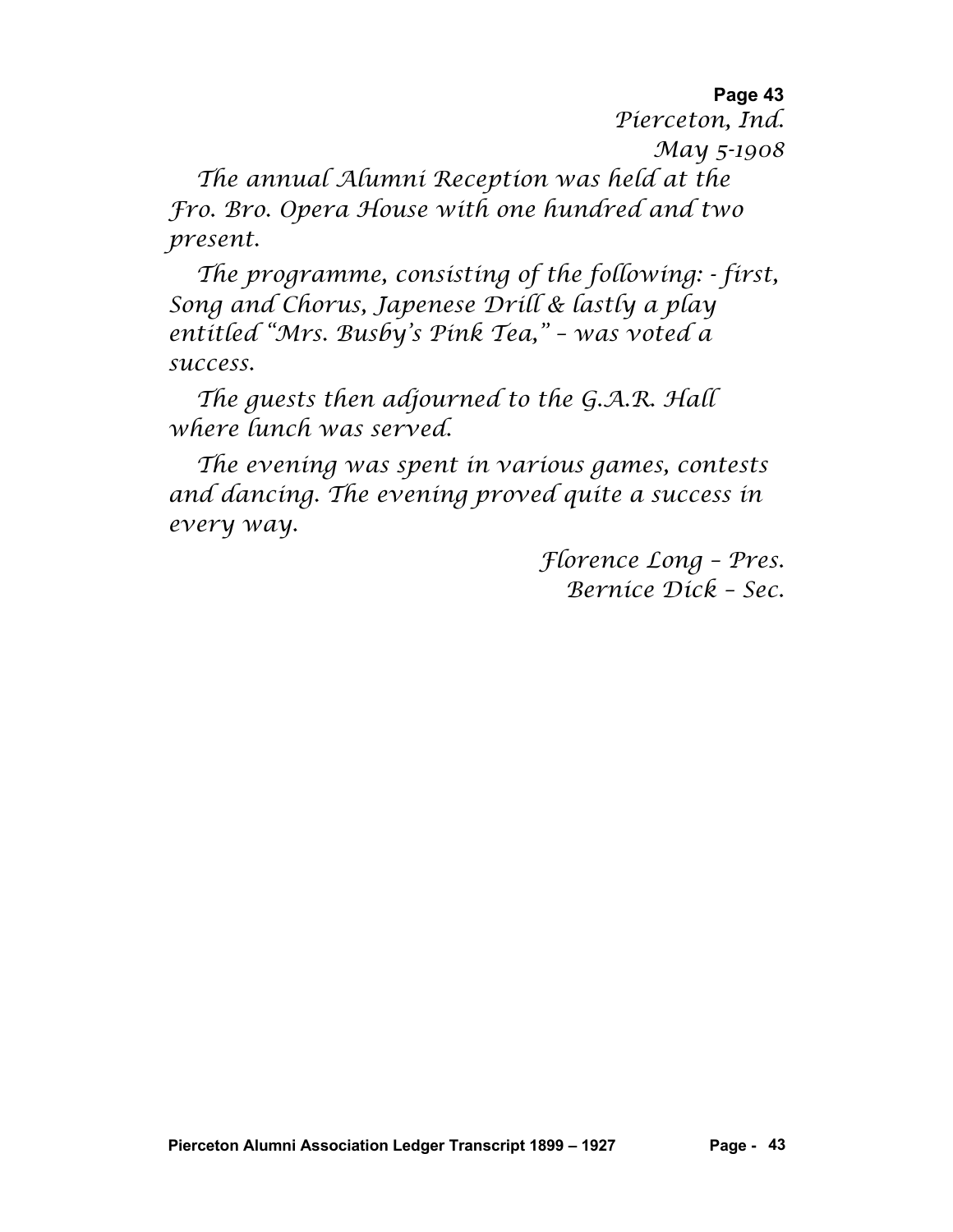**Page 43**

Pierceton, Ind.

May 5-1908

The annual Alumni Reception was held at the Fro. Bro. Opera House with one hundred and two present.

The programme, consisting of the following: - first, Song and Chorus, Japenese Drill & lastly a play entitled "Mrs. Busby's Pink Tea," – was voted a success.

The guests then adjourned to the G.A.R. Hall where lunch was served.

The evening was spent in various games, contests and dancing. The evening proved quite a success in every way.

Florence Long – Pres.

Bernice Dick – Sec.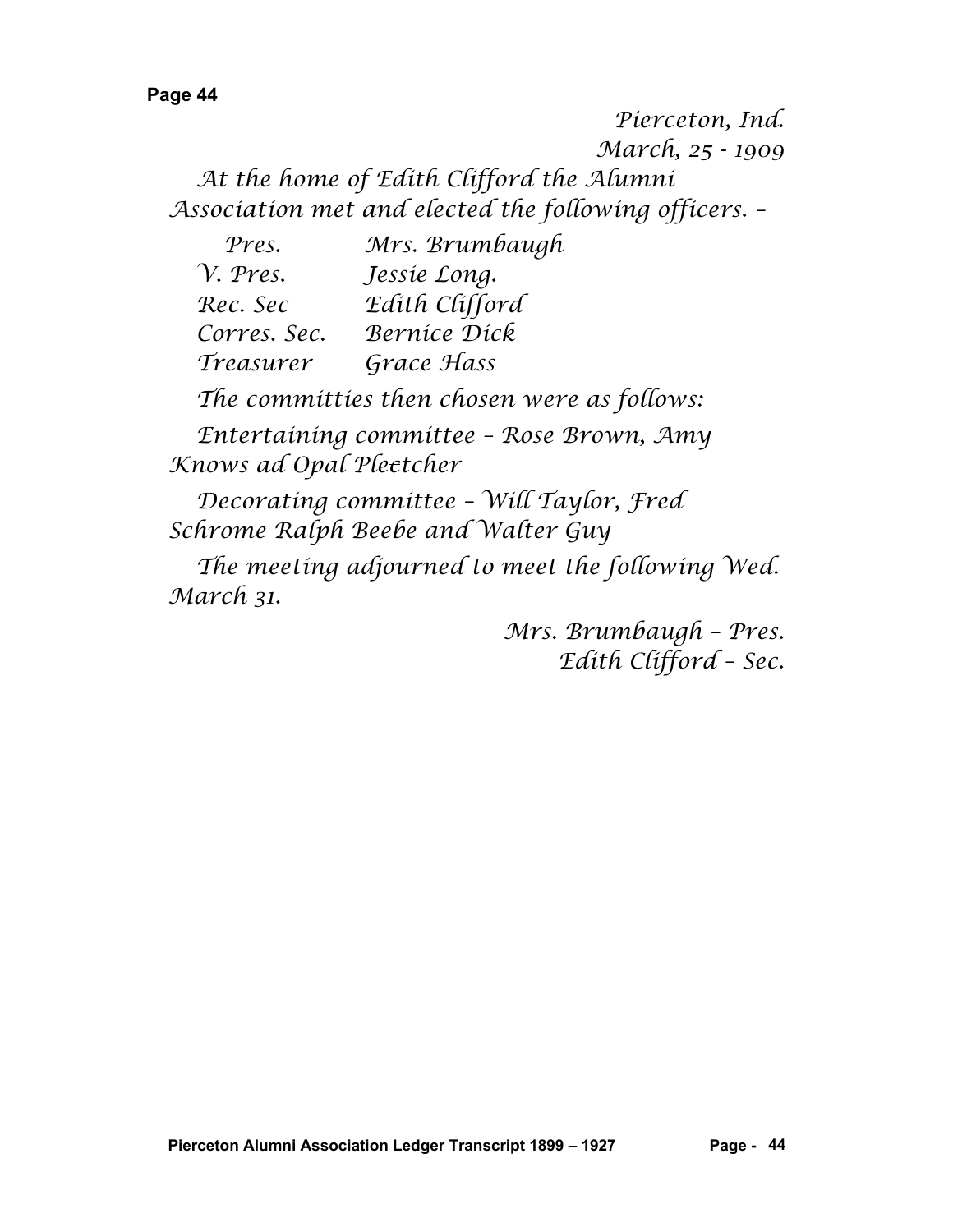Pierceton, Ind.
March, 25 - 1909

At the home of Edith Clifford the Alumni Association met and elected the following officers. –

| | |
|---|---|
| Pres. | Mrs. Brumbaugh |
| V. Pres. | Jessie Long. |
| Rec. Sec | Edith Clifford |
| Corres. Sec. | Bernice Dick |
| Treasurer | Grace Hass |

The committies then chosen were as follows:

Entertaining committee – Rose Brown, Amy Knows ad Opal Pleetcher

Decorating committee – Will Taylor, Fred Schrome Ralph Beebe and Walter Guy

The meeting adjourned to meet the following Wed. March 31.

Mrs. Brumbaugh – Pres.
Edith Clifford – Sec.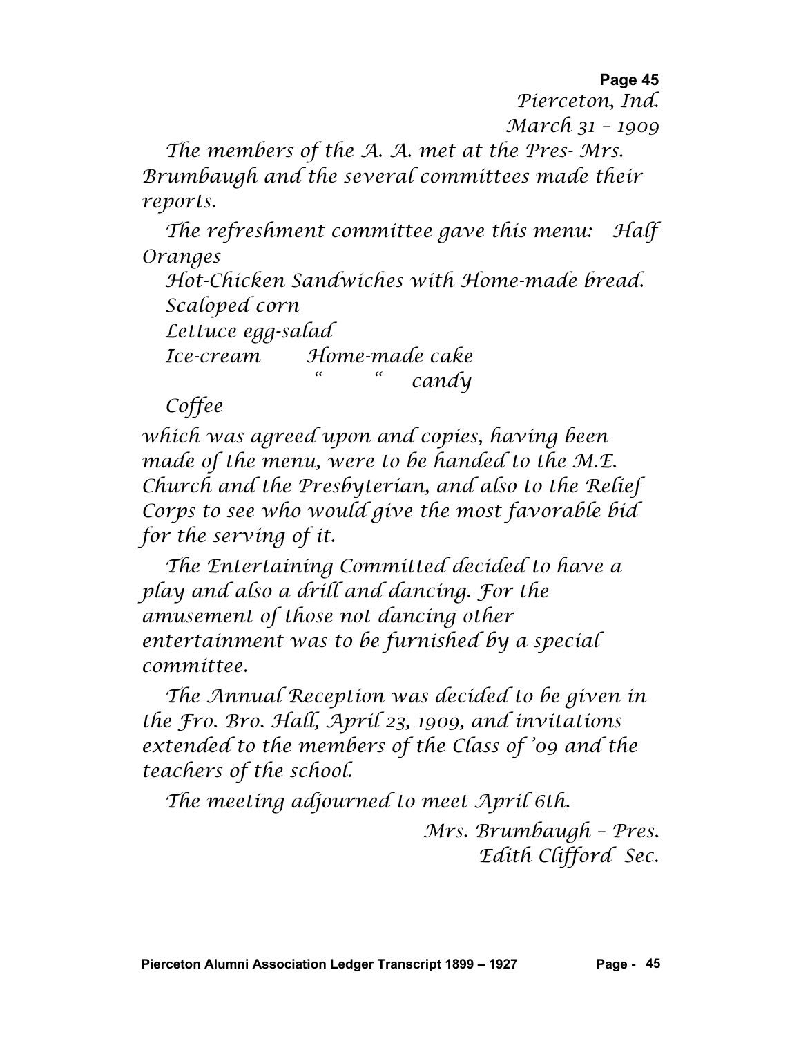Pierceton, Ind.
March 31 – 1909

The members of the A. A. met at the Pres- Mrs. Brumbaugh and the several committees made their reports.

The refreshment committee gave this menu: Half Oranges

Hot-Chicken Sandwiches with Home-made bread.
Scaloped corn
Lettuce egg-salad
Ice-cream Home-made cake
" " candy
Coffee

which was agreed upon and copies, having been made of the menu, were to be handed to the M.E. Church and the Presbyterian, and also to the Relief Corps to see who would give the most favorable bid for the serving of it.

The Entertaining Committed decided to have a play and also a drill and dancing. For the amusement of those not dancing other entertainment was to be furnished by a special committee.

The Annual Reception was decided to be given in the Fro. Bro. Hall, April 23, 1909, and invitations extended to the members of the Class of '09 and the teachers of the school.

The meeting adjourned to meet April 6th.

Mrs. Brumbaugh – Pres.
Edith Clifford Sec.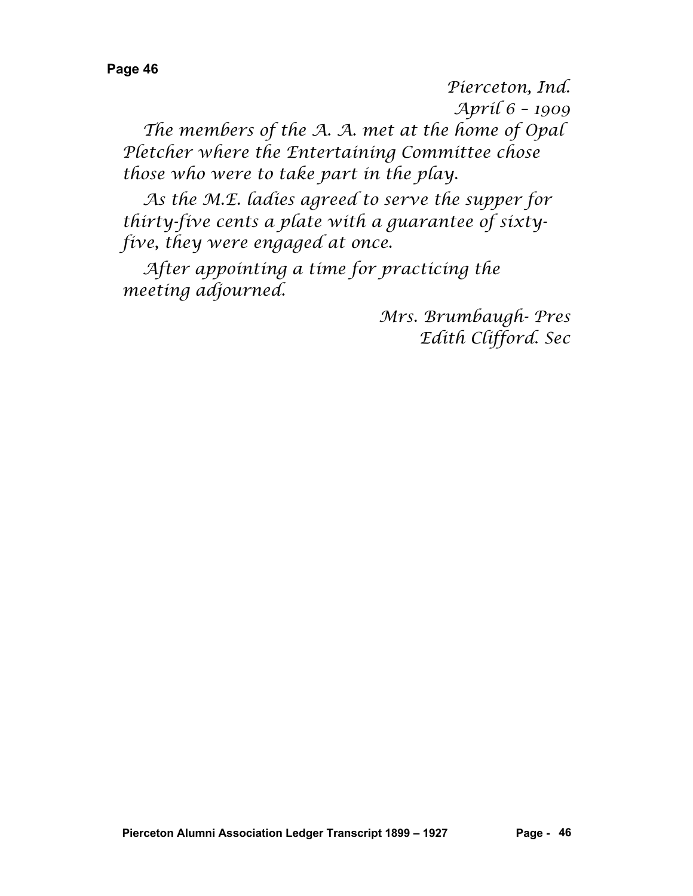Pierceton, Ind.
April 6 – 1909

The members of the A. A. met at the home of Opal Pletcher where the Entertaining Committee chose those who were to take part in the play.

As the M.E. ladies agreed to serve the supper for thirty-five cents a plate with a guarantee of sixty-five, they were engaged at once.

After appointing a time for practicing the meeting adjourned.

Mrs. Brumbaugh- Pres
Edith Clifford. Sec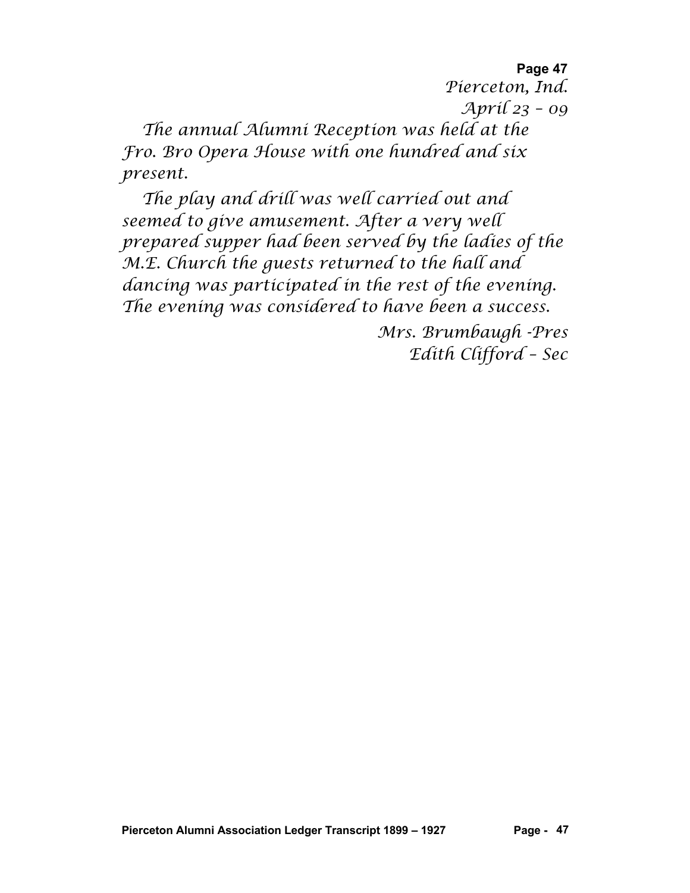Pierceton, Ind.
April 23 – 09

The annual Alumni Reception was held at the Fro. Bro Opera House with one hundred and six present.

The play and drill was well carried out and seemed to give amusement. After a very well prepared supper had been served by the ladies of the M.E. Church the guests returned to the hall and dancing was participated in the rest of the evening. The evening was considered to have been a success.

Mrs. Brumbaugh -Pres
Edith Clifford – Sec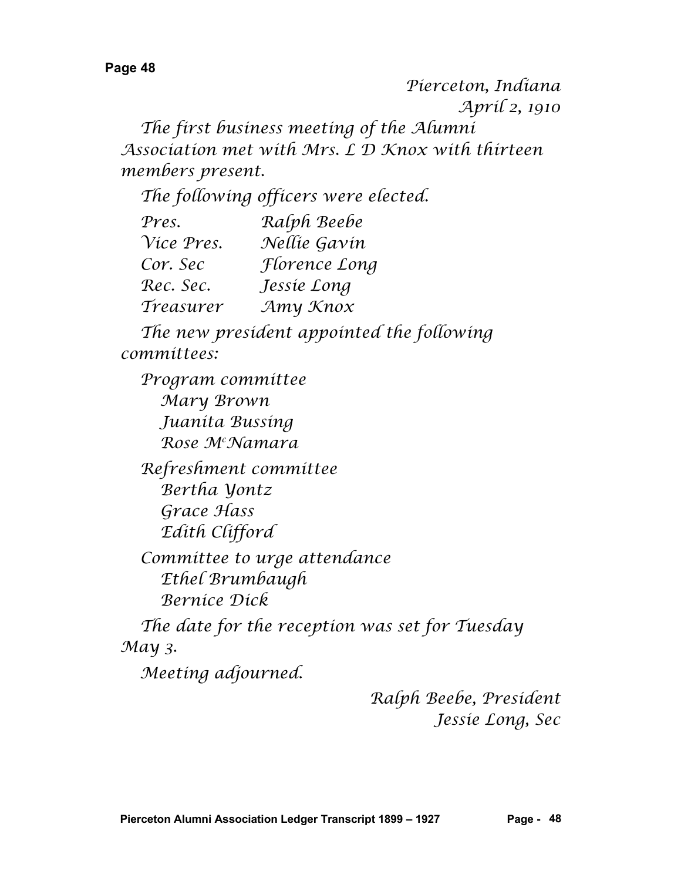Pierceton, Indiana
April 2, 1910

The first business meeting of the Alumni Association met with Mrs. L D Knox with thirteen members present.

The following officers were elected.

| | |
|---|---|
| Pres. | Ralph Beebe |
| Vice Pres. | Nellie Gavin |
| Cor. Sec | Florence Long |
| Rec. Sec. | Jessie Long |
| Treasurer | Amy Knox |

The new president appointed the following committees:

Program committee
- Mary Brown
- Juanita Bussing
- Rose McNamara

Refreshment committee
- Bertha Yontz
- Grace Hass
- Edith Clifford

Committee to urge attendance
- Ethel Brumbaugh
- Bernice Dick

The date for the reception was set for Tuesday May 3.

Meeting adjourned.

Ralph Beebe, President
Jessie Long, Sec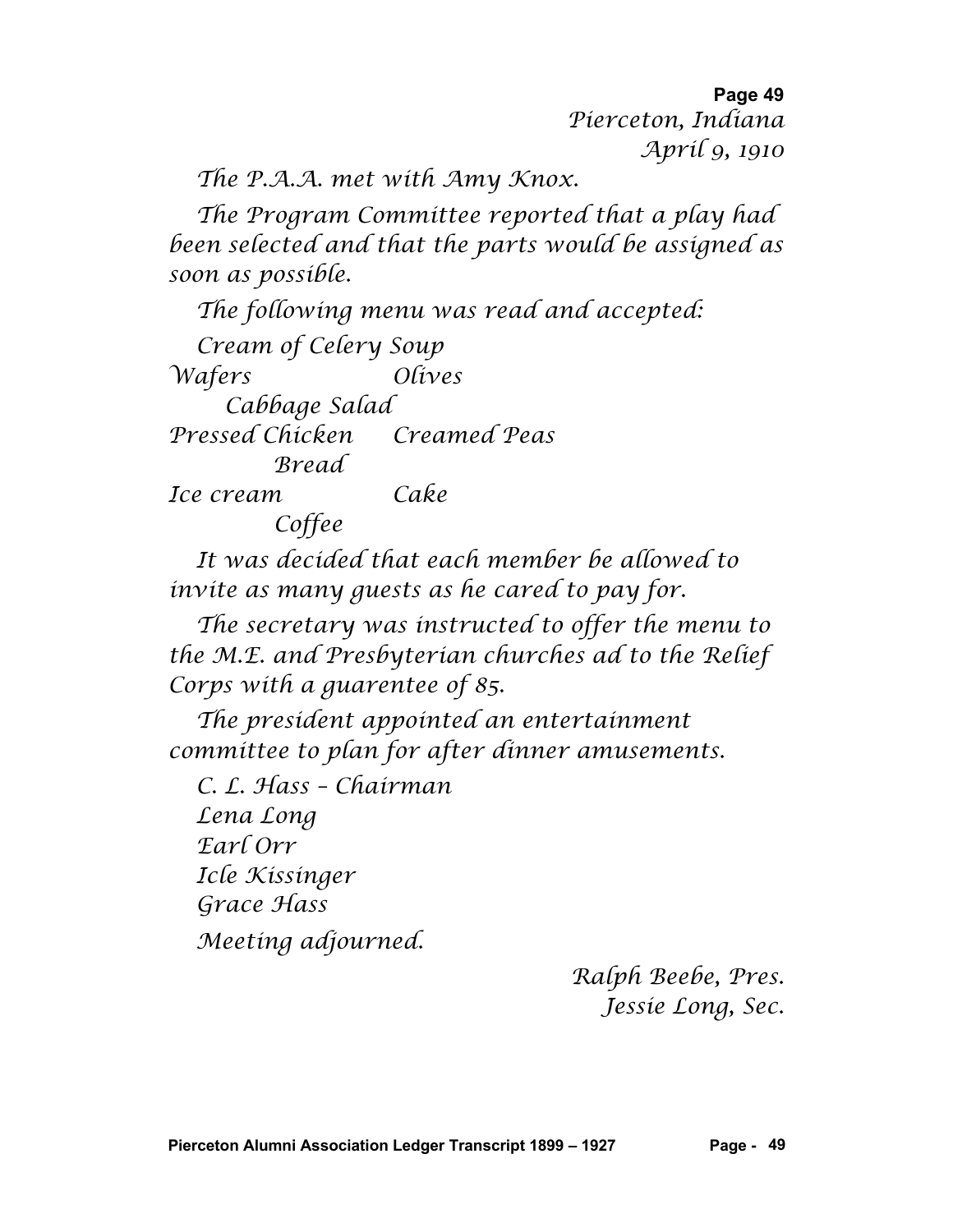Pierceton, Indiana
April 9, 1910

The P.A.A. met with Amy Knox.

The Program Committee reported that a play had been selected and that the parts would be assigned as soon as possible.

The following menu was read and accepted:

Cream of Celery Soup
Wafers Olives
Cabbage Salad
Pressed Chicken Creamed Peas
Bread
Ice cream Cake
Coffee

It was decided that each member be allowed to invite as many guests as he cared to pay for.

The secretary was instructed to offer the menu to the M.E. and Presbyterian churches ad to the Relief Corps with a guarentee of 85.

The president appointed an entertainment committee to plan for after dinner amusements.

C. L. Hass – Chairman
Lena Long
Earl Orr
Icle Kissinger
Grace Hass

Meeting adjourned.

Ralph Beebe, Pres.
Jessie Long, Sec.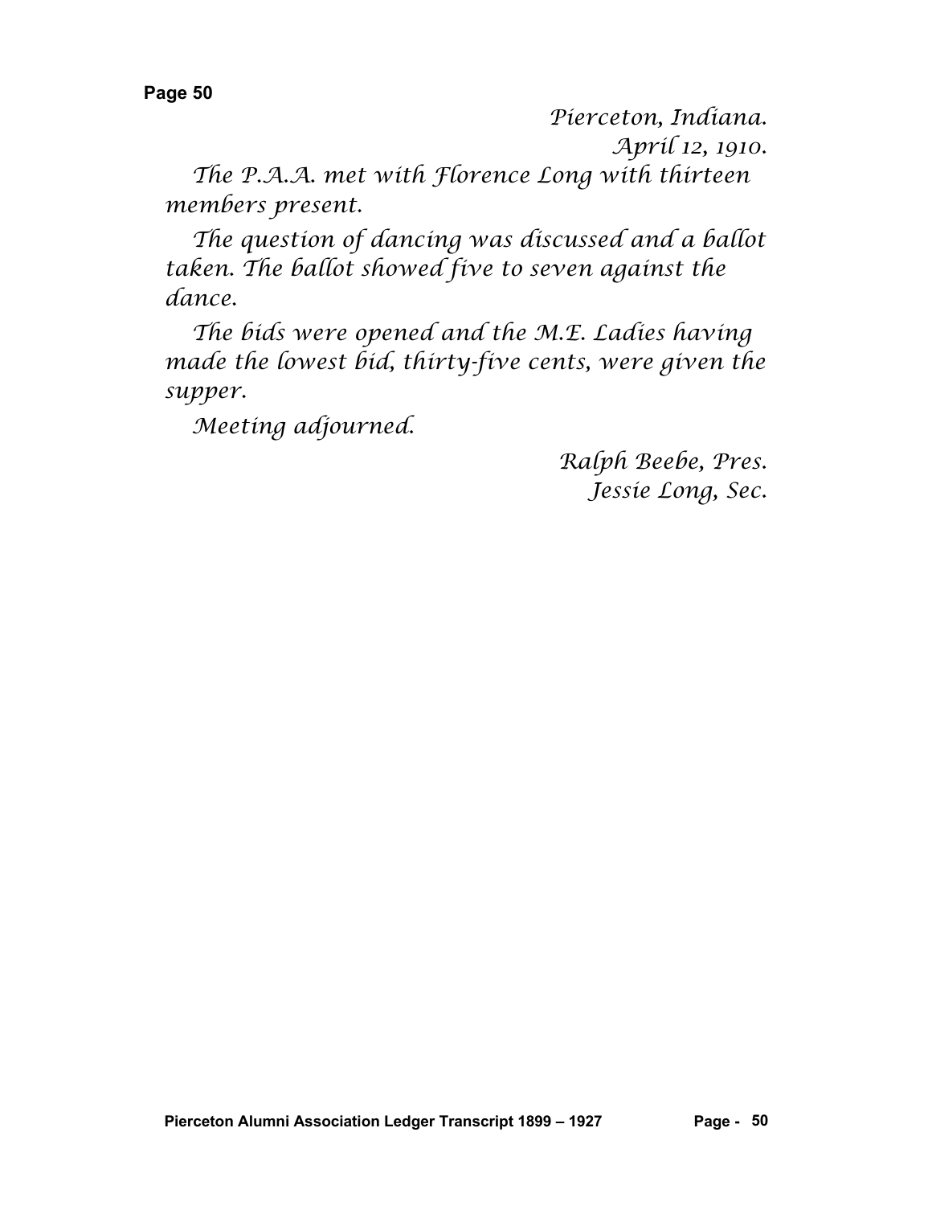Pierceton, Indiana.
April 12, 1910.

The P.A.A. met with Florence Long with thirteen members present.

The question of dancing was discussed and a ballot taken. The ballot showed five to seven against the dance.

The bids were opened and the M.E. Ladies having made the lowest bid, thirty-five cents, were given the supper.

Meeting adjourned.

Ralph Beebe, Pres.
Jessie Long, Sec.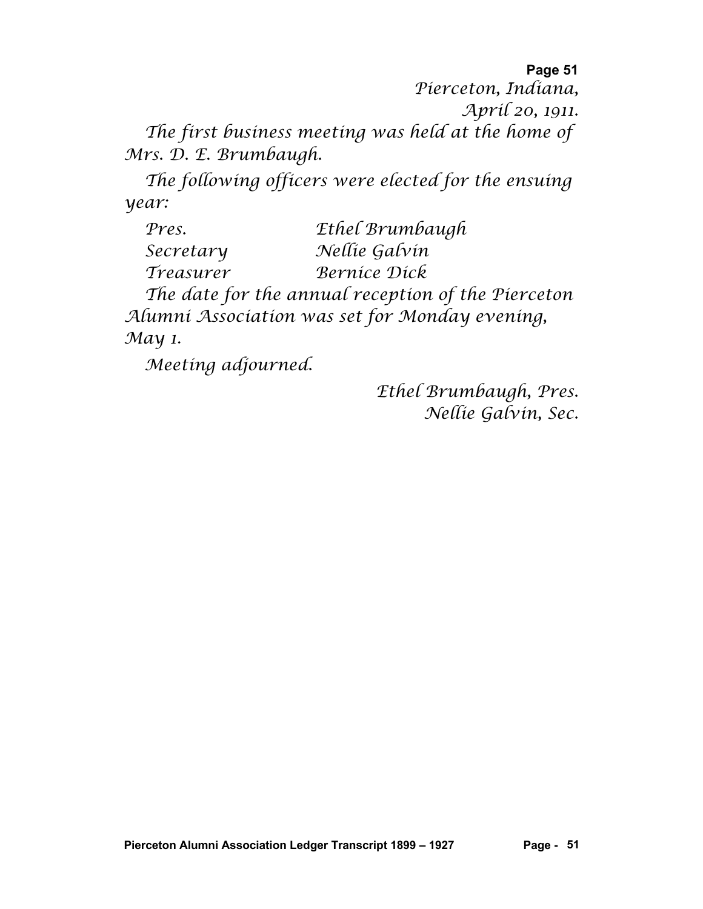Pierceton, Indiana,

April 20, 1911.

*The first business meeting was held at the home of Mrs. D. E. Brumbaugh.*

*The following officers were elected for the ensuing year:*

| | |
|---|---|
| *Pres.* | *Ethel Brumbaugh* |
| *Secretary* | *Nellie Galvin* |
| *Treasurer* | *Bernice Dick* |

*The date for the annual reception of the Pierceton Alumni Association was set for Monday evening, May 1.*

*Meeting adjourned.*

*Ethel Brumbaugh, Pres.*

*Nellie Galvin, Sec.*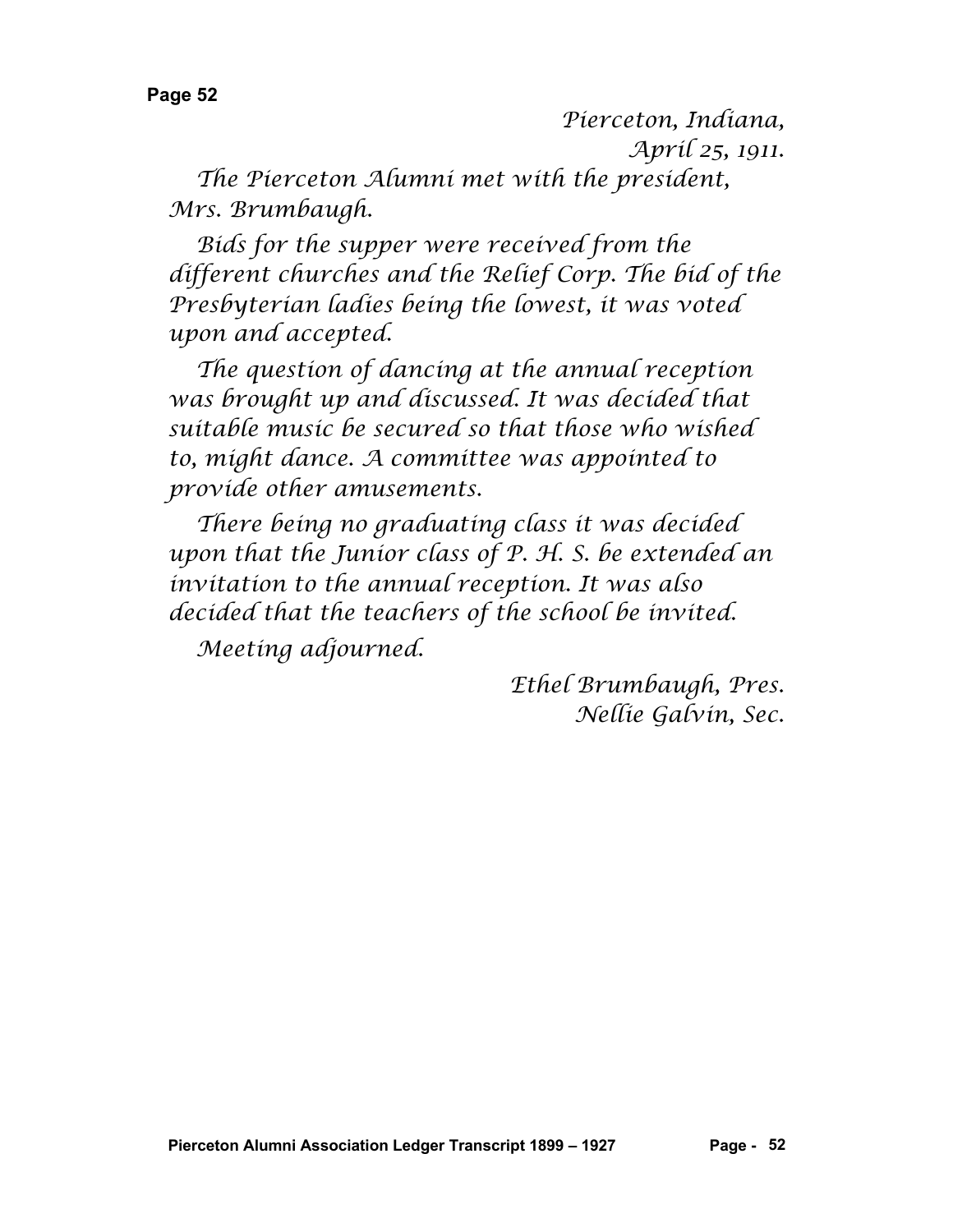*Pierceton, Indiana,*
*April 25, 1911.*

*The Pierceton Alumni met with the president, Mrs. Brumbaugh.*

*Bids for the supper were received from the different churches and the Relief Corp. The bid of the Presbyterian ladies being the lowest, it was voted upon and accepted.*

*The question of dancing at the annual reception was brought up and discussed. It was decided that suitable music be secured so that those who wished to, might dance. A committee was appointed to provide other amusements.*

*There being no graduating class it was decided upon that the Junior class of P. H. S. be extended an invitation to the annual reception. It was also decided that the teachers of the school be invited.*

*Meeting adjourned.*

*Ethel Brumbaugh, Pres.*
*Nellie Galvin, Sec.*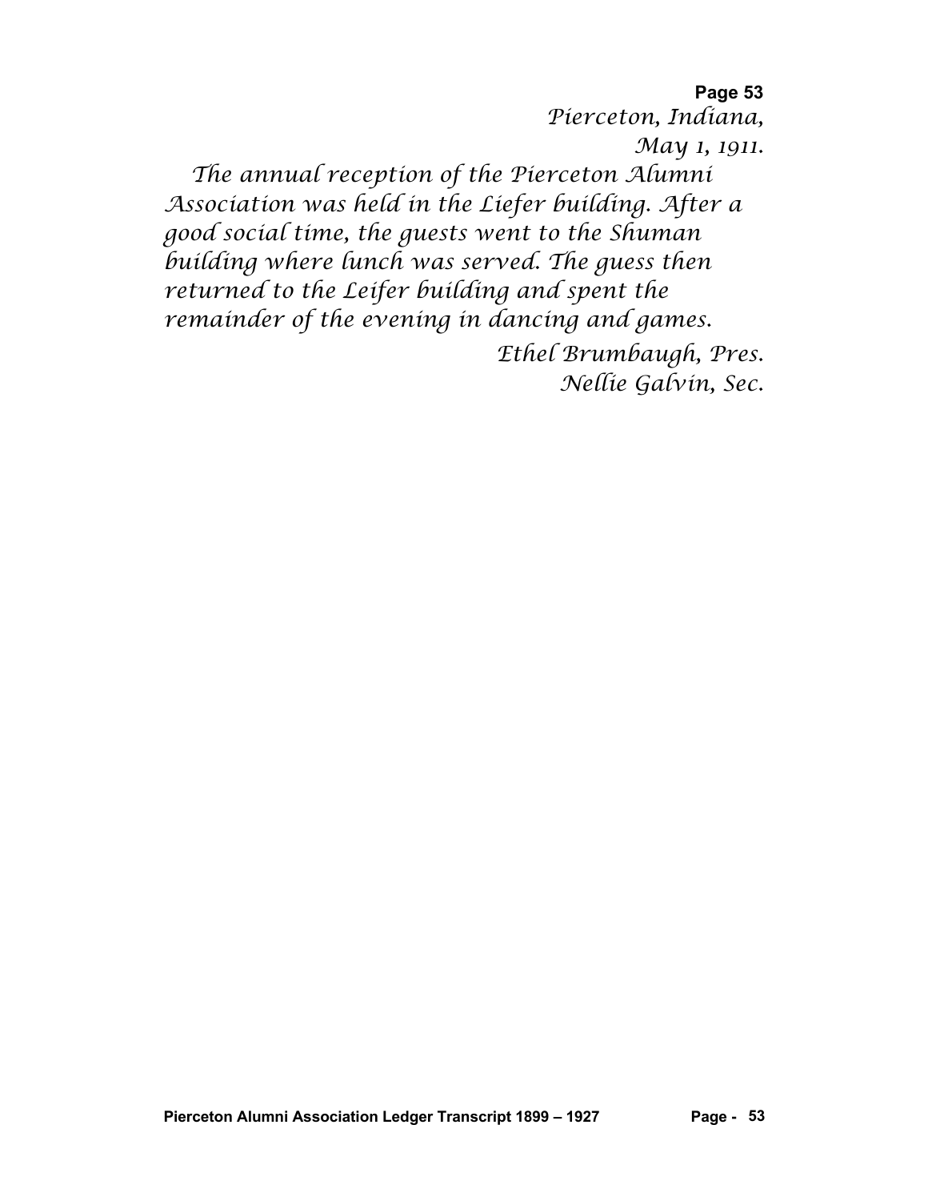**Page 53**

*Pierceton, Indiana,*
*May 1, 1911.*

*The annual reception of the Pierceton Alumni Association was held in the Liefer building. After a good social time, the guests went to the Shuman building where lunch was served. The guess then returned to the Leifer building and spent the remainder of the evening in dancing and games.*

*Ethel Brumbaugh, Pres.*
*Nellie Galvin, Sec.*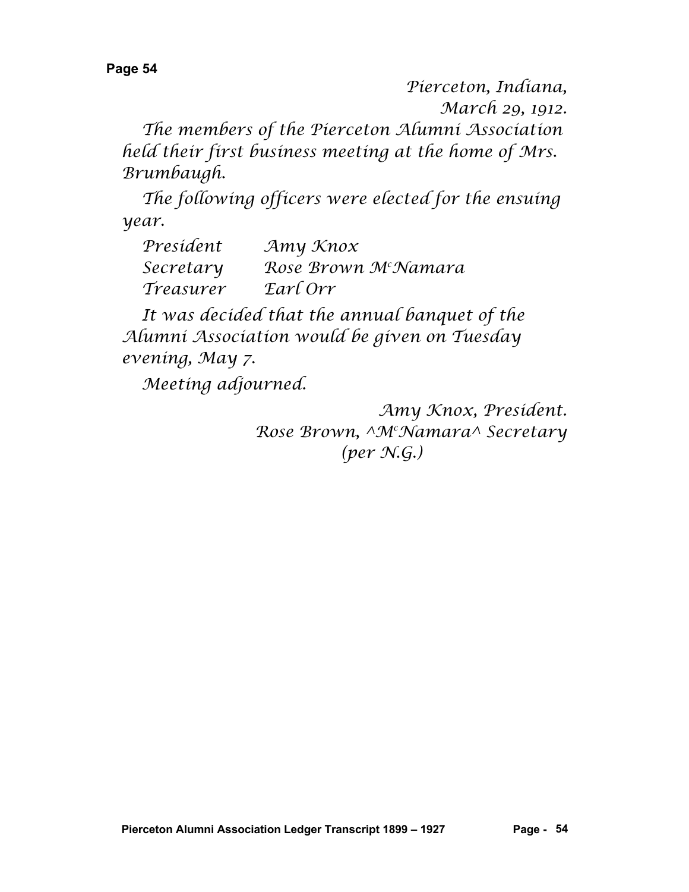Pierceton, Indiana,
March 29, 1912.

The members of the Pierceton Alumni Association held their first business meeting at the home of Mrs. Brumbaugh.

The following officers were elected for the ensuing year.

| | |
|---|---|
| President | Amy Knox |
| Secretary | Rose Brown McNamara |
| Treasurer | Earl Orr |

It was decided that the annual banquet of the Alumni Association would be given on Tuesday evening, May 7.

Meeting adjourned.

Amy Knox, President.
Rose Brown, ^McNamara^ Secretary
(per N.G.)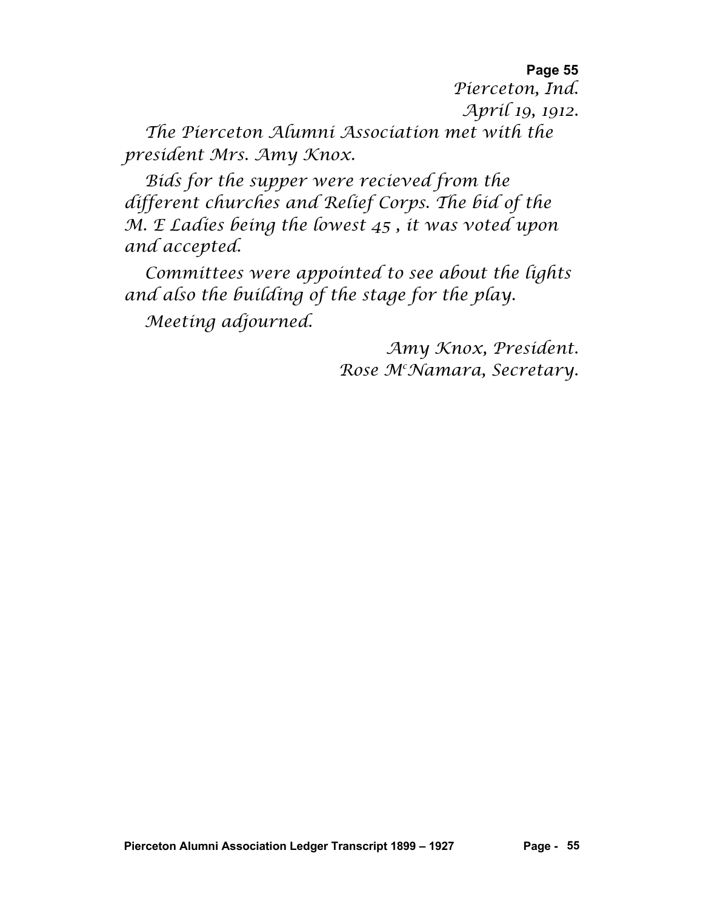**Page 55**

Pierceton, Ind.
April 19, 1912.

The Pierceton Alumni Association met with the president Mrs. Amy Knox.

Bids for the supper were recieved from the different churches and Relief Corps. The bid of the M. E Ladies being the lowest 45 , it was voted upon and accepted.

Committees were appointed to see about the lights and also the building of the stage for the play.

Meeting adjourned.

Amy Knox, President.
Rose McNamara, Secretary.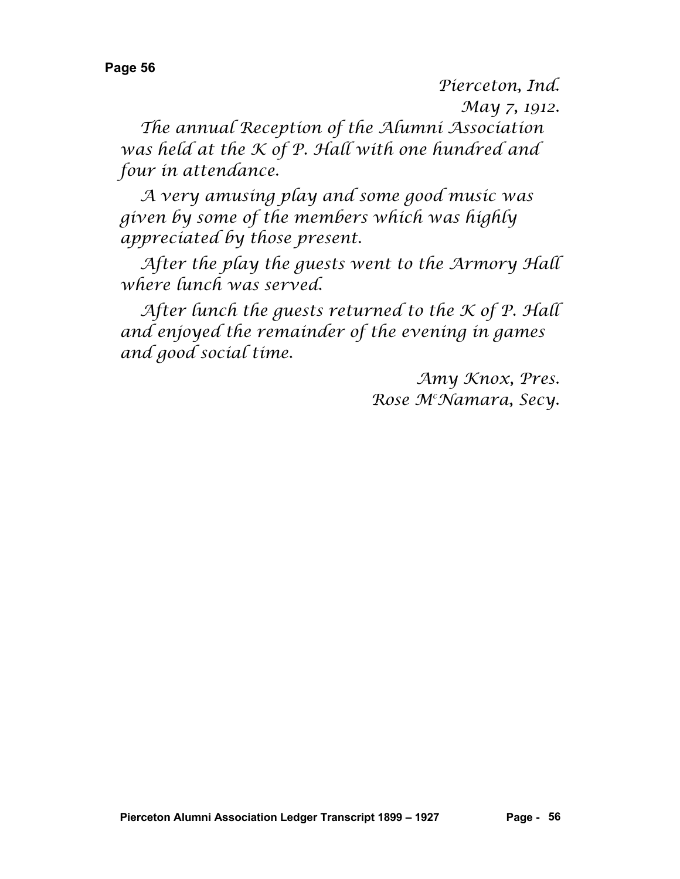Pierceton, Ind.
May 7, 1912.

The annual Reception of the Alumni Association was held at the K of P. Hall with one hundred and four in attendance.

A very amusing play and some good music was given by some of the members which was highly appreciated by those present.

After the play the guests went to the Armory Hall where lunch was served.

After lunch the guests returned to the K of P. Hall and enjoyed the remainder of the evening in games and good social time.

Amy Knox, Pres.
Rose McNamara, Secy.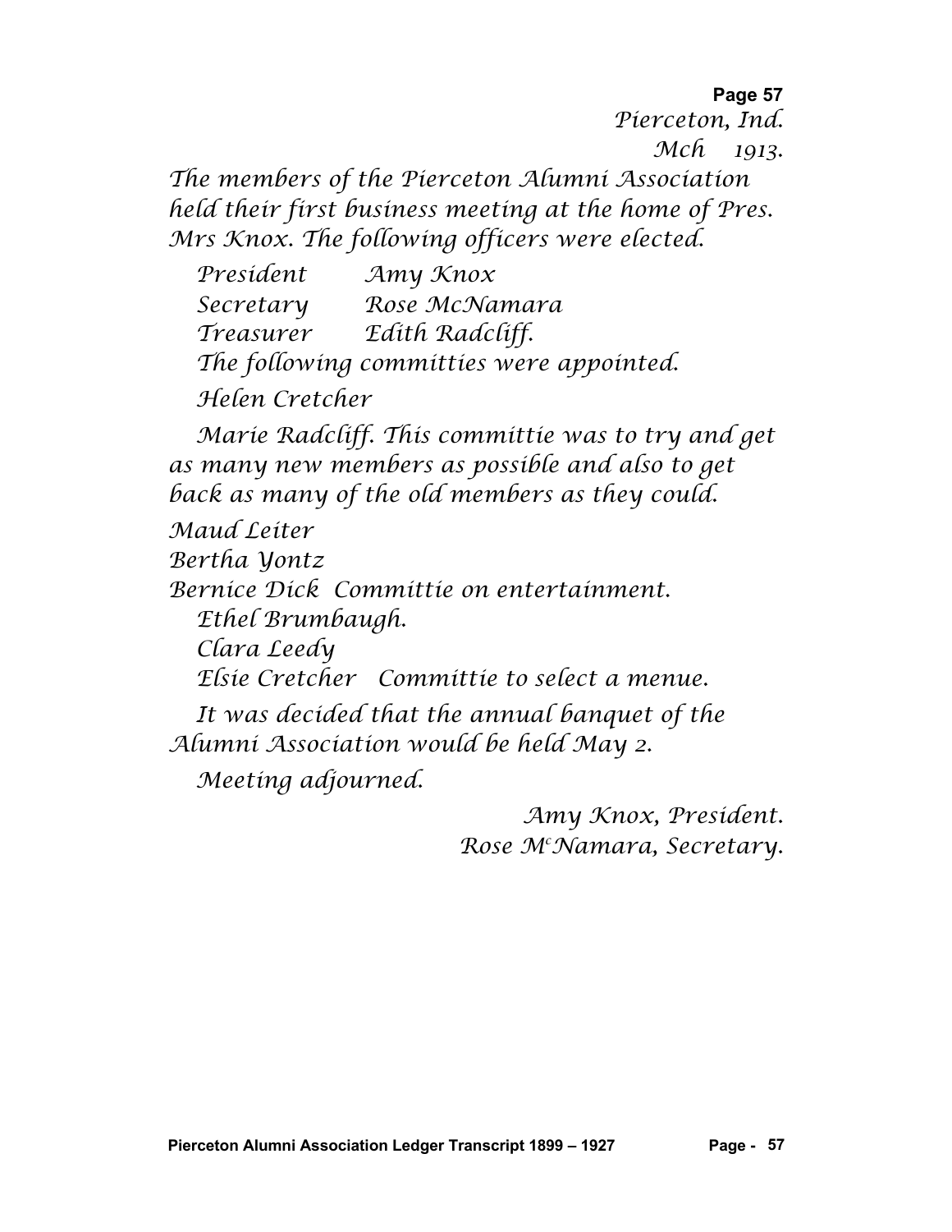Pierceton, Ind.
Mch 1913.

The members of the Pierceton Alumni Association held their first business meeting at the home of Pres. Mrs Knox. The following officers were elected.

| | |
|---|---|
| President | Amy Knox |
| Secretary | Rose McNamara |
| Treasurer | Edith Radcliff. |

The following committies were appointed.

Helen Cretcher

Marie Radcliff. This committie was to try and get as many new members as possible and also to get back as many of the old members as they could.

Maud Leiter
Bertha Yontz
Bernice Dick Committie on entertainment.

Ethel Brumbaugh.
Clara Leedy
Elsie Cretcher Committie to select a menue.

It was decided that the annual banquet of the Alumni Association would be held May 2.

Meeting adjourned.

Amy Knox, President.
Rose McNamara, Secretary.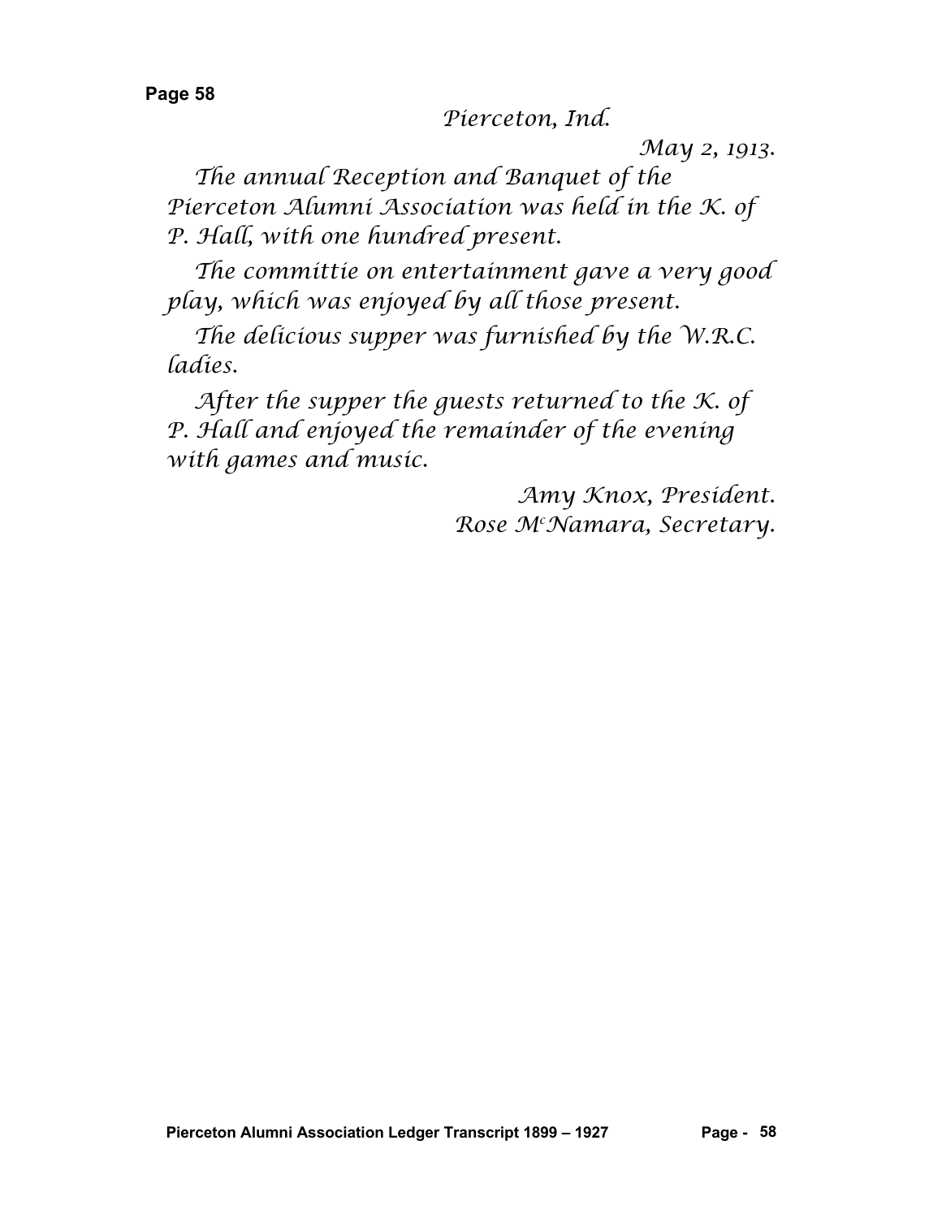*Pierceton, Ind.*

*May 2, 1913.*

*The annual Reception and Banquet of the Pierceton Alumni Association was held in the K. of P. Hall, with one hundred present.*

*The committie on entertainment gave a very good play, which was enjoyed by all those present.*

*The delicious supper was furnished by the W.R.C. ladies.*

*After the supper the guests returned to the K. of P. Hall and enjoyed the remainder of the evening with games and music.*

*Amy Knox, President.*
*Rose McNamara, Secretary.*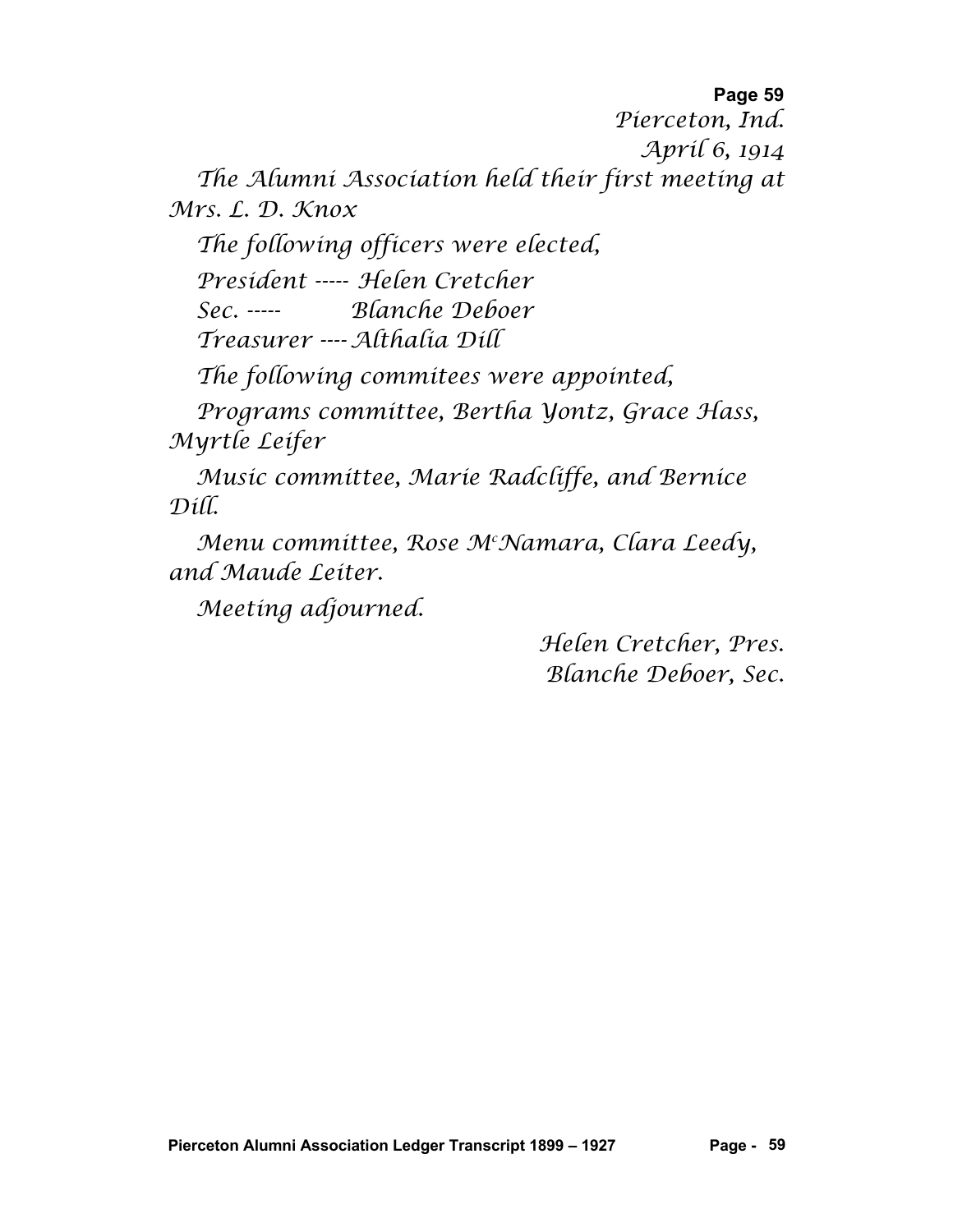Pierceton, Ind.
April 6, 1914

The Alumni Association held their first meeting at Mrs. L. D. Knox

The following officers were elected,

President ----- Helen Cretcher
Sec. ----- Blanche Deboer
Treasurer ---- Althalia Dill

The following commitees were appointed,

Programs committee, Bertha Yontz, Grace Hass, Myrtle Leifer

Music committee, Marie Radcliffe, and Bernice Dill.

Menu committee, Rose McNamara, Clara Leedy, and Maude Leiter.

Meeting adjourned.

Helen Cretcher, Pres.
Blanche Deboer, Sec.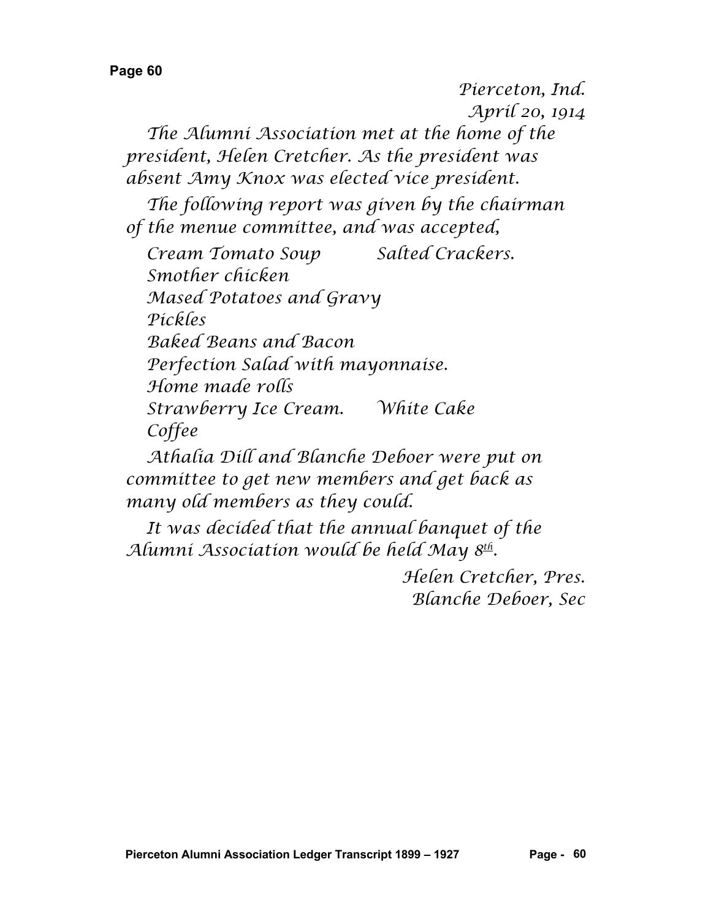Pierceton, Ind.
April 20, 1914

The Alumni Association met at the home of the president, Helen Cretcher. As the president was absent Amy Knox was elected vice president.

The following report was given by the chairman of the menue committee, and was accepted,

Cream Tomato Soup Salted Crackers.
Smother chicken
Mased Potatoes and Gravy
Pickles
Baked Beans and Bacon
Perfection Salad with mayonnaise.
Home made rolls
Strawberry Ice Cream. White Cake
Coffee

Athalia Dill and Blanche Deboer were put on committee to get new members and get back as many old members as they could.

It was decided that the annual banquet of the Alumni Association would be held May 8th.

Helen Cretcher, Pres.
Blanche Deboer, Sec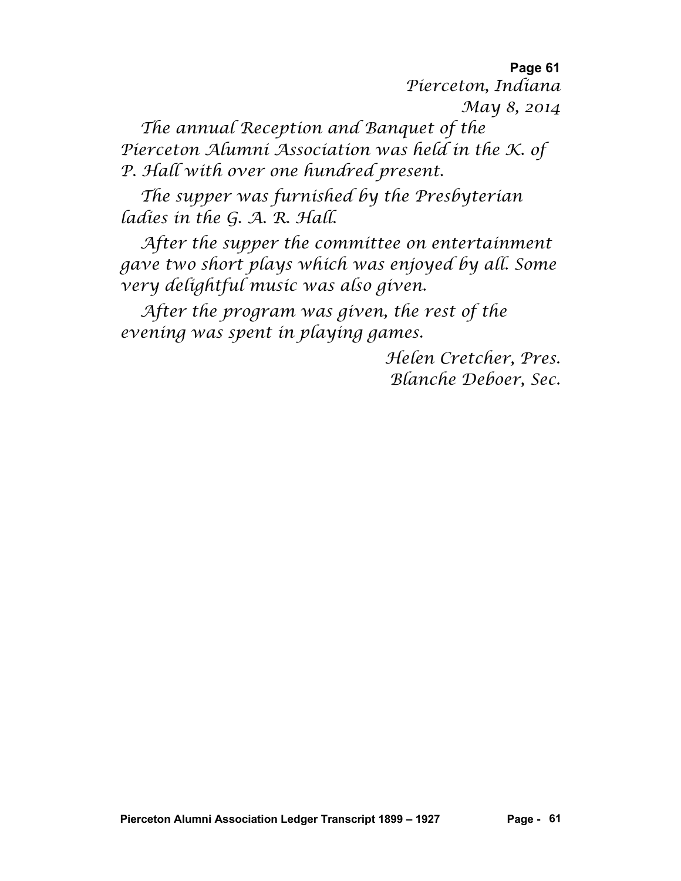Pierceton, Indiana
May 8, 2014

The annual Reception and Banquet of the Pierceton Alumni Association was held in the K. of P. Hall with over one hundred present.

The supper was furnished by the Presbyterian ladies in the G. A. R. Hall.

After the supper the committee on entertainment gave two short plays which was enjoyed by all. Some very delightful music was also given.

After the program was given, the rest of the evening was spent in playing games.

Helen Cretcher, Pres.
Blanche Deboer, Sec.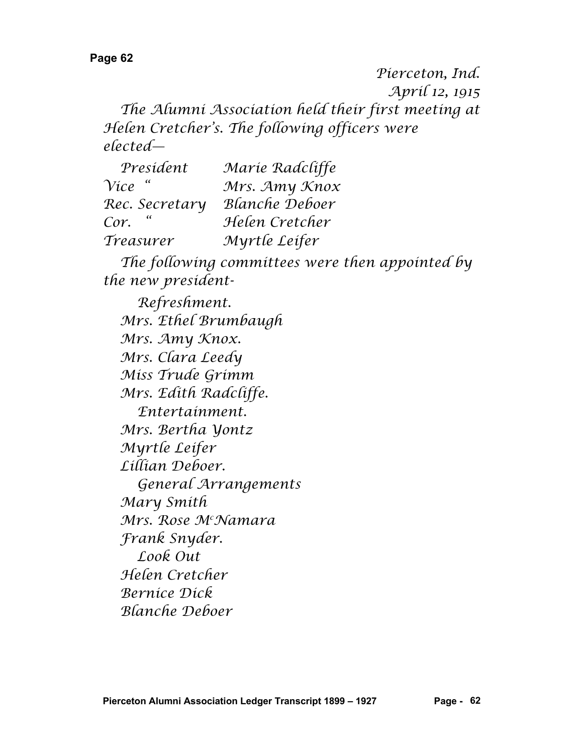Pierceton, Ind.
April 12, 1915

The Alumni Association held their first meeting at Helen Cretcher's. The following officers were elected—

| | |
|---|---|
| President | Marie Radcliffe |
| Vice " | Mrs. Amy Knox |
| Rec. Secretary | Blanche Deboer |
| Cor. " | Helen Cretcher |
| Treasurer | Myrtle Leifer |

The following committees were then appointed by the new president-

Refreshment.

Mrs. Ethel Brumbaugh
Mrs. Amy Knox.
Mrs. Clara Leedy
Miss Trude Grimm
Mrs. Edith Radcliffe.

Entertainment.

Mrs. Bertha Yontz
Myrtle Leifer
Lillian Deboer.

General Arrangements

Mary Smith
Mrs. Rose McNamara
Frank Snyder.

Look Out

Helen Cretcher
Bernice Dick
Blanche Deboer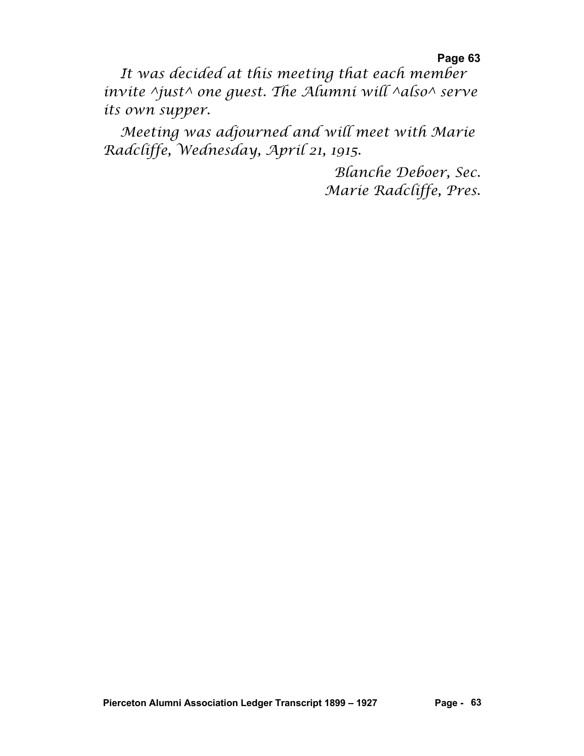*It was decided at this meeting that each member invite ^just^ one guest. The Alumni will ^also^ serve its own supper.*

*Meeting was adjourned and will meet with Marie Radcliffe, Wednesday, April 21, 1915.*

*Blanche Deboer, Sec.*
*Marie Radcliffe, Pres.*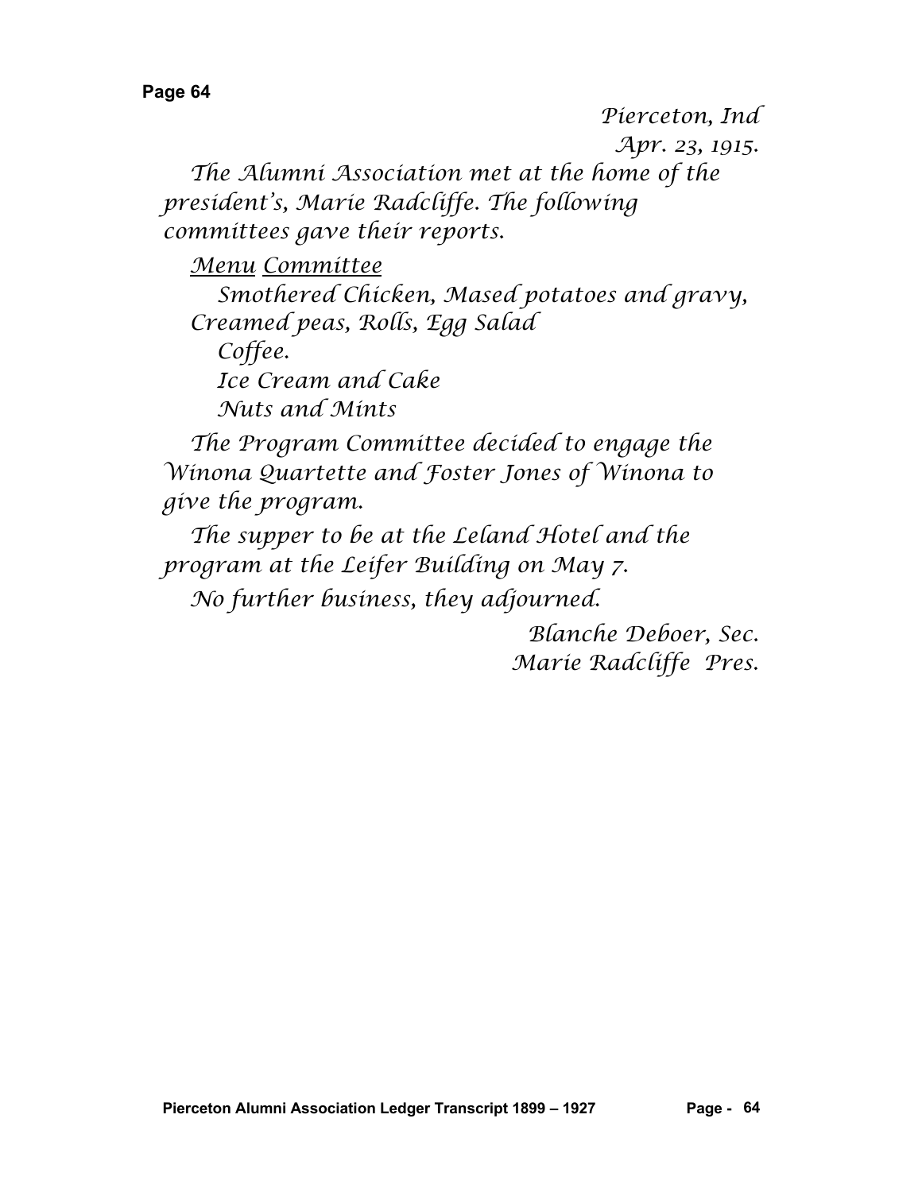*Pierceton, Ind*
*Apr. 23, 1915.*

*The Alumni Association met at the home of the president's, Marie Radcliffe. The following committees gave their reports.*

*Menu Committee*

*Smothered Chicken, Mased potatoes and gravy, Creamed peas, Rolls, Egg Salad*
*Coffee.*
*Ice Cream and Cake*
*Nuts and Mints*

*The Program Committee decided to engage the Winona Quartette and Foster Jones of Winona to give the program.*

*The supper to be at the Leland Hotel and the program at the Leifer Building on May 7.*

*No further business, they adjourned.*

*Blanche Deboer, Sec.*
*Marie Radcliffe Pres.*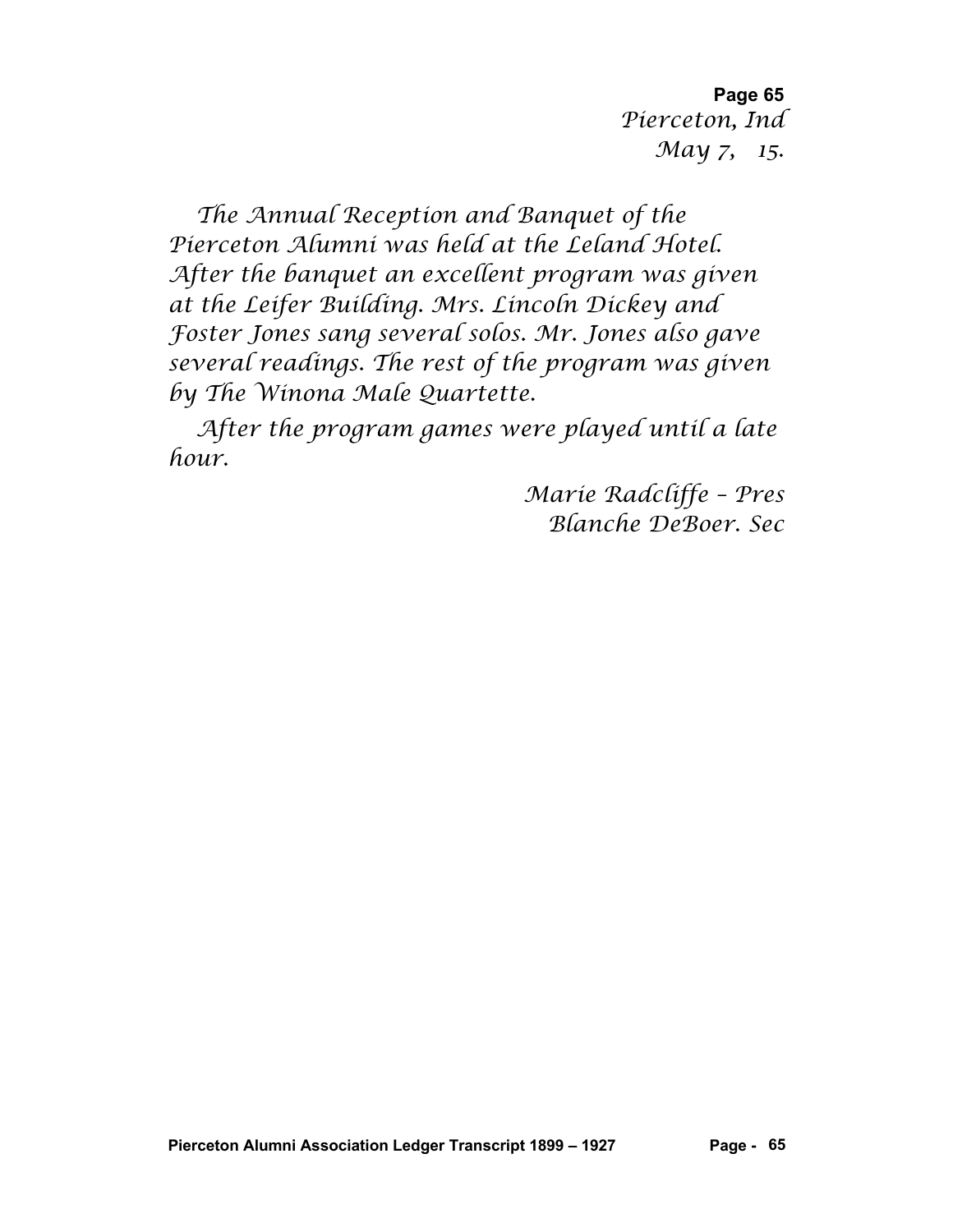Pierceton, Ind
May 7, 15.

The Annual Reception and Banquet of the Pierceton Alumni was held at the Leland Hotel. After the banquet an excellent program was given at the Leifer Building. Mrs. Lincoln Dickey and Foster Jones sang several solos. Mr. Jones also gave several readings. The rest of the program was given by The Winona Male Quartette.

After the program games were played until a late hour.

Marie Radcliffe – Pres
Blanche DeBoer. Sec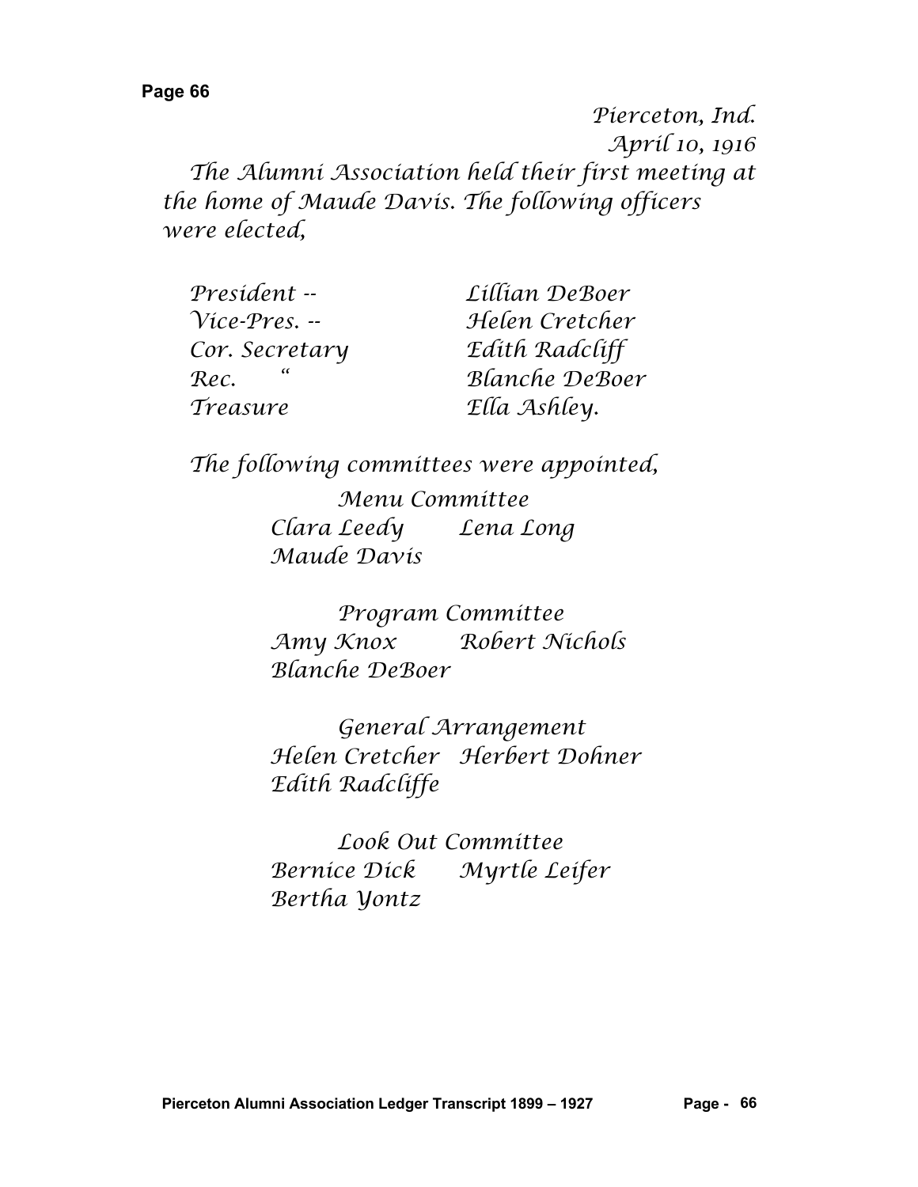Pierceton, Ind.
April 10, 1916

The Alumni Association held their first meeting at the home of Maude Davis. The following officers were elected,

| | |
|---|---|
| President -- | Lillian DeBoer |
| Vice-Pres. -- | Helen Cretcher |
| Cor. Secretary | Edith Radcliff |
| Rec. " | Blanche DeBoer |
| Treasure | Ella Ashley. |

The following committees were appointed,

Menu Committee
Clara Leedy Lena Long
Maude Davis

Program Committee
Amy Knox Robert Nichols
Blanche DeBoer

General Arrangement
Helen Cretcher Herbert Dohner
Edith Radcliffe

Look Out Committee
Bernice Dick Myrtle Leifer
Bertha Yontz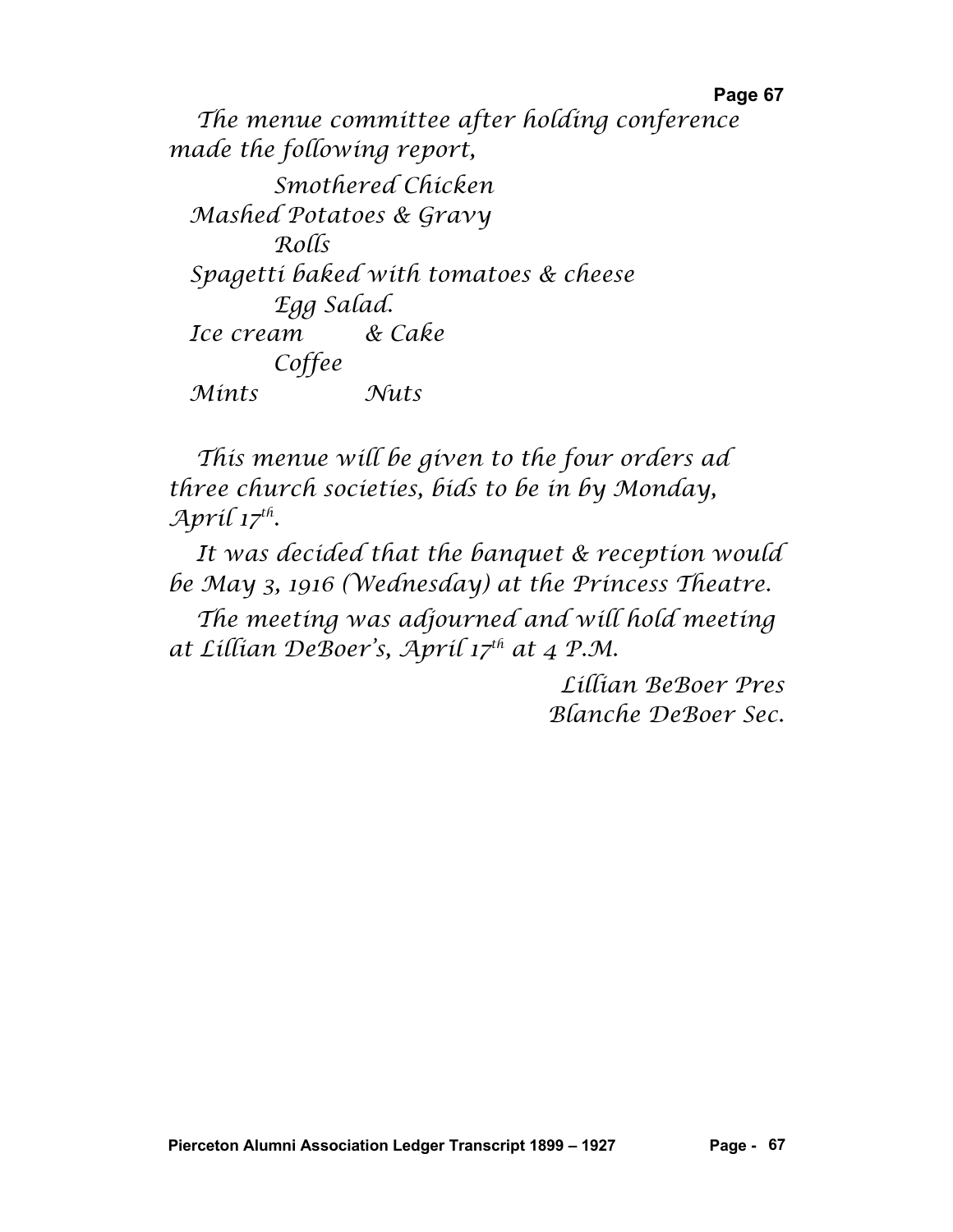The menue committee after holding conference made the following report,

Smothered Chicken
Mashed Potatoes & Gravy
Rolls
Spagetti baked with tomatoes & cheese
Egg Salad.
Ice cream & Cake
Coffee
Mints Nuts

This menue will be given to the four orders ad three church societies, bids to be in by Monday, April 17th.

It was decided that the banquet & reception would be May 3, 1916 (Wednesday) at the Princess Theatre.

The meeting was adjourned and will hold meeting at Lillian DeBoer's, April 17th at 4 P.M.

Lillian BeBoer Pres
Blanche DeBoer Sec.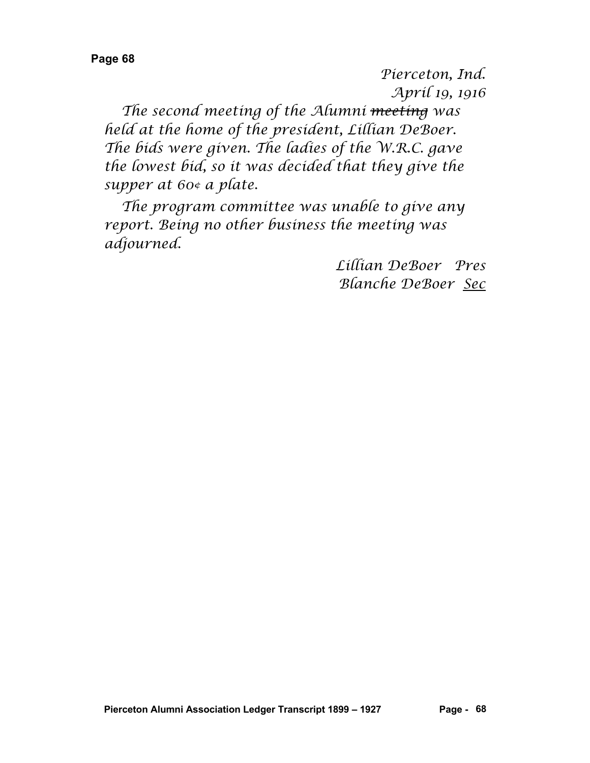Pierceton, Ind.
April 19, 1916

The second meeting of the Alumni ~~meeting~~ was held at the home of the president, Lillian DeBoer. The bids were given. The ladies of the W.R.C. gave the lowest bid, so it was decided that they give the supper at 60¢ a plate.

The program committee was unable to give any report. Being no other business the meeting was adjourned.

Lillian DeBoer Pres
Blanche DeBoer Sec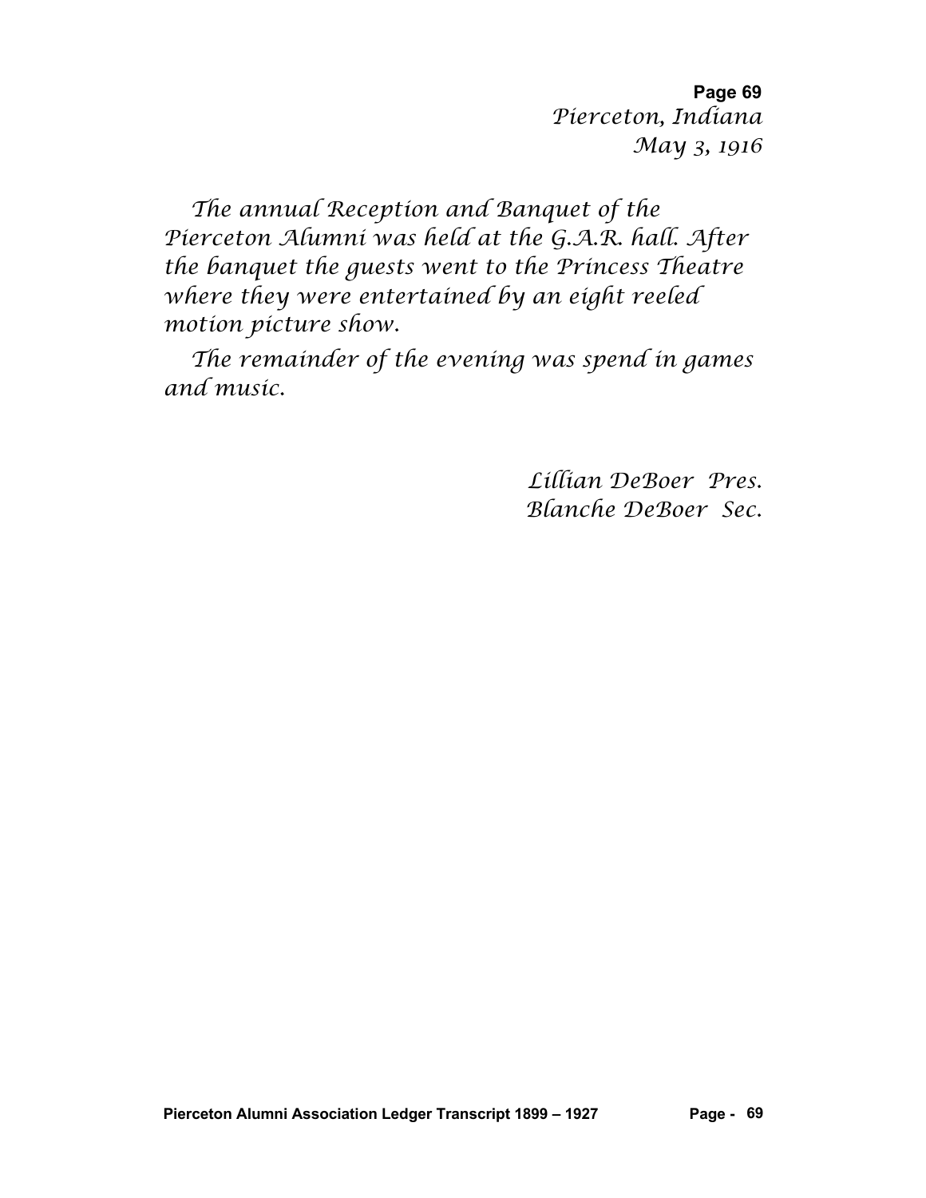**Page 69**

*Pierceton, Indiana*
*May 3, 1916*

*The annual Reception and Banquet of the Pierceton Alumni was held at the G.A.R. hall. After the banquet the guests went to the Princess Theatre where they were entertained by an eight reeled motion picture show.*

*The remainder of the evening was spend in games and music.*

*Lillian DeBoer Pres.*
*Blanche DeBoer Sec.*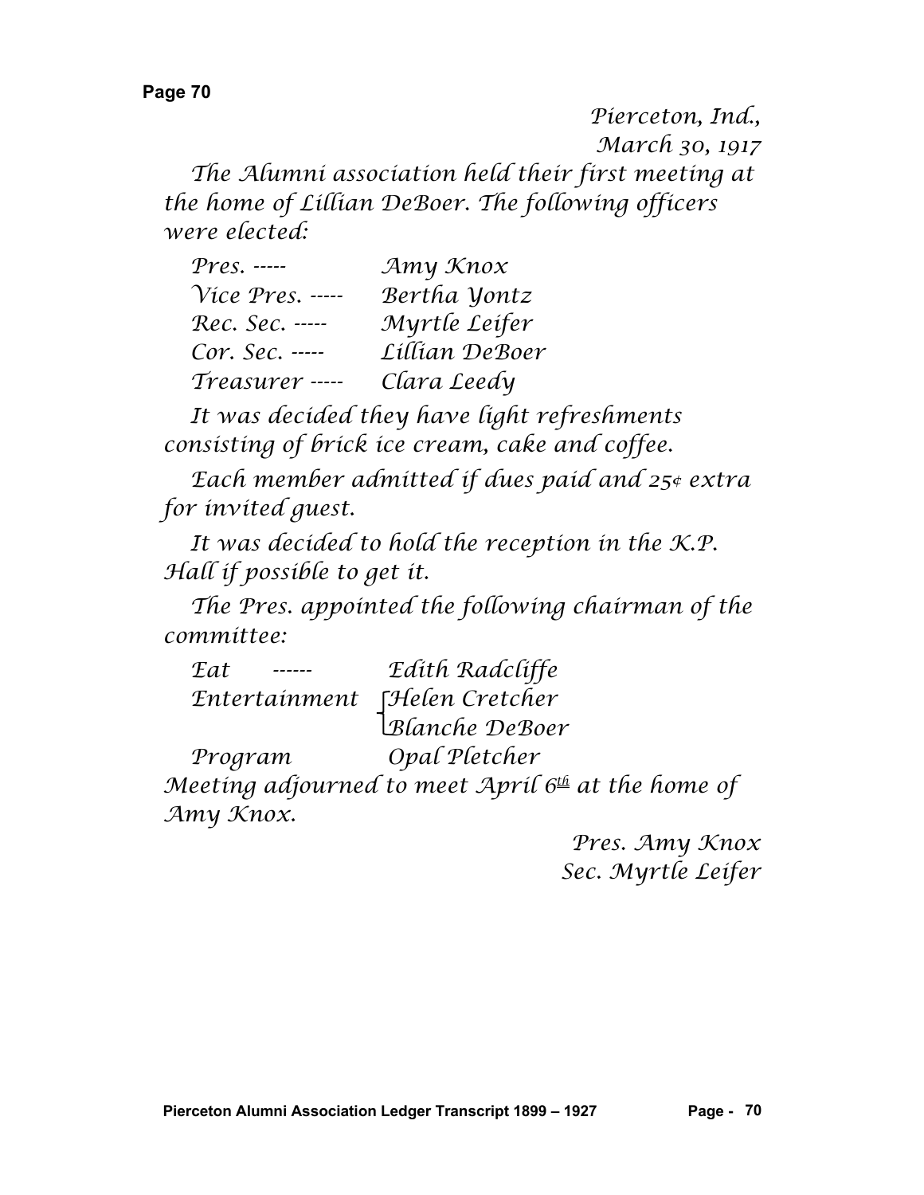Pierceton, Ind.,
March 30, 1917

The Alumni association held their first meeting at the home of Lillian DeBoer. The following officers were elected:

| | |
|---|---|
| Pres. ----- | Amy Knox |
| Vice Pres. ----- | Bertha Yontz |
| Rec. Sec. ----- | Myrtle Leifer |
| Cor. Sec. ----- | Lillian DeBoer |
| Treasurer ----- | Clara Leedy |

It was decided they have light refreshments consisting of brick ice cream, cake and coffee.

Each member admitted if dues paid and 25¢ extra for invited guest.

It was decided to hold the reception in the K.P. Hall if possible to get it.

The Pres. appointed the following chairman of the committee:

| | |
|---|---|
| Eat ------ | Edith Radcliffe |
| Entertainment | Helen Cretcher |
| | Blanche DeBoer |
| Program | Opal Pletcher |

Meeting adjourned to meet April 6th at the home of Amy Knox.

Pres. Amy Knox
Sec. Myrtle Leifer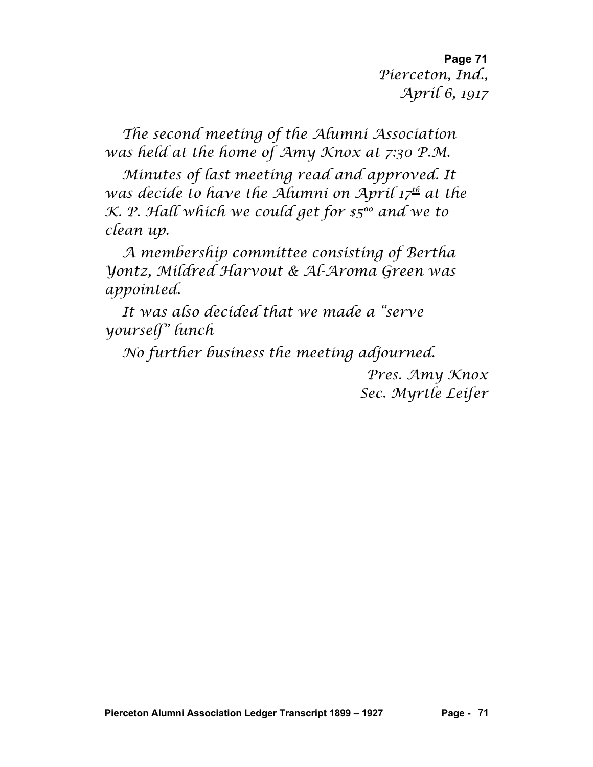Pierceton, Ind.,
April 6, 1917

The second meeting of the Alumni Association was held at the home of Amy Knox at 7:30 P.M.

Minutes of last meeting read and approved. It was decide to have the Alumni on April 17th at the K. P. Hall which we could get for $5.00 and we to clean up.

A membership committee consisting of Bertha Yontz, Mildred Harvout & Al-Aroma Green was appointed.

It was also decided that we made a "serve yourself" lunch

No further business the meeting adjourned.

Pres. Amy Knox
Sec. Myrtle Leifer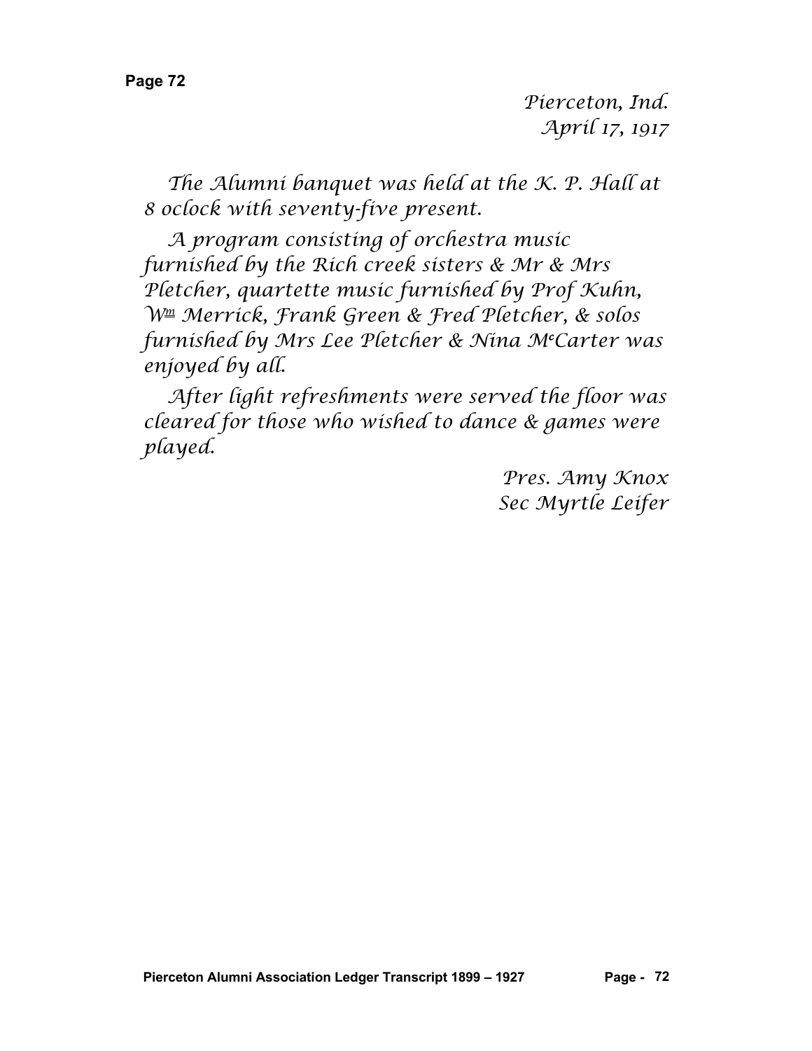*Pierceton, Ind.*
*April 17, 1917*

*The Alumni banquet was held at the K. P. Hall at 8 oclock with seventy-five present.*

*A program consisting of orchestra music furnished by the Rich creek sisters & Mr & Mrs Pletcher, quartette music furnished by Prof Kuhn, Wm Merrick, Frank Green & Fred Pletcher, & solos furnished by Mrs Lee Pletcher & Nina McCarter was enjoyed by all.*

*After light refreshments were served the floor was cleared for those who wished to dance & games were played.*

*Pres. Amy Knox*
*Sec Myrtle Leifer*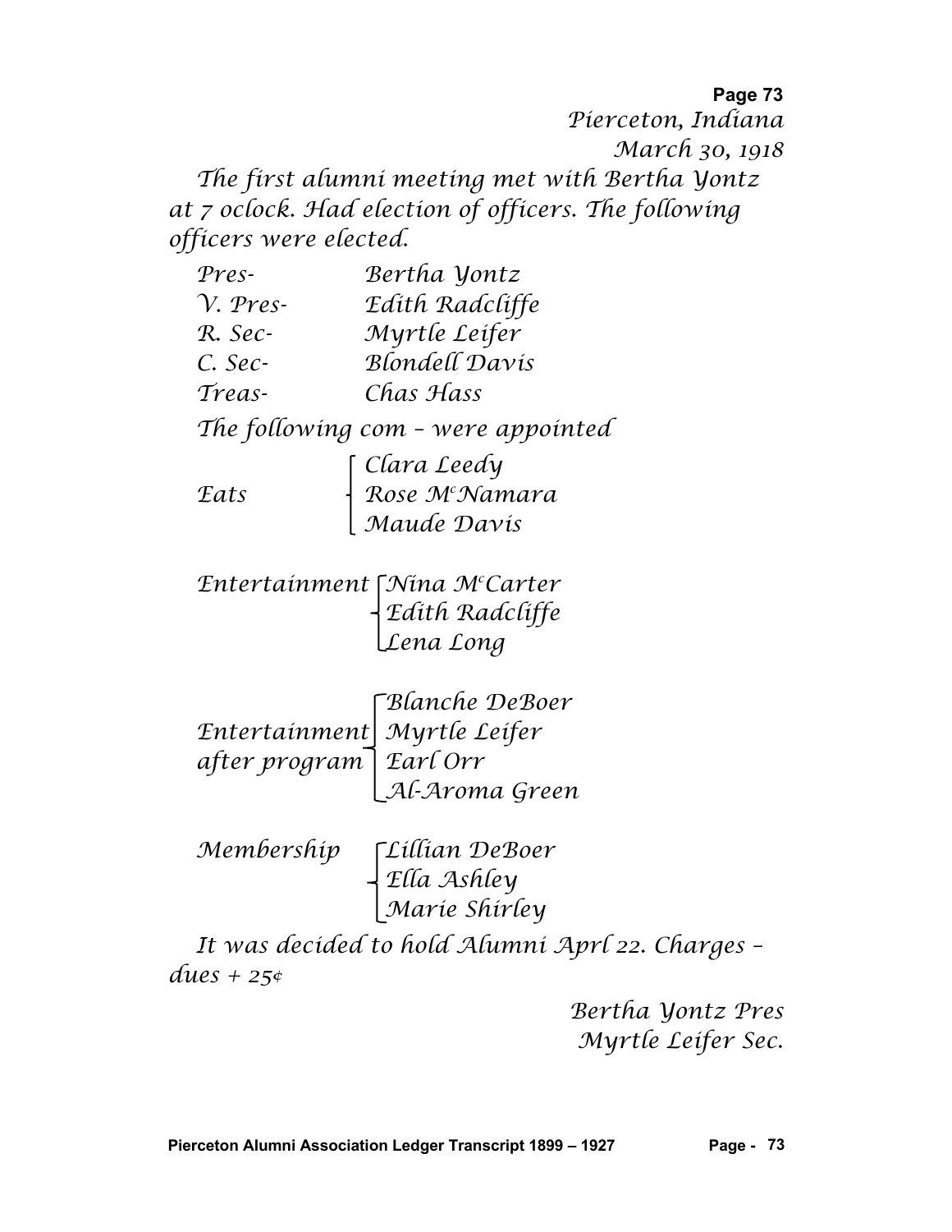Pierceton, Indiana
March 30, 1918

The first alumni meeting met with Bertha Yontz at 7 oclock. Had election of officers. The following officers were elected.

| | |
|---|---|
| Pres- | Bertha Yontz |
| V. Pres- | Edith Radcliffe |
| R. Sec- | Myrtle Leifer |
| C. Sec- | Blondell Davis |
| Treas- | Chas Hass |

The following com – were appointed

| | |
|---|---|
| Eats | Clara Leedy<br>Rose McNamara<br>Maude Davis |
| Entertainment | Nina McCarter<br>Edith Radcliffe<br>Lena Long |
| Entertainment after program | Blanche DeBoer<br>Myrtle Leifer<br>Earl Orr<br>Al-Aroma Green |
| Membership | Lillian DeBoer<br>Ella Ashley<br>Marie Shirley |

It was decided to hold Alumni Aprl 22. Charges – dues + 25¢

Bertha Yontz Pres
Myrtle Leifer Sec.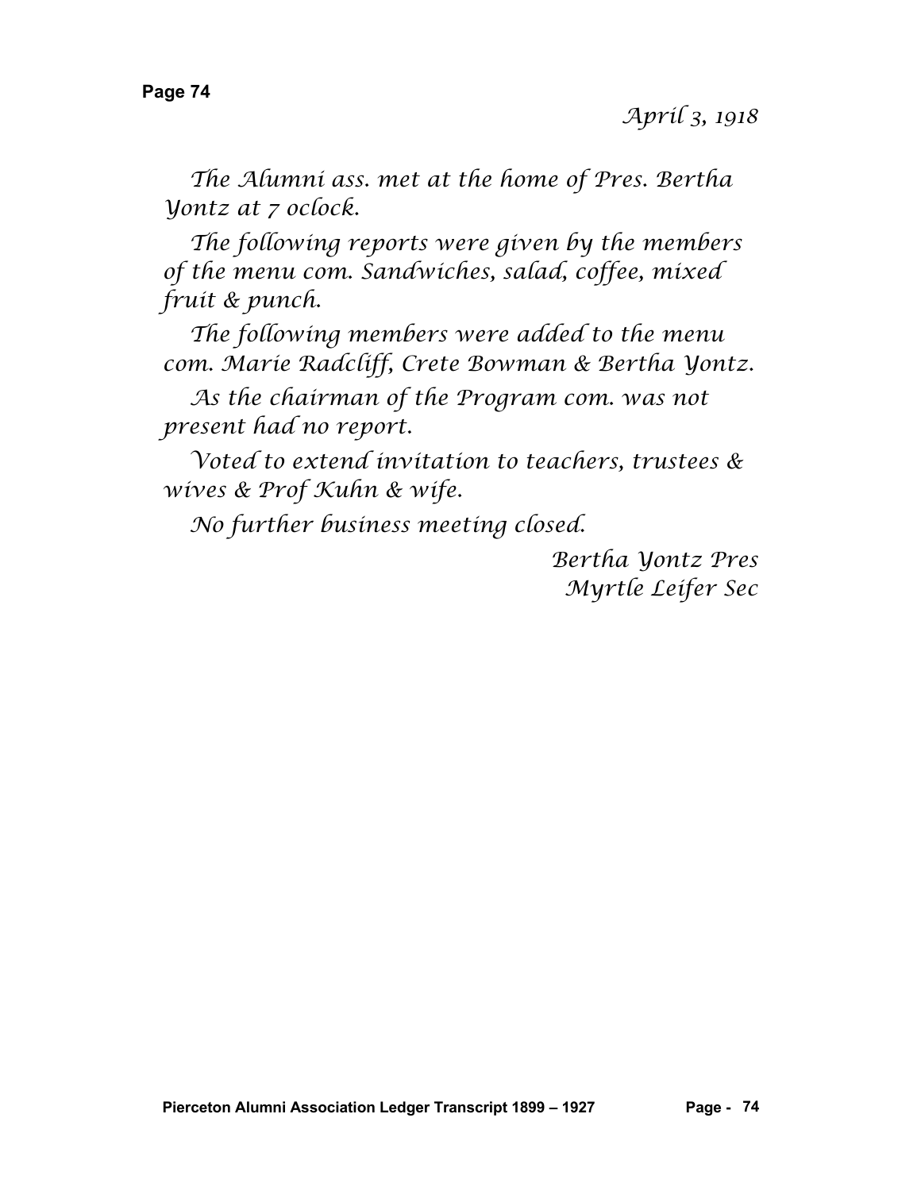*April 3, 1918*

*The Alumni ass. met at the home of Pres. Bertha Yontz at 7 oclock.*

*The following reports were given by the members of the menu com. Sandwiches, salad, coffee, mixed fruit & punch.*

*The following members were added to the menu com. Marie Radcliff, Crete Bowman & Bertha Yontz.*

*As the chairman of the Program com. was not present had no report.*

*Voted to extend invitation to teachers, trustees & wives & Prof Kuhn & wife.*

*No further business meeting closed.*

*Bertha Yontz Pres*
*Myrtle Leifer Sec*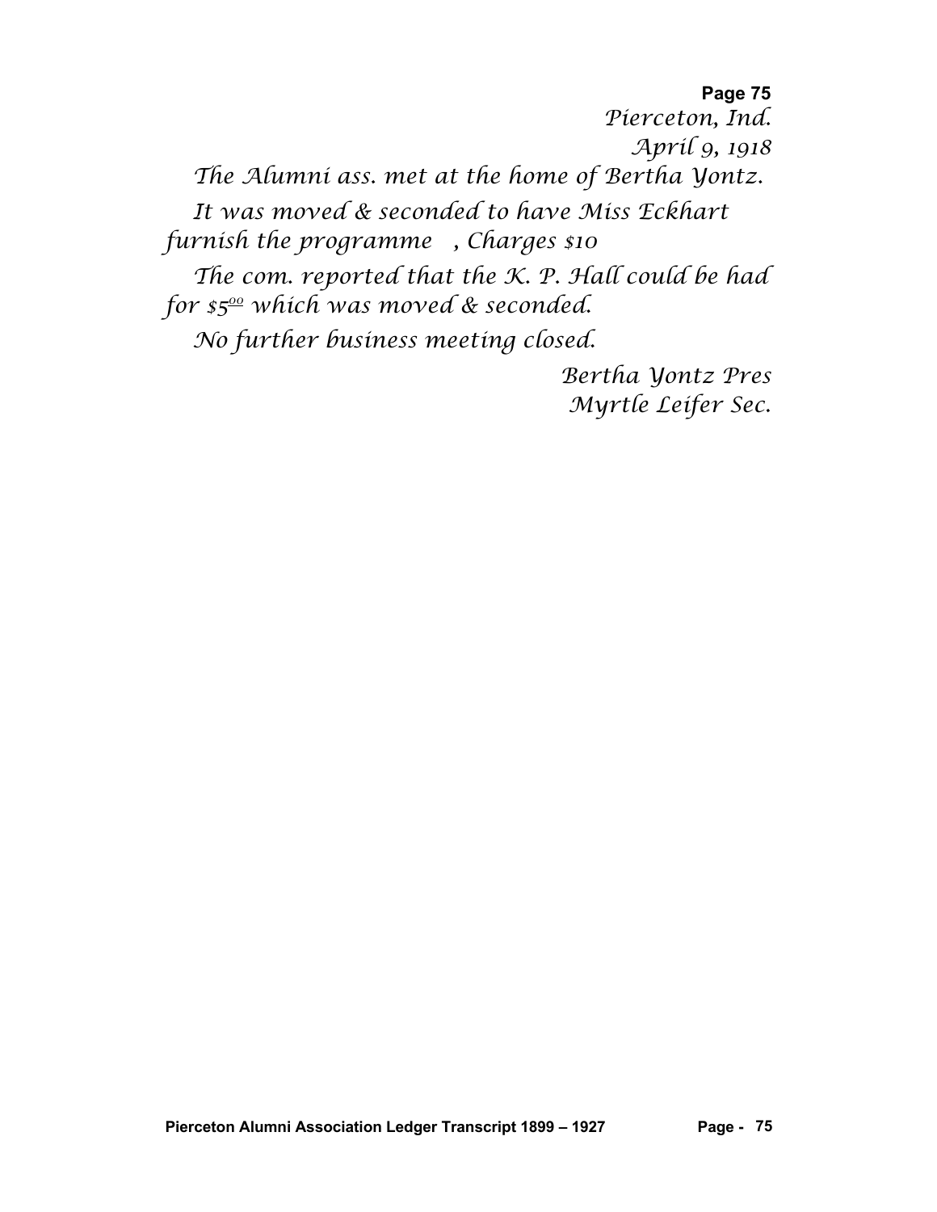**Page 75**

*Pierceton, Ind.*
*April 9, 1918*

*The Alumni ass. met at the home of Bertha Yontz.*

*It was moved & seconded to have Miss Eckhart furnish the programme , Charges $10*

*The com. reported that the K. P. Hall could be had for $5^00 which was moved & seconded.*

*No further business meeting closed.*

*Bertha Yontz Pres*
*Myrtle Leifer Sec.*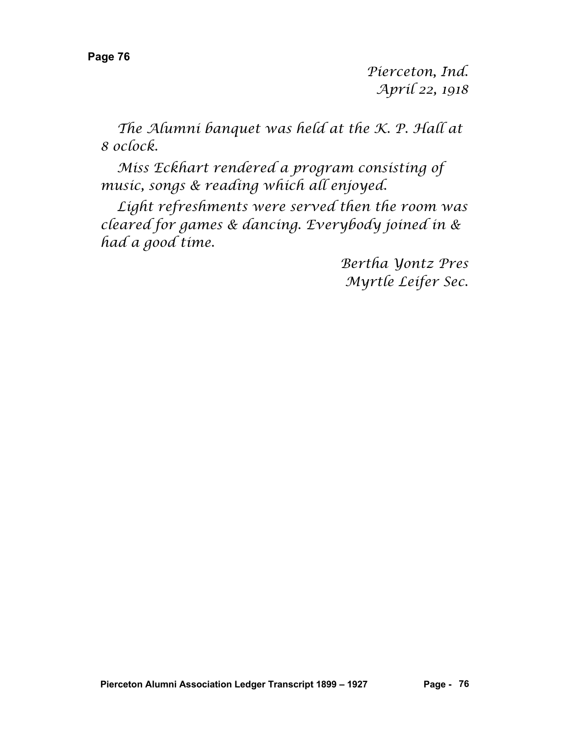*Pierceton, Ind.*
*April 22, 1918*

*The Alumni banquet was held at the K. P. Hall at 8 oclock.*

*Miss Eckhart rendered a program consisting of music, songs & reading which all enjoyed.*

*Light refreshments were served then the room was cleared for games & dancing. Everybody joined in & had a good time.*

*Bertha Yontz Pres*
*Myrtle Leifer Sec.*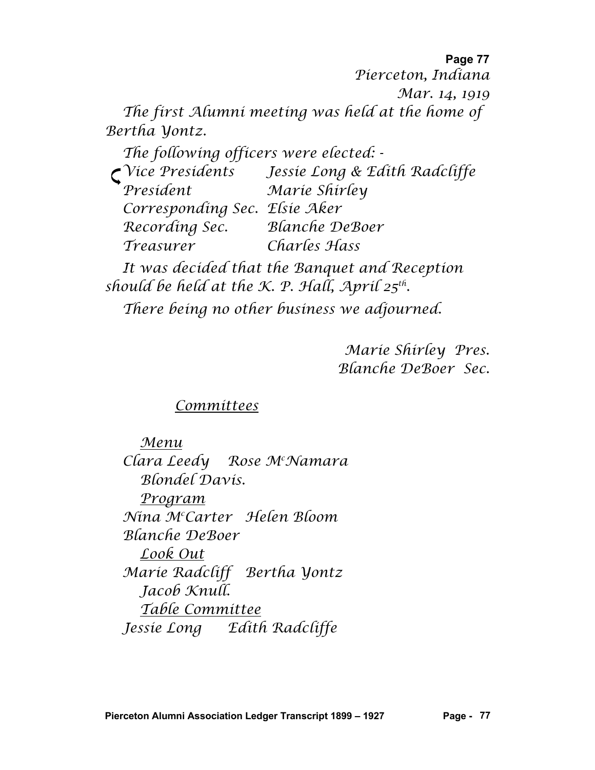Pierceton, Indiana

Mar. 14, 1919

The first Alumni meeting was held at the home of Bertha Yontz.

The following officers were elected: -

| | |
|---|---|
| Vice Presidents | Jessie Long & Edith Radcliffe |
| President | Marie Shirley |
| Corresponding Sec. | Elsie Aker |
| Recording Sec. | Blanche DeBoer |
| Treasurer | Charles Hass |

It was decided that the Banquet and Reception should be held at the K. P. Hall, April 25th.

There being no other business we adjourned.

Marie Shirley Pres.
Blanche DeBoer Sec.

## Committees

**Menu**
Clara Leedy  Rose McNamara
Blondel Davis.

**Program**
Nina McCarter  Helen Bloom
Blanche DeBoer

**Look Out**
Marie Radcliff  Bertha Yontz
Jacob Knull.

**Table Committee**
Jessie Long  Edith Radcliffe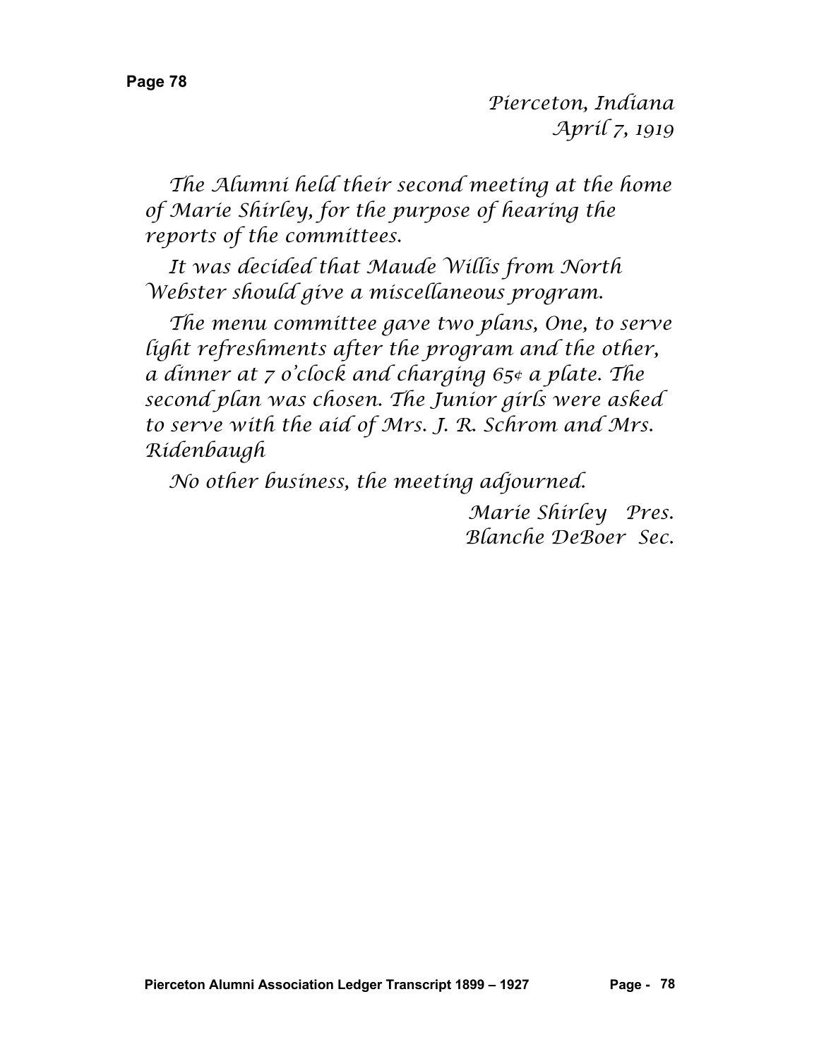*Pierceton, Indiana*
*April 7, 1919*

*The Alumni held their second meeting at the home of Marie Shirley, for the purpose of hearing the reports of the committees.*

*It was decided that Maude Willis from North Webster should give a miscellaneous program.*

*The menu committee gave two plans, One, to serve light refreshments after the program and the other, a dinner at 7 o'clock and charging 65¢ a plate. The second plan was chosen. The Junior girls were asked to serve with the aid of Mrs. J. R. Schrom and Mrs. Ridenbaugh*

*No other business, the meeting adjourned.*

*Marie Shirley Pres.*
*Blanche DeBoer Sec.*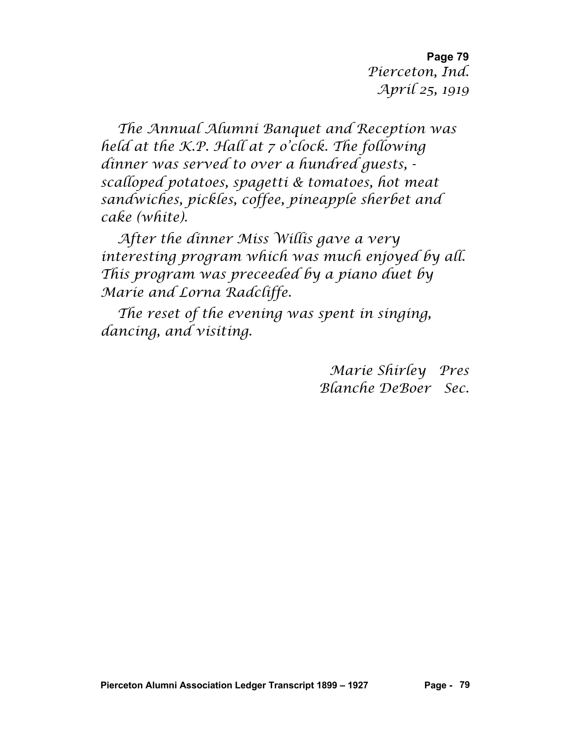*Pierceton, Ind.*
*April 25, 1919*

*The Annual Alumni Banquet and Reception was held at the K.P. Hall at 7 o'clock. The following dinner was served to over a hundred guests, - scalloped potatoes, spagetti & tomatoes, hot meat sandwiches, pickles, coffee, pineapple sherbet and cake (white).*

*After the dinner Miss Willis gave a very interesting program which was much enjoyed by all. This program was preceeded by a piano duet by Marie and Lorna Radcliffe.*

*The reset of the evening was spent in singing, dancing, and visiting.*

*Marie Shirley Pres*
*Blanche DeBoer Sec.*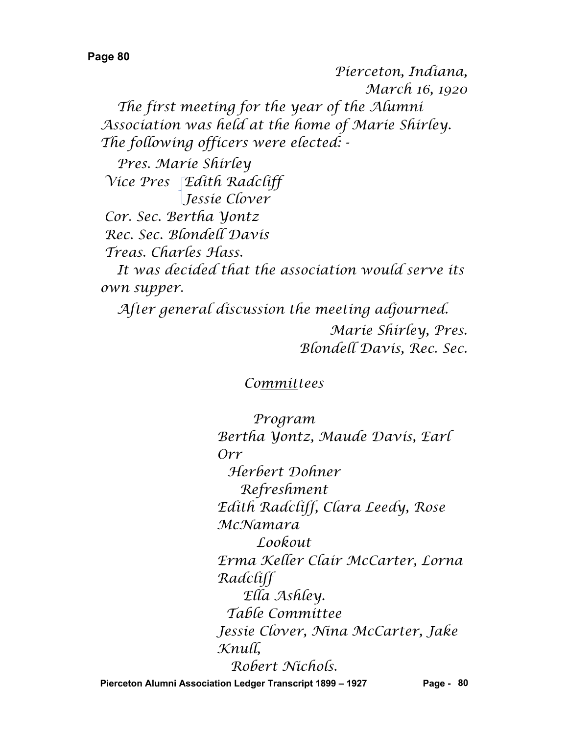Pierceton, Indiana,
March 16, 1920

The first meeting for the year of the Alumni Association was held at the home of Marie Shirley. The following officers were elected: -

Pres. Marie Shirley
Vice Pres { Edith Radcliff
           { Jessie Clover
Cor. Sec. Bertha Yontz
Rec. Sec. Blondell Davis
Treas. Charles Hass.

It was decided that the association would serve its own supper.

After general discussion the meeting adjourned.

Marie Shirley, Pres.
Blondell Davis, Rec. Sec.

Committees

Program
Bertha Yontz, Maude Davis, Earl Orr
Herbert Dohner

Refreshment
Edith Radcliff, Clara Leedy, Rose McNamara

Lookout
Erma Keller Clair McCarter, Lorna Radcliff
Ella Ashley.

Table Committee
Jessie Clover, Nina McCarter, Jake Knull,
Robert Nichols.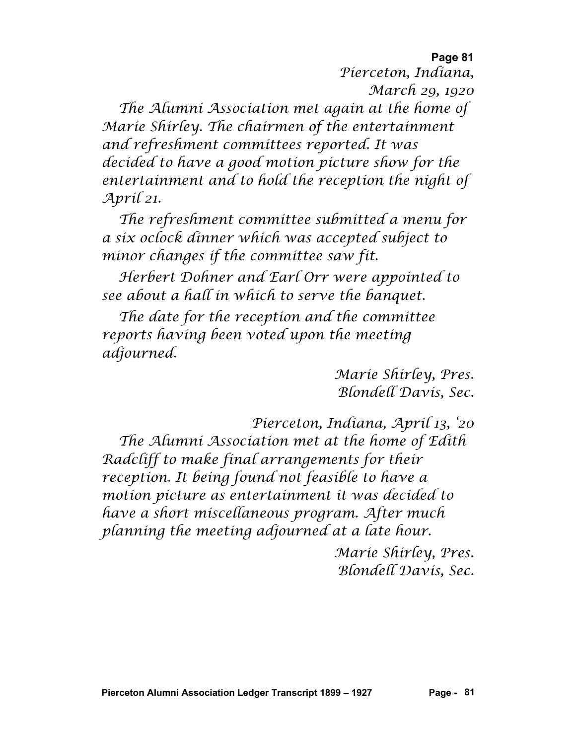Pierceton, Indiana,
March 29, 1920

The Alumni Association met again at the home of Marie Shirley. The chairmen of the entertainment and refreshment committees reported. It was decided to have a good motion picture show for the entertainment and to hold the reception the night of April 21.

The refreshment committee submitted a menu for a six oclock dinner which was accepted subject to minor changes if the committee saw fit.

Herbert Dohner and Earl Orr were appointed to see about a hall in which to serve the banquet.

The date for the reception and the committee reports having been voted upon the meeting adjourned.

Marie Shirley, Pres.
Blondell Davis, Sec.

Pierceton, Indiana, April 13, '20

The Alumni Association met at the home of Edith Radcliff to make final arrangements for their reception. It being found not feasible to have a motion picture as entertainment it was decided to have a short miscellaneous program. After much planning the meeting adjourned at a late hour.

Marie Shirley, Pres.
Blondell Davis, Sec.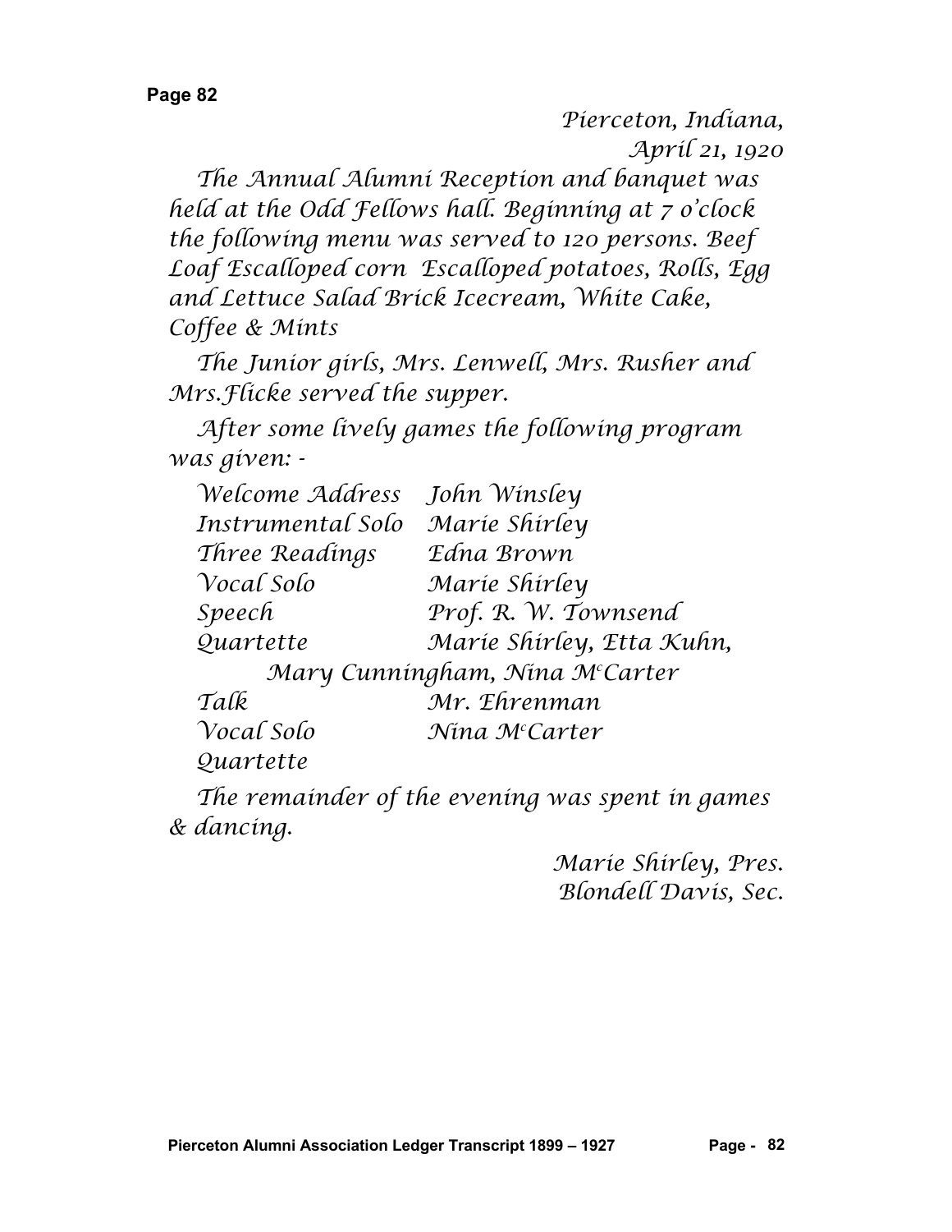Pierceton, Indiana,
April 21, 1920

The Annual Alumni Reception and banquet was held at the Odd Fellows hall. Beginning at 7 o'clock the following menu was served to 120 persons. Beef Loaf Escalloped corn Escalloped potatoes, Rolls, Egg and Lettuce Salad Brick Icecream, White Cake, Coffee & Mints

The Junior girls, Mrs. Lenwell, Mrs. Rusher and Mrs.Flicke served the supper.

After some lively games the following program was given: -

| | |
|---|---|
| Welcome Address | John Winsley |
| Instrumental Solo | Marie Shirley |
| Three Readings | Edna Brown |
| Vocal Solo | Marie Shirley |
| Speech | Prof. R. W. Townsend |
| Quartette | Marie Shirley, Etta Kuhn, Mary Cunningham, Nina McCarter |
| Talk | Mr. Ehrenman |
| Vocal Solo | Nina McCarter |
| Quartette | |

The remainder of the evening was spent in games & dancing.

Marie Shirley, Pres.
Blondell Davis, Sec.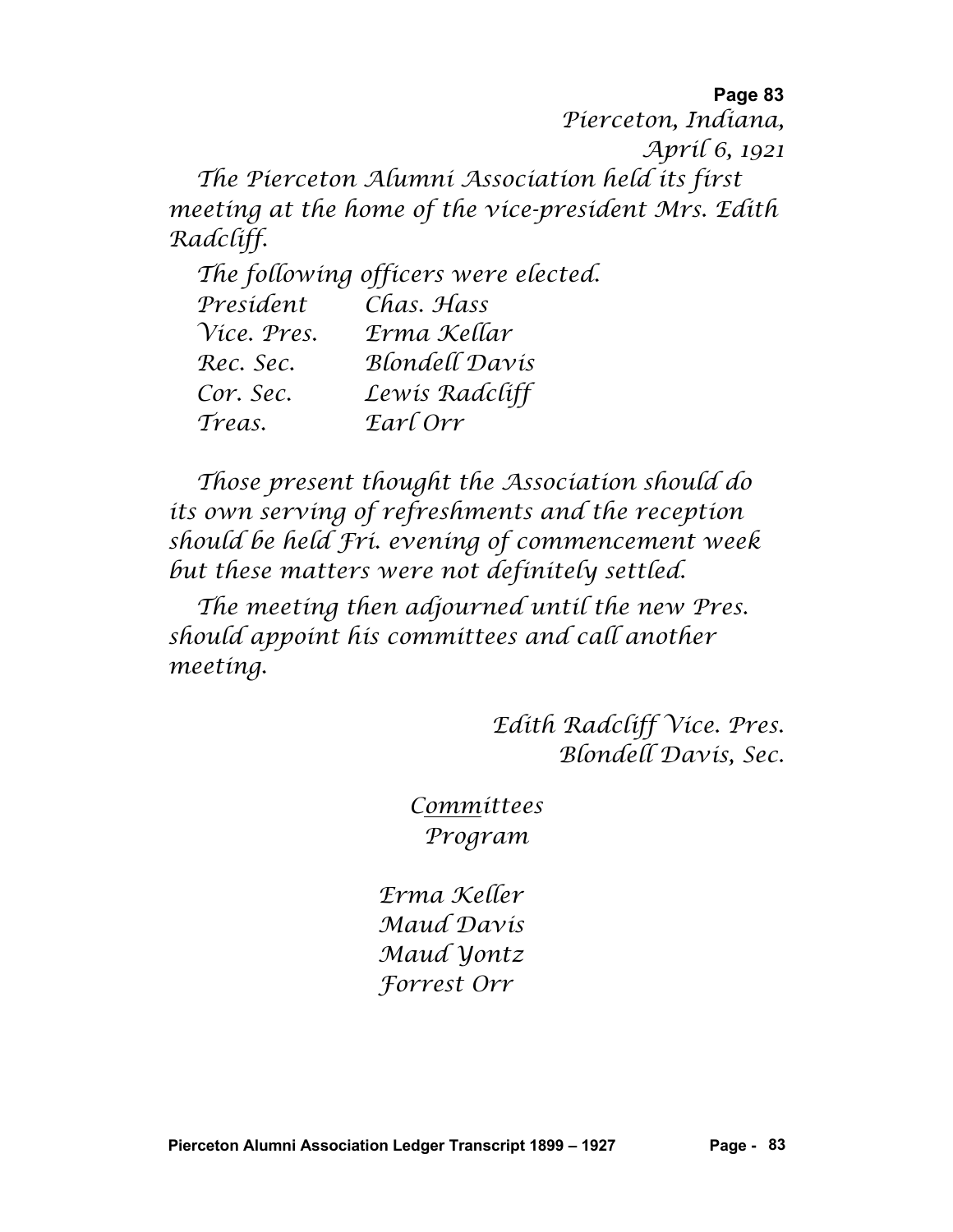*Pierceton, Indiana,*
*April 6, 1921*

*The Pierceton Alumni Association held its first meeting at the home of the vice-president Mrs. Edith Radcliff.*

*The following officers were elected.*

| | |
|---|---|
| *President* | *Chas. Hass* |
| *Vice. Pres.* | *Erma Kellar* |
| *Rec. Sec.* | *Blondell Davis* |
| *Cor. Sec.* | *Lewis Radcliff* |
| *Treas.* | *Earl Orr* |

*Those present thought the Association should do its own serving of refreshments and the reception should be held Fri. evening of commencement week but these matters were not definitely settled.*

*The meeting then adjourned until the new Pres. should appoint his committees and call another meeting.*

*Edith Radcliff Vice. Pres.*
*Blondell Davis, Sec.*

*Committees*
*Program*

*Erma Keller*
*Maud Davis*
*Maud Yontz*
*Forrest Orr*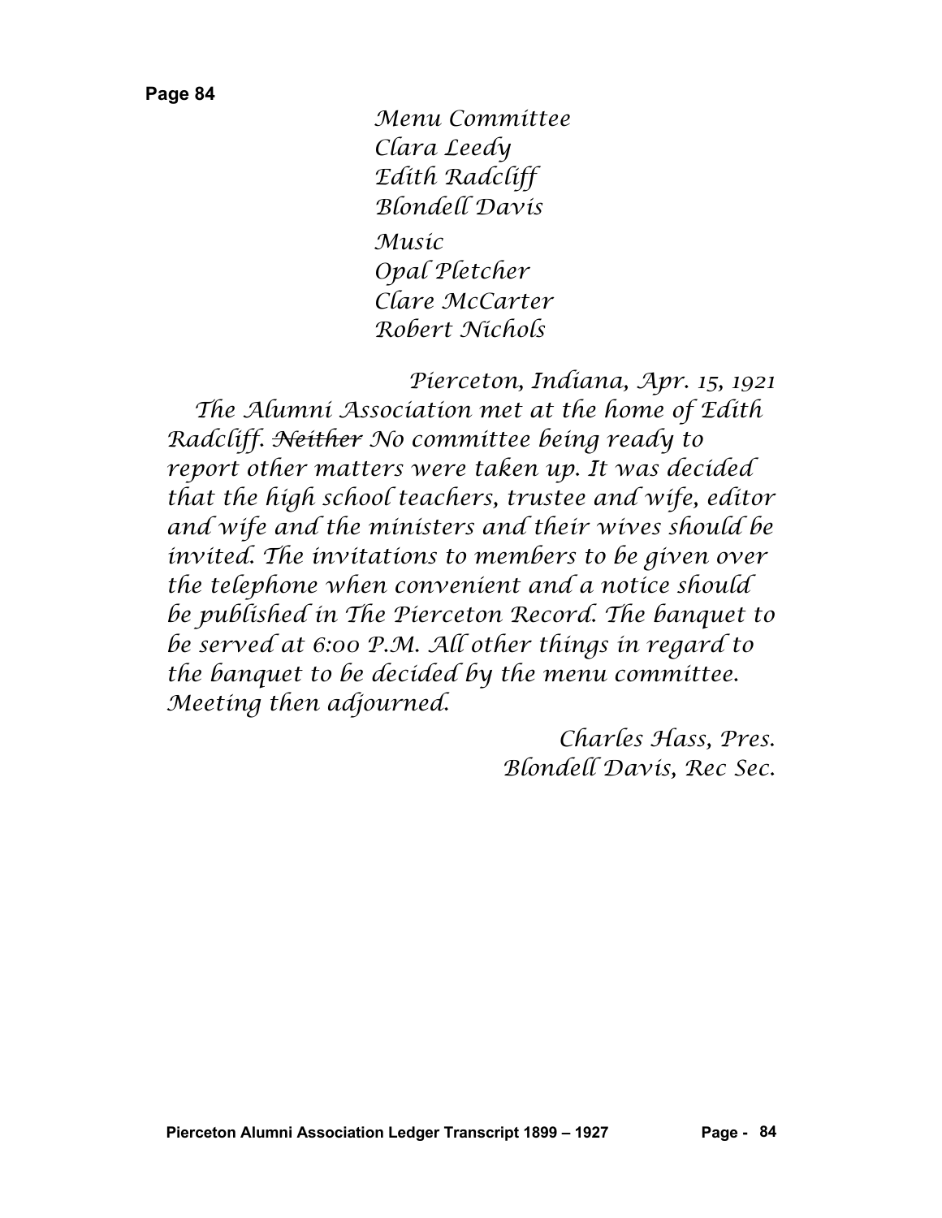Menu Committee
Clara Leedy
Edith Radcliff
Blondell Davis

Music
Opal Pletcher
Clare McCarter
Robert Nichols

Pierceton, Indiana, Apr. 15, 1921

The Alumni Association met at the home of Edith Radcliff. ~~Neither~~ No committee being ready to report other matters were taken up. It was decided that the high school teachers, trustee and wife, editor and wife and the ministers and their wives should be invited. The invitations to members to be given over the telephone when convenient and a notice should be published in The Pierceton Record. The banquet to be served at 6:00 P.M. All other things in regard to the banquet to be decided by the menu committee. Meeting then adjourned.

Charles Hass, Pres.
Blondell Davis, Rec Sec.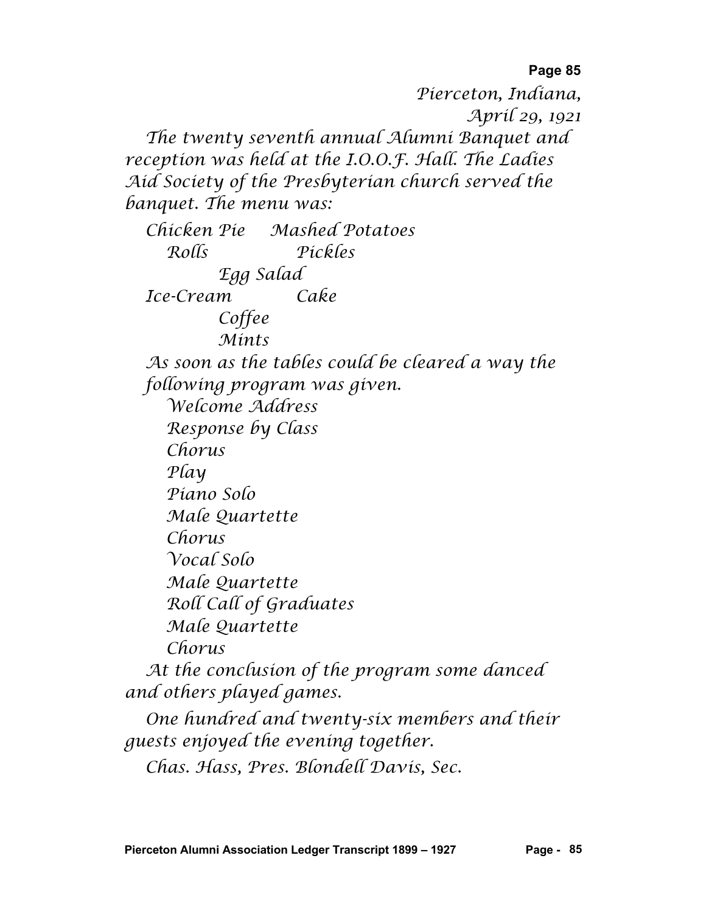Pierceton, Indiana,
April 29, 1921

The twenty seventh annual Alumni Banquet and reception was held at the I.O.O.F. Hall. The Ladies Aid Society of the Presbyterian church served the banquet. The menu was:

Chicken Pie Mashed Potatoes
Rolls Pickles
Egg Salad
Ice-Cream Cake
Coffee
Mints

As soon as the tables could be cleared a way the following program was given.

Welcome Address
Response by Class
Chorus
Play
Piano Solo
Male Quartette
Chorus
Vocal Solo
Male Quartette
Roll Call of Graduates
Male Quartette
Chorus

At the conclusion of the program some danced and others played games.

One hundred and twenty-six members and their guests enjoyed the evening together.

Chas. Hass, Pres. Blondell Davis, Sec.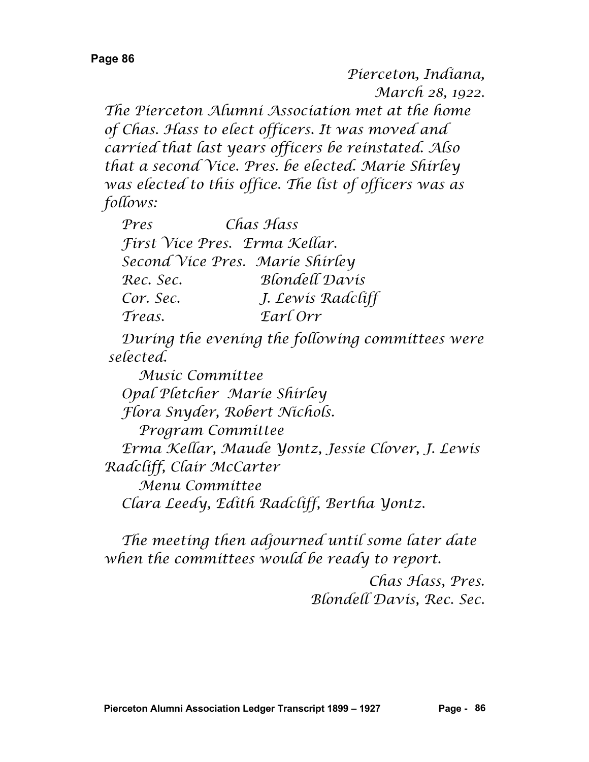Pierceton, Indiana,
March 28, 1922.

The Pierceton Alumni Association met at the home of Chas. Hass to elect officers. It was moved and carried that last years officers be reinstated. Also that a second Vice. Pres. be elected. Marie Shirley was elected to this office. The list of officers was as follows:

| | |
|---|---|
| Pres | Chas Hass |
| First Vice Pres. | Erma Kellar. |
| Second Vice Pres. | Marie Shirley |
| Rec. Sec. | Blondell Davis |
| Cor. Sec. | J. Lewis Radcliff |
| Treas. | Earl Orr |

During the evening the following committees were selected.

Music Committee
Opal Pletcher Marie Shirley
Flora Snyder, Robert Nichols.

Program Committee
Erma Kellar, Maude Yontz, Jessie Clover, J. Lewis Radcliff, Clair McCarter

Menu Committee
Clara Leedy, Edith Radcliff, Bertha Yontz.

The meeting then adjourned until some later date when the committees would be ready to report.

Chas Hass, Pres.
Blondell Davis, Rec. Sec.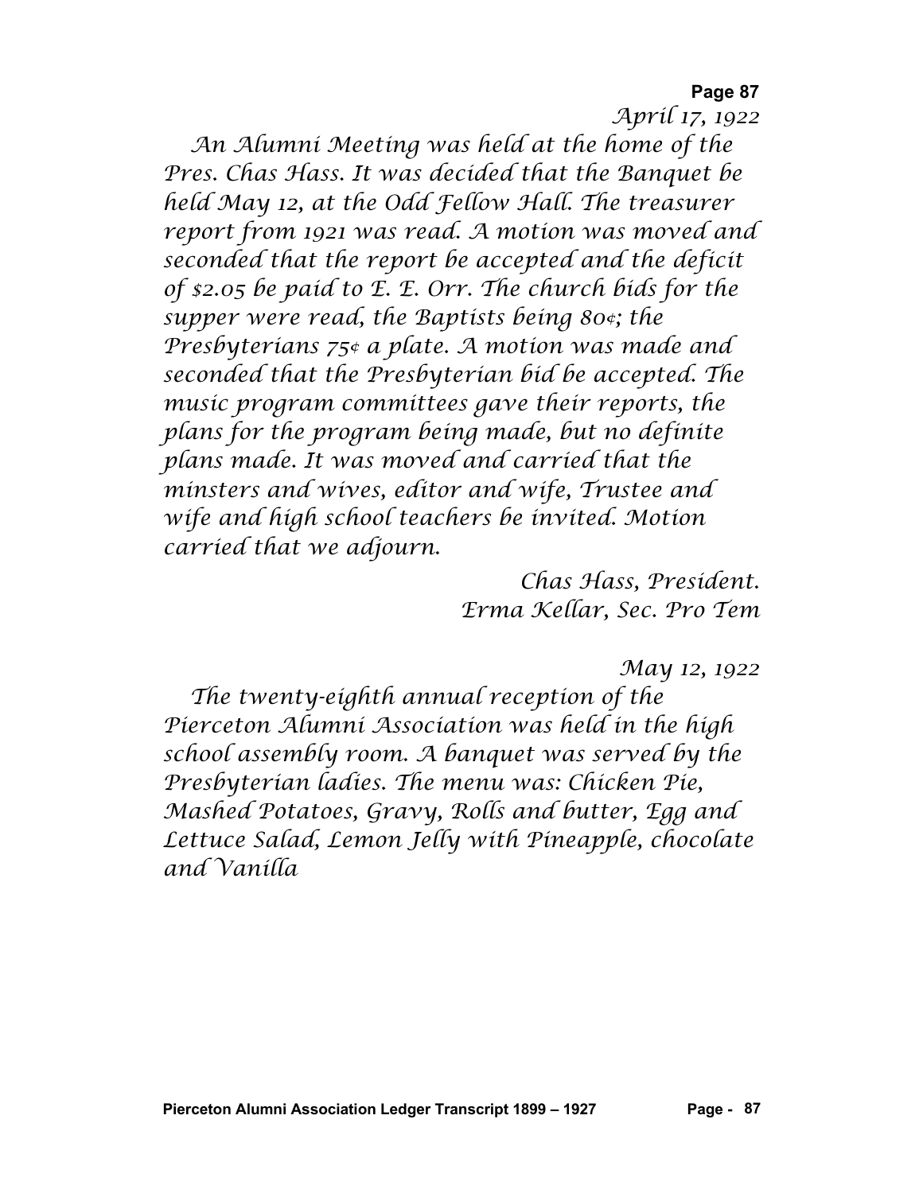*April 17, 1922*

*An Alumni Meeting was held at the home of the Pres. Chas Hass. It was decided that the Banquet be held May 12, at the Odd Fellow Hall. The treasurer report from 1921 was read. A motion was moved and seconded that the report be accepted and the deficit of $2.05 be paid to E. E. Orr. The church bids for the supper were read, the Baptists being 80¢; the Presbyterians 75¢ a plate. A motion was made and seconded that the Presbyterian bid be accepted. The music program committees gave their reports, the plans for the program being made, but no definite plans made. It was moved and carried that the minsters and wives, editor and wife, Trustee and wife and high school teachers be invited. Motion carried that we adjourn.*

*Chas Hass, President.*
*Erma Kellar, Sec. Pro Tem*

*May 12, 1922*

*The twenty-eighth annual reception of the Pierceton Alumni Association was held in the high school assembly room. A banquet was served by the Presbyterian ladies. The menu was: Chicken Pie, Mashed Potatoes, Gravy, Rolls and butter, Egg and Lettuce Salad, Lemon Jelly with Pineapple, chocolate and Vanilla*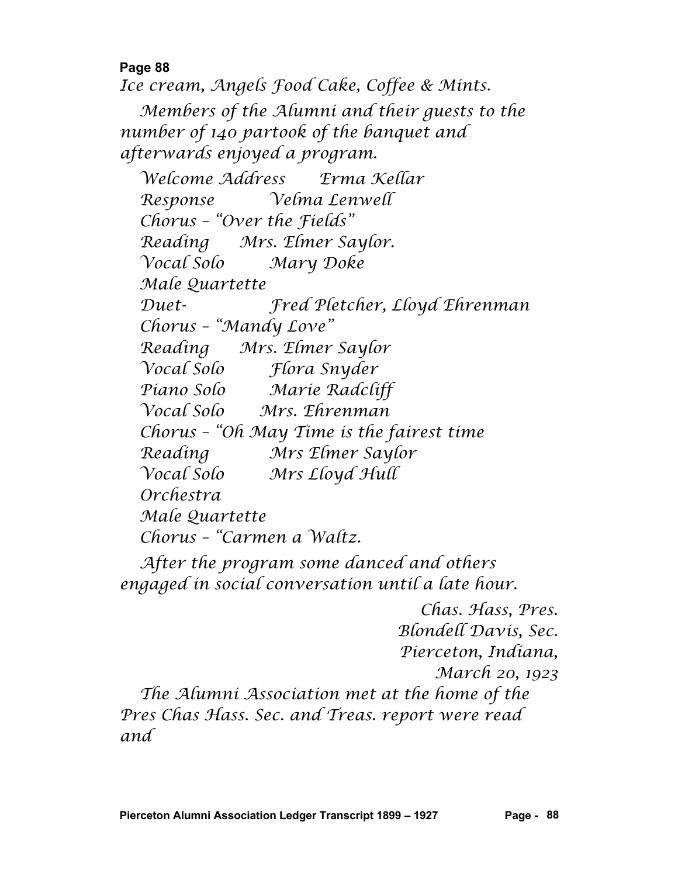Ice cream, Angels Food Cake, Coffee & Mints.

Members of the Alumni and their guests to the number of 140 partook of the banquet and afterwards enjoyed a program.

Welcome Address    Erma Kellar
Response    Velma Lenwell
Chorus – "Over the Fields"
Reading    Mrs. Elmer Saylor.
Vocal Solo    Mary Doke
Male Quartette
Duet-    Fred Pletcher, Lloyd Ehrenman
Chorus – "Mandy Love"
Reading    Mrs. Elmer Saylor
Vocal Solo    Flora Snyder
Piano Solo    Marie Radcliff
Vocal Solo    Mrs. Ehrenman
Chorus – "Oh May Time is the fairest time
Reading    Mrs Elmer Saylor
Vocal Solo    Mrs Lloyd Hull
Orchestra
Male Quartette
Chorus – "Carmen a Waltz.

After the program some danced and others engaged in social conversation until a late hour.

Chas. Hass, Pres.
Blondell Davis, Sec.

Pierceton, Indiana,
March 20, 1923

The Alumni Association met at the home of the Pres Chas Hass. Sec. and Treas. report were read and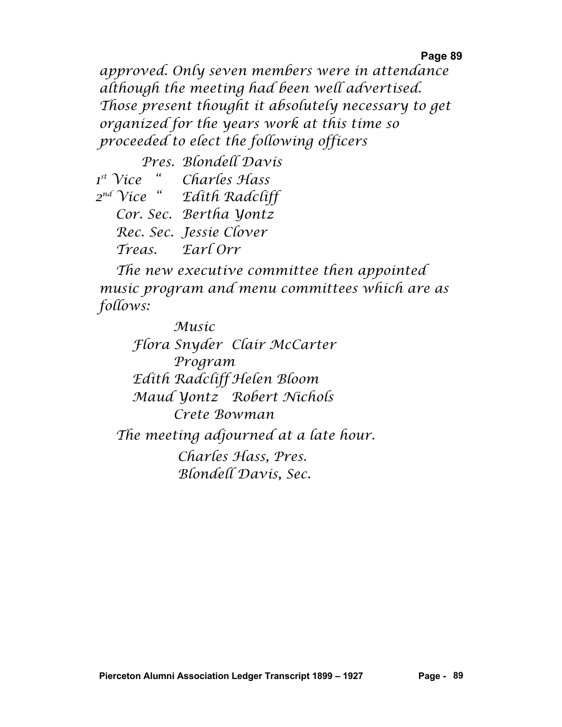approved. Only seven members were in attendance although the meeting had been well advertised. Those present thought it absolutely necessary to get organized for the years work at this time so proceeded to elect the following officers

Pres. Blondell Davis
1st Vice " Charles Hass
2nd Vice " Edith Radcliff
Cor. Sec. Bertha Yontz
Rec. Sec. Jessie Clover
Treas. Earl Orr

The new executive committee then appointed music program and menu committees which are as follows:

Music
Flora Snyder Clair McCarter
Program
Edith Radcliff Helen Bloom
Maud Yontz Robert Nichols
Crete Bowman

The meeting adjourned at a late hour.

Charles Hass, Pres.
Blondell Davis, Sec.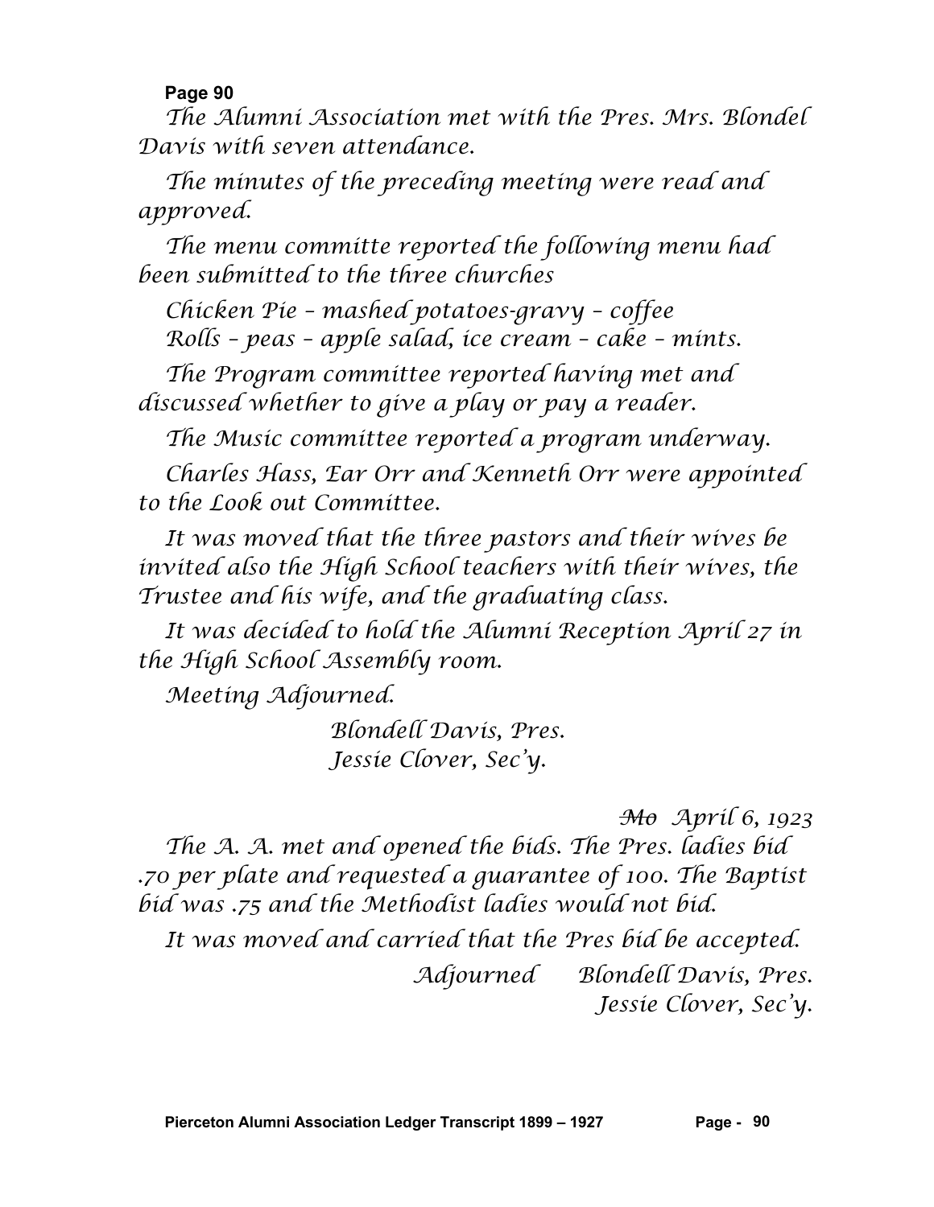**Page 90**

*The Alumni Association met with the Pres. Mrs. Blondel Davis with seven attendance.*

*The minutes of the preceding meeting were read and approved.*

*The menu committe reported the following menu had been submitted to the three churches*

*Chicken Pie – mashed potatoes-gravy – coffee*
*Rolls – peas – apple salad, ice cream – cake – mints.*

*The Program committee reported having met and discussed whether to give a play or pay a reader.*

*The Music committee reported a program underway.*

*Charles Hass, Ear Orr and Kenneth Orr were appointed to the Look out Committee.*

*It was moved that the three pastors and their wives be invited also the High School teachers with their wives, the Trustee and his wife, and the graduating class.*

*It was decided to hold the Alumni Reception April 27 in the High School Assembly room.*

*Meeting Adjourned.*

*Blondell Davis, Pres.*
*Jessie Clover, Sec'y.*

*~~Mo~~ April 6, 1923*

*The A. A. met and opened the bids. The Pres. ladies bid .70 per plate and requested a guarantee of 100. The Baptist bid was .75 and the Methodist ladies would not bid.*

*It was moved and carried that the Pres bid be accepted.*

*Adjourned Blondell Davis, Pres.*
*Jessie Clover, Sec'y.*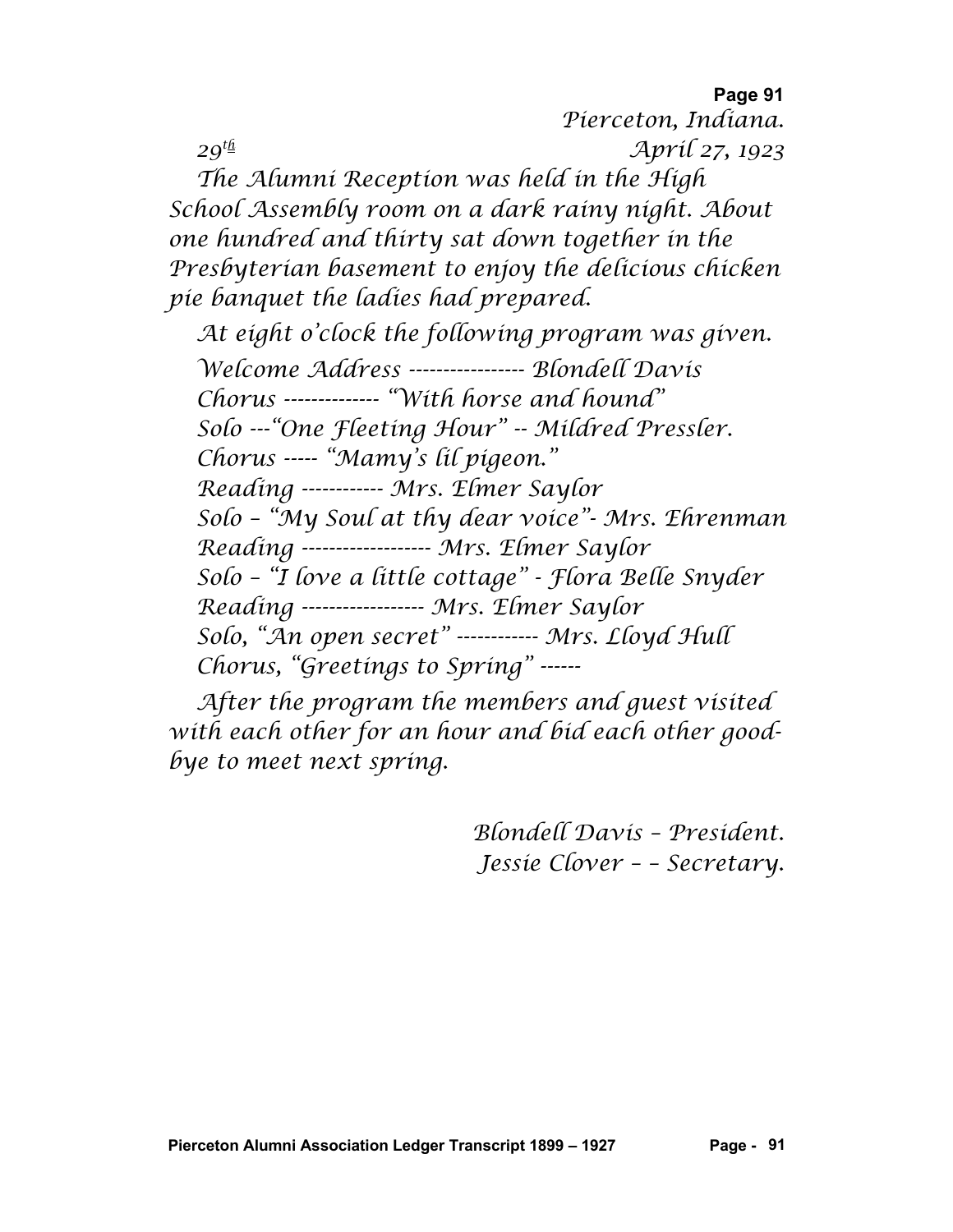Pierceton, Indiana.

29th April 27, 1923

The Alumni Reception was held in the High School Assembly room on a dark rainy night. About one hundred and thirty sat down together in the Presbyterian basement to enjoy the delicious chicken pie banquet the ladies had prepared.

At eight o'clock the following program was given.

Welcome Address ---------------- Blondell Davis
Chorus ------------- "With horse and hound"
Solo ---"One Fleeting Hour" -- Mildred Pressler.
Chorus ----- "Mamy's lil pigeon."
Reading ------------ Mrs. Elmer Saylor
Solo – "My Soul at thy dear voice"- Mrs. Ehrenman
Reading ------------------- Mrs. Elmer Saylor
Solo – "I love a little cottage" - Flora Belle Snyder
Reading ------------------ Mrs. Elmer Saylor
Solo, "An open secret" ----------- Mrs. Lloyd Hull
Chorus, "Greetings to Spring" ------

After the program the members and guest visited with each other for an hour and bid each other good-bye to meet next spring.

Blondell Davis – President.
Jessie Clover – – Secretary.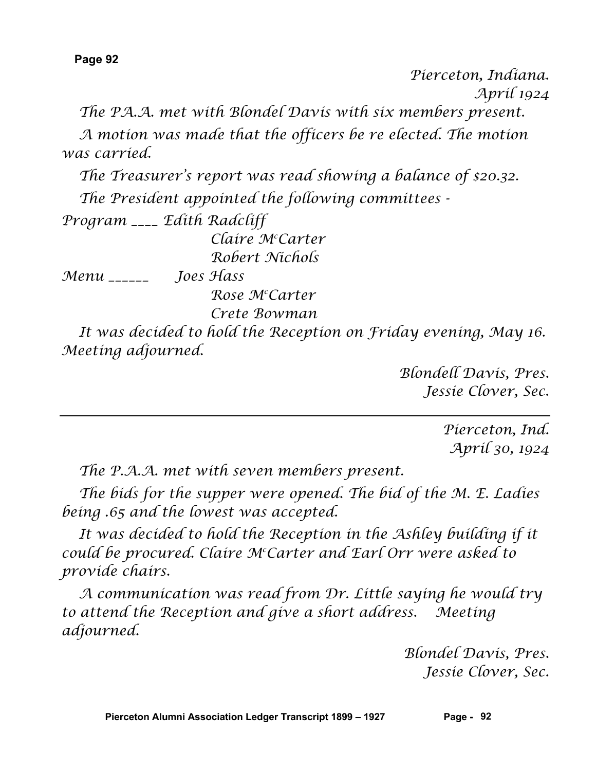*Pierceton, Indiana.*
*April 1924*

*The PA.A. met with Blondel Davis with six members present.*

*A motion was made that the officers be re elected. The motion was carried.*

*The Treasurer's report was read showing a balance of $20.32.*

*The President appointed the following committees -*

*Program ____ Edith Radcliff*
*Claire McCarter*
*Robert Nichols*

*Menu ______ Joes Hass*
*Rose McCarter*
*Crete Bowman*

*It was decided to hold the Reception on Friday evening, May 16. Meeting adjourned.*

*Blondell Davis, Pres.*
*Jessie Clover, Sec.*

---

*Pierceton, Ind.*
*April 30, 1924*

*The P.A.A. met with seven members present.*

*The bids for the supper were opened. The bid of the M. E. Ladies being .65 and the lowest was accepted.*

*It was decided to hold the Reception in the Ashley building if it could be procured. Claire McCarter and Earl Orr were asked to provide chairs.*

*A communication was read from Dr. Little saying he would try to attend the Reception and give a short address. Meeting adjourned.*

*Blondel Davis, Pres.*
*Jessie Clover, Sec.*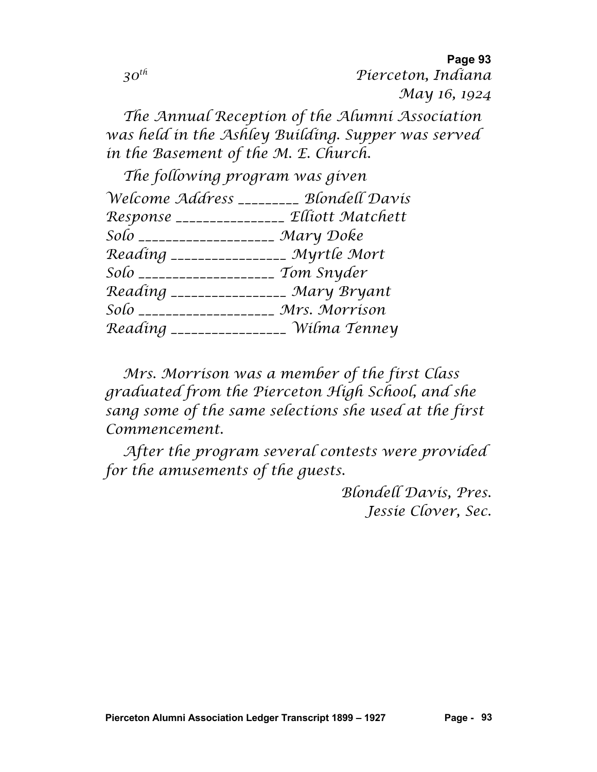*30th* *Pierceton, Indiana*
*May 16, 1924*

*The Annual Reception of the Alumni Association was held in the Ashley Building. Supper was served in the Basement of the M. E. Church.*

*The following program was given*

*Welcome Address ________ Blondell Davis*
*Response _______________ Elliott Matchett*
*Solo ___________________ Mary Doke*
*Reading ________________ Myrtle Mort*
*Solo ___________________ Tom Snyder*
*Reading ________________ Mary Bryant*
*Solo ___________________ Mrs. Morrison*
*Reading ________________ Wilma Tenney*

*Mrs. Morrison was a member of the first Class graduated from the Pierceton High School, and she sang some of the same selections she used at the first Commencement.*

*After the program several contests were provided for the amusements of the guests.*

*Blondell Davis, Pres.*
*Jessie Clover, Sec.*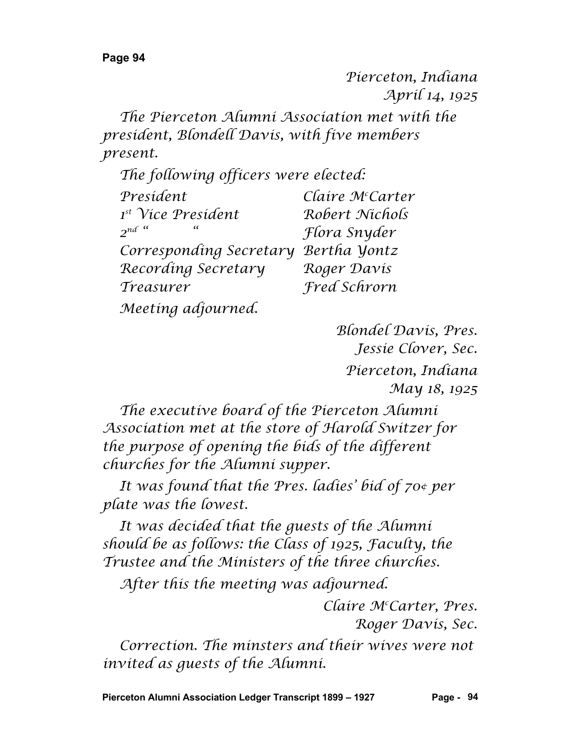Pierceton, Indiana
April 14, 1925

The Pierceton Alumni Association met with the president, Blondell Davis, with five members present.

The following officers were elected:

| | |
|---|---|
| President | Claire McCarter |
| 1st Vice President | Robert Nichols |
| 2nd " " | Flora Snyder |
| Corresponding Secretary | Bertha Yontz |
| Recording Secretary | Roger Davis |
| Treasurer | Fred Schrorn |

Meeting adjourned.

Blondel Davis, Pres.
Jessie Clover, Sec.

Pierceton, Indiana
May 18, 1925

The executive board of the Pierceton Alumni Association met at the store of Harold Switzer for the purpose of opening the bids of the different churches for the Alumni supper.

It was found that the Pres. ladies' bid of 70¢ per plate was the lowest.

It was decided that the guests of the Alumni should be as follows: the Class of 1925, Faculty, the Trustee and the Ministers of the three churches.

After this the meeting was adjourned.

Claire McCarter, Pres.
Roger Davis, Sec.

Correction. The minsters and their wives were not invited as guests of the Alumni.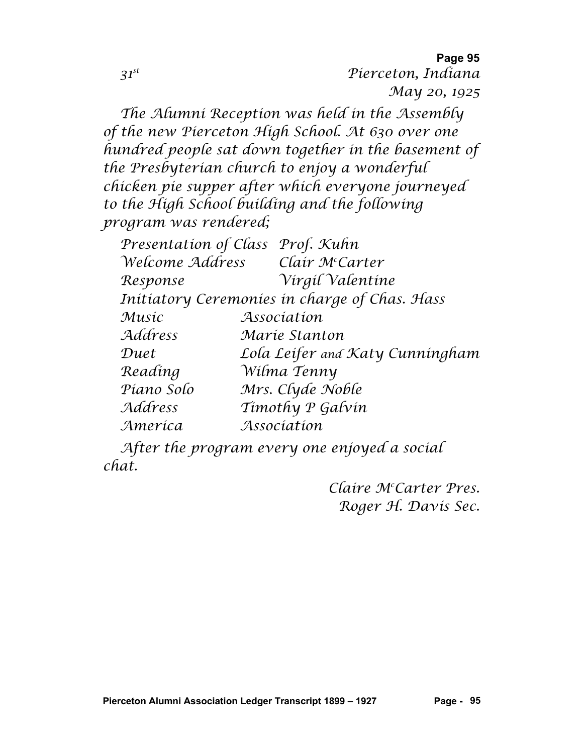*31st* *Pierceton, Indiana*
*May 20, 1925*

*The Alumni Reception was held in the Assembly of the new Pierceton High School. At 630 over one hundred people sat down together in the basement of the Presbyterian church to enjoy a wonderful chicken pie supper after which everyone journeyed to the High School building and the following program was rendered;*

| | |
|---|---|
| *Presentation of Class* | *Prof. Kuhn* |
| *Welcome Address* | *Clair McCarter* |
| *Response* | *Virgil Valentine* |
| *Initiatory Ceremonies in charge of Chas. Hass* | |
| *Music* | *Association* |
| *Address* | *Marie Stanton* |
| *Duet* | *Lola Leifer and Katy Cunningham* |
| *Reading* | *Wilma Tenny* |
| *Piano Solo* | *Mrs. Clyde Noble* |
| *Address* | *Timothy P Galvin* |
| *America* | *Association* |

*After the program every one enjoyed a social chat.*

*Claire McCarter Pres.*
*Roger H. Davis Sec.*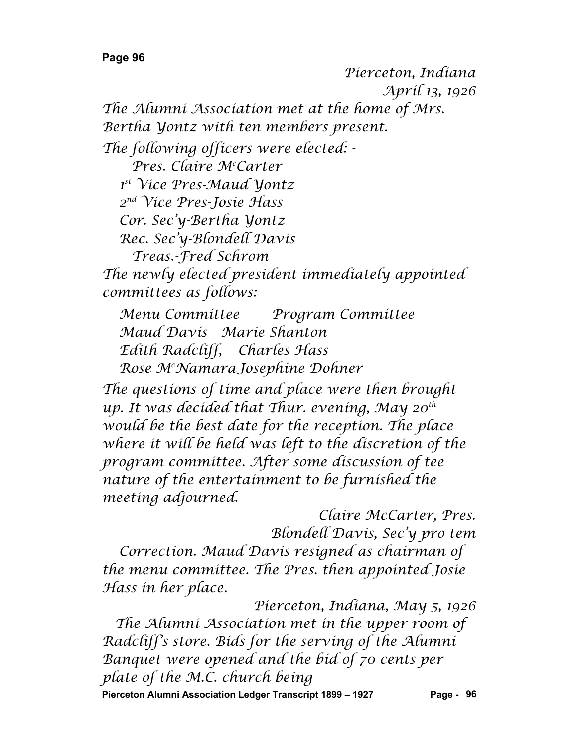Pierceton, Indiana
April 13, 1926

The Alumni Association met at the home of Mrs. Bertha Yontz with ten members present.

The following officers were elected: -

Pres. Claire McCarter
1st Vice Pres-Maud Yontz
2nd Vice Pres-Josie Hass
Cor. Sec'y-Bertha Yontz
Rec. Sec'y-Blondell Davis
Treas.-Fred Schrom

The newly elected president immediately appointed committees as follows:

| Menu Committee | Program Committee |
|---|---|
| Maud Davis | Marie Shanton |
| Edith Radcliff, | Charles Hass |
| Rose McNamara | Josephine Dohner |

The questions of time and place were then brought up. It was decided that Thur. evening, May 20th would be the best date for the reception. The place where it will be held was left to the discretion of the program committee. After some discussion of tee nature of the entertainment to be furnished the meeting adjourned.

Claire McCarter, Pres.
Blondell Davis, Sec'y pro tem

Correction. Maud Davis resigned as chairman of the menu committee. The Pres. then appointed Josie Hass in her place.

Pierceton, Indiana, May 5, 1926

The Alumni Association met in the upper room of Radcliff's store. Bids for the serving of the Alumni Banquet were opened and the bid of 70 cents per plate of the M.C. church being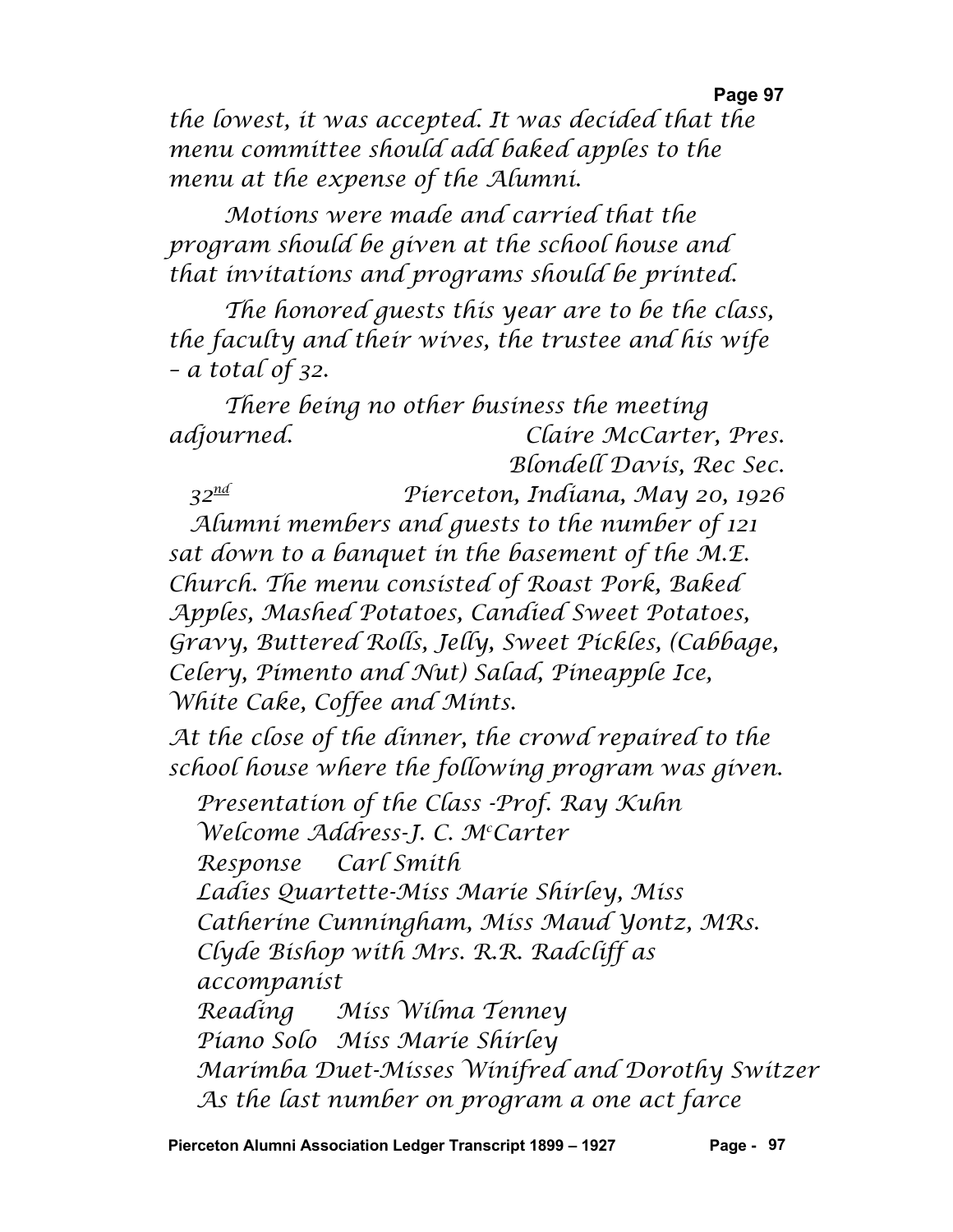the lowest, it was accepted. It was decided that the menu committee should add baked apples to the menu at the expense of the Alumni.

Motions were made and carried that the program should be given at the school house and that invitations and programs should be printed.

The honored guests this year are to be the class, the faculty and their wives, the trustee and his wife – a total of 32.

There being no other business the meeting adjourned. Claire McCarter, Pres.
Blondell Davis, Rec Sec.

32nd Pierceton, Indiana, May 20, 1926

Alumni members and guests to the number of 121 sat down to a banquet in the basement of the M.E. Church. The menu consisted of Roast Pork, Baked Apples, Mashed Potatoes, Candied Sweet Potatoes, Gravy, Buttered Rolls, Jelly, Sweet Pickles, (Cabbage, Celery, Pimento and Nut) Salad, Pineapple Ice, White Cake, Coffee and Mints.

At the close of the dinner, the crowd repaired to the school house where the following program was given.

Presentation of the Class -Prof. Ray Kuhn
Welcome Address-J. C. McCarter
Response Carl Smith
Ladies Quartette-Miss Marie Shirley, Miss Catherine Cunningham, Miss Maud Yontz, MRs. Clyde Bishop with Mrs. R.R. Radcliff as accompanist
Reading Miss Wilma Tenney
Piano Solo Miss Marie Shirley
Marimba Duet-Misses Winifred and Dorothy Switzer
As the last number on program a one act farce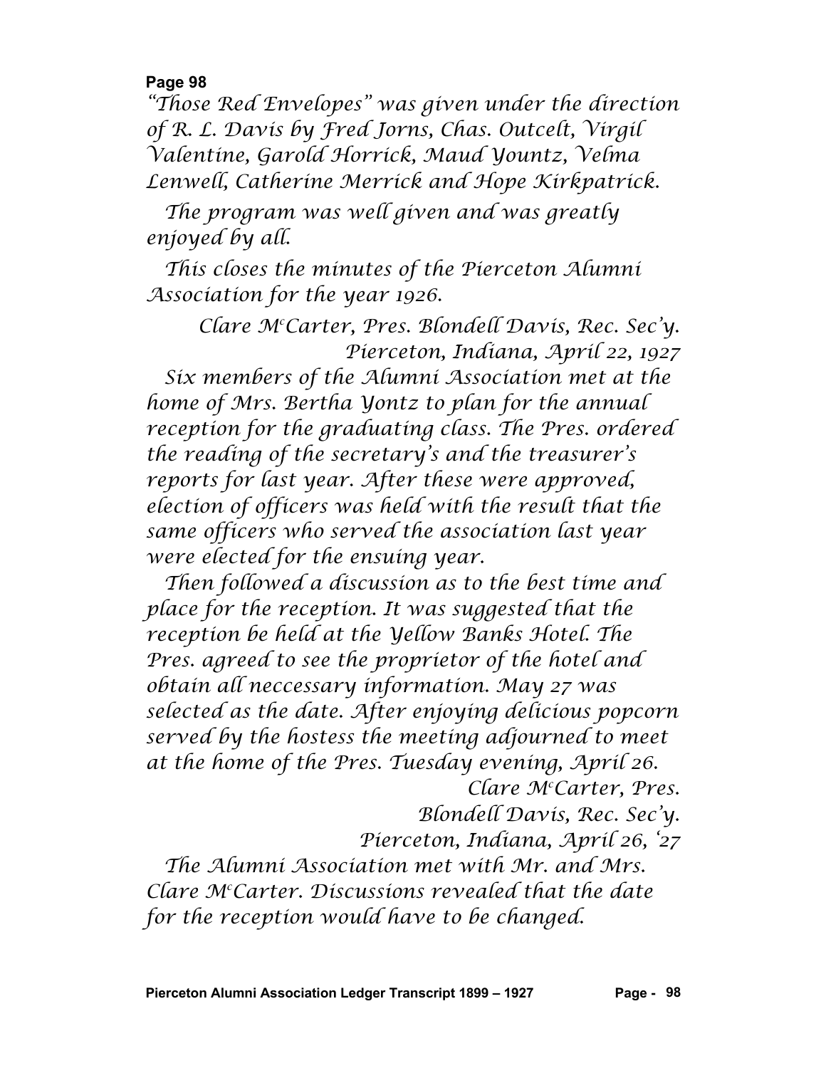"Those Red Envelopes" was given under the direction of R. L. Davis by Fred Jorns, Chas. Outcelt, Virgil Valentine, Garold Horrick, Maud Yountz, Velma Lenwell, Catherine Merrick and Hope Kirkpatrick.

The program was well given and was greatly enjoyed by all.

This closes the minutes of the Pierceton Alumni Association for the year 1926.

Clare McCarter, Pres. Blondell Davis, Rec. Sec'y.

Pierceton, Indiana, April 22, 1927

Six members of the Alumni Association met at the home of Mrs. Bertha Yontz to plan for the annual reception for the graduating class. The Pres. ordered the reading of the secretary's and the treasurer's reports for last year. After these were approved, election of officers was held with the result that the same officers who served the association last year were elected for the ensuing year.

Then followed a discussion as to the best time and place for the reception. It was suggested that the reception be held at the Yellow Banks Hotel. The Pres. agreed to see the proprietor of the hotel and obtain all neccessary information. May 27 was selected as the date. After enjoying delicious popcorn served by the hostess the meeting adjourned to meet at the home of the Pres. Tuesday evening, April 26.

Clare McCarter, Pres.

Blondell Davis, Rec. Sec'y.

Pierceton, Indiana, April 26, '27

The Alumni Association met with Mr. and Mrs. Clare McCarter. Discussions revealed that the date for the reception would have to be changed.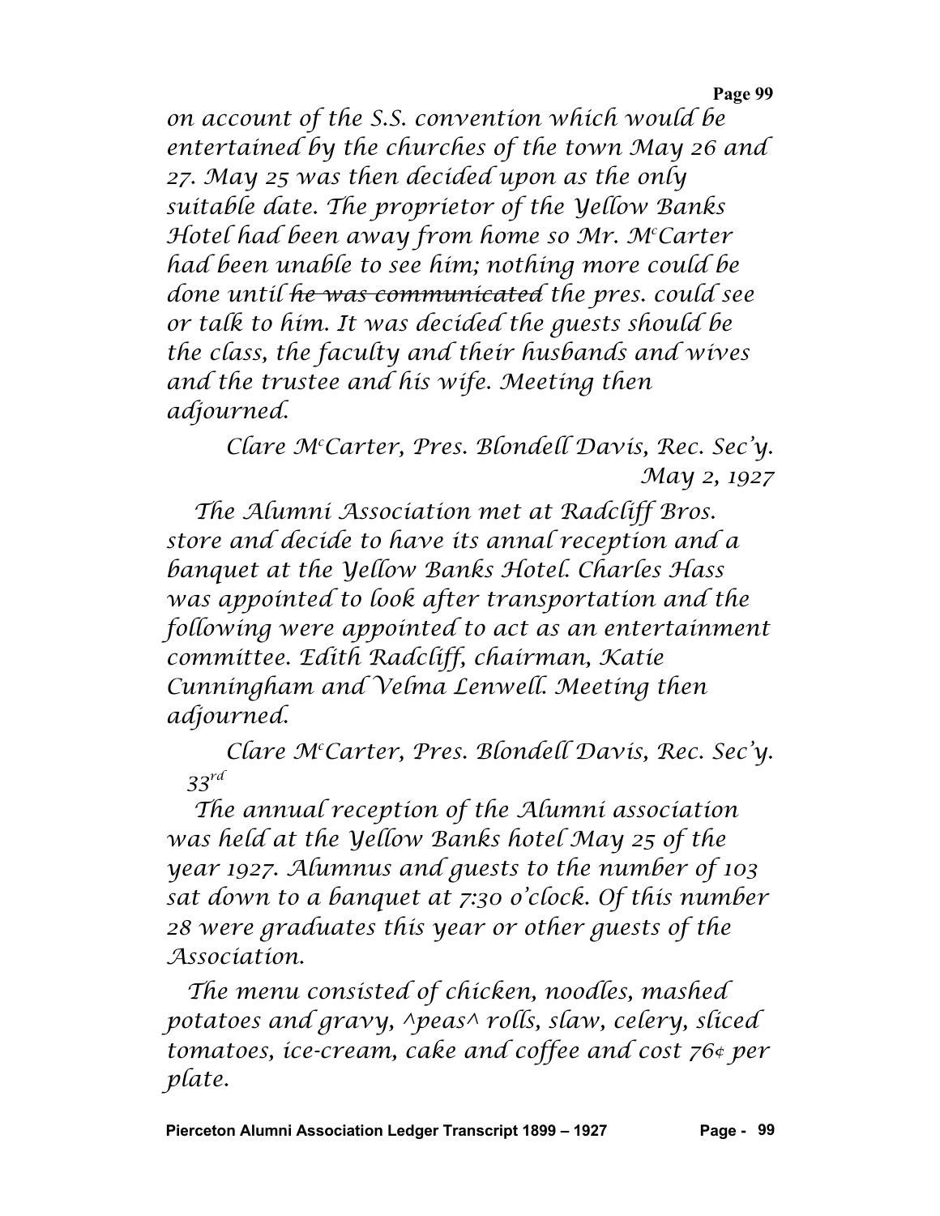*on account of the S.S. convention which would be entertained by the churches of the town May 26 and 27. May 25 was then decided upon as the only suitable date. The proprietor of the Yellow Banks Hotel had been away from home so Mr. McCarter had been unable to see him; nothing more could be done until ~~he was communicated~~ the pres. could see or talk to him. It was decided the guests should be the class, the faculty and their husbands and wives and the trustee and his wife. Meeting then adjourned.*

*Clare McCarter, Pres. Blondell Davis, Rec. Sec'y.*

*May 2, 1927*

*The Alumni Association met at Radcliff Bros. store and decide to have its annal reception and a banquet at the Yellow Banks Hotel. Charles Hass was appointed to look after transportation and the following were appointed to act as an entertainment committee. Edith Radcliff, chairman, Katie Cunningham and Velma Lenwell. Meeting then adjourned.*

*Clare McCarter, Pres. Blondell Davis, Rec. Sec'y.*

*33rd*

*The annual reception of the Alumni association was held at the Yellow Banks hotel May 25 of the year 1927. Alumnus and guests to the number of 103 sat down to a banquet at 7:30 o'clock. Of this number 28 were graduates this year or other guests of the Association.*

*The menu consisted of chicken, noodles, mashed potatoes and gravy, ^peas^ rolls, slaw, celery, sliced tomatoes, ice-cream, cake and coffee and cost 76¢ per plate.*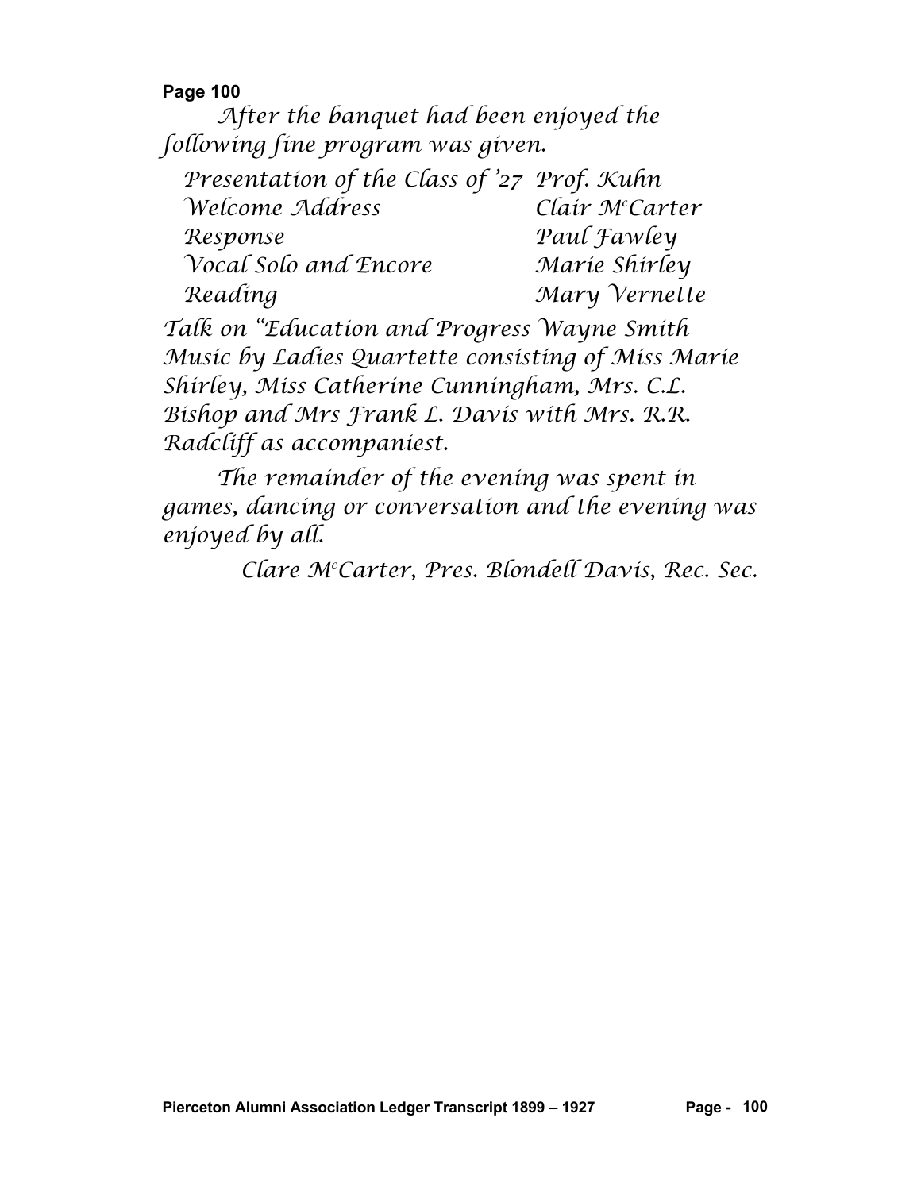**Page 100**

After the banquet had been enjoyed the following fine program was given.

| | |
|---|---|
| Presentation of the Class of '27 | Prof. Kuhn |
| Welcome Address | Clair M^c^Carter |
| Response | Paul Fawley |
| Vocal Solo and Encore | Marie Shirley |
| Reading | Mary Vernette |

Talk on "Education and Progress Wayne Smith
Music by Ladies Quartette consisting of Miss Marie Shirley, Miss Catherine Cunningham, Mrs. C.L. Bishop and Mrs Frank L. Davis with Mrs. R.R. Radcliff as accompaniest.

The remainder of the evening was spent in games, dancing or conversation and the evening was enjoyed by all.

Clare M^c^Carter, Pres. Blondell Davis, Rec. Sec.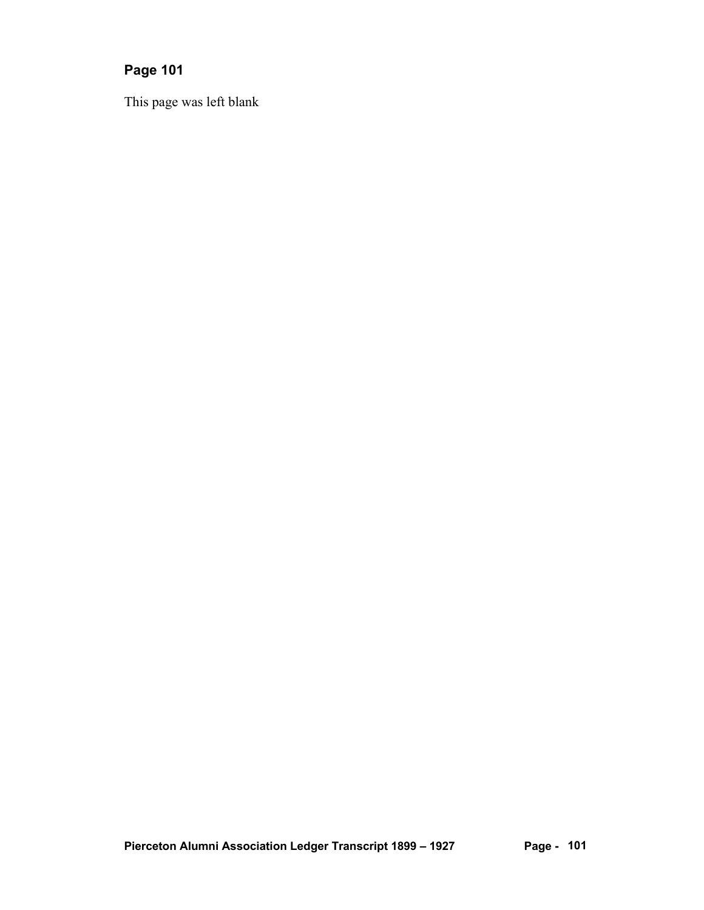**Page 101**

This page was left blank